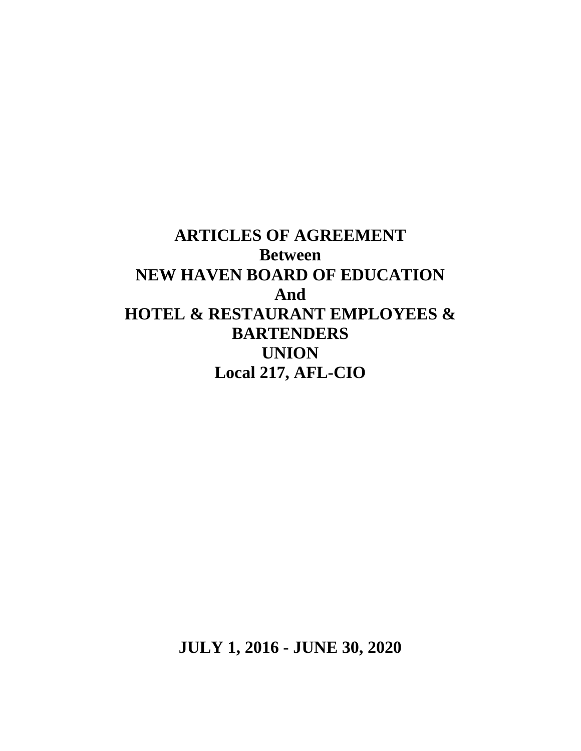# ARTICLES OF AGREEMENT

**Between**

**NEW HAVEN BOARD OF EDUCATION**

**And**

**HOTEL & RESTAURANT EMPLOYEES & BARTENDERS UNION**

**Local 217, AFL-CIO**

**JULY 1, 2016 - JUNE 30, 2020**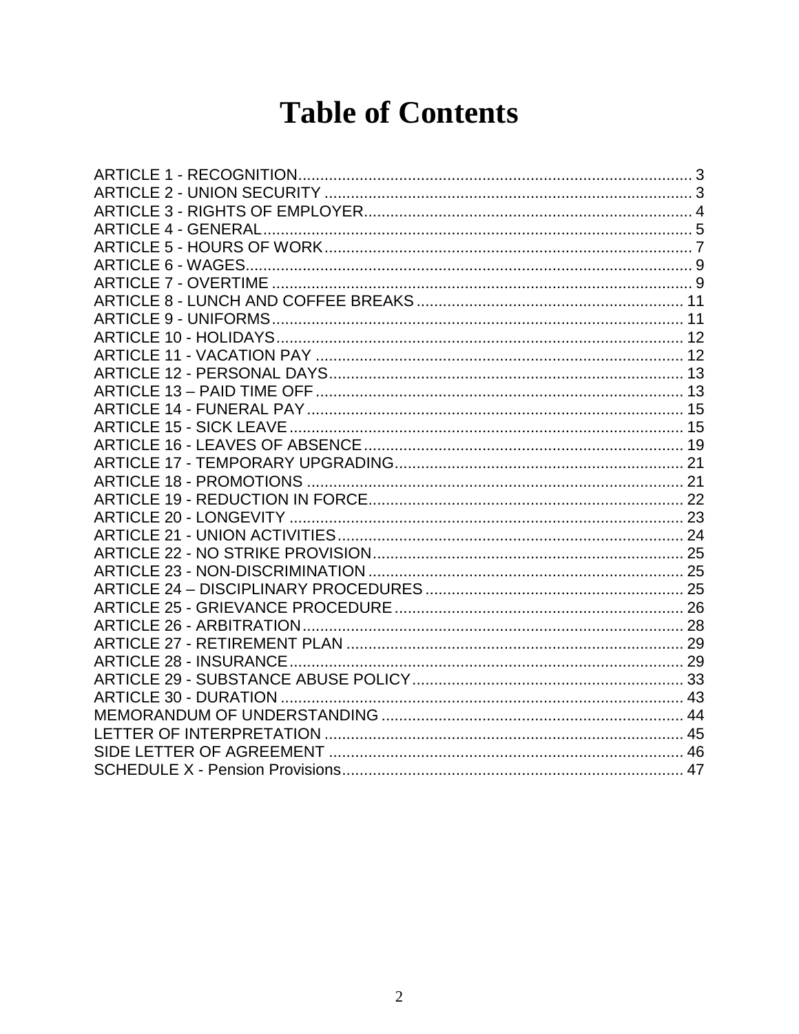# Table of Contents

ARTICLE 1 - RECOGNITION ........................................................................................ 3
ARTICLE 2 - UNION SECURITY ................................................................................ 3
ARTICLE 3 - RIGHTS OF EMPLOYER ........................................................................ 4
ARTICLE 4 - GENERAL ................................................................................................ 5
ARTICLE 5 - HOURS OF WORK ................................................................................ 7
ARTICLE 6 - WAGES .................................................................................................... 9
ARTICLE 7 - OVERTIME .............................................................................................. 9
ARTICLE 8 - LUNCH AND COFFEE BREAKS ......................................................... 11
ARTICLE 9 - UNIFORMS ............................................................................................ 11
ARTICLE 10 - HOLIDAYS ........................................................................................... 12
ARTICLE 11 - VACATION PAY ................................................................................... 12
ARTICLE 12 - PERSONAL DAYS ................................................................................ 13
ARTICLE 13 – PAID TIME OFF ................................................................................... 13
ARTICLE 14 - FUNERAL PAY ..................................................................................... 15
ARTICLE 15 - SICK LEAVE ......................................................................................... 15
ARTICLE 16 - LEAVES OF ABSENCE ....................................................................... 19
ARTICLE 17 - TEMPORARY UPGRADING ................................................................ 21
ARTICLE 18 - PROMOTIONS ..................................................................................... 21
ARTICLE 19 - REDUCTION IN FORCE ...................................................................... 22
ARTICLE 20 - LONGEVITY ......................................................................................... 23
ARTICLE 21 - UNION ACTIVITIES ............................................................................. 24
ARTICLE 22 - NO STRIKE PROVISION ..................................................................... 25
ARTICLE 23 - NON-DISCRIMINATION ....................................................................... 25
ARTICLE 24 – DISCIPLINARY PROCEDURES .......................................................... 25
ARTICLE 25 - GRIEVANCE PROCEDURE ................................................................. 26
ARTICLE 26 - ARBITRATION ..................................................................................... 28
ARTICLE 27 - RETIREMENT PLAN ............................................................................ 29
ARTICLE 28 - INSURANCE ......................................................................................... 29
ARTICLE 29 - SUBSTANCE ABUSE POLICY ............................................................. 33
ARTICLE 30 - DURATION ........................................................................................... 43
MEMORANDUM OF UNDERSTANDING .................................................................... 44
LETTER OF INTERPRETATION ................................................................................. 45
SIDE LETTER OF AGREEMENT ................................................................................ 46
SCHEDULE X - Pension Provisions ............................................................................. 47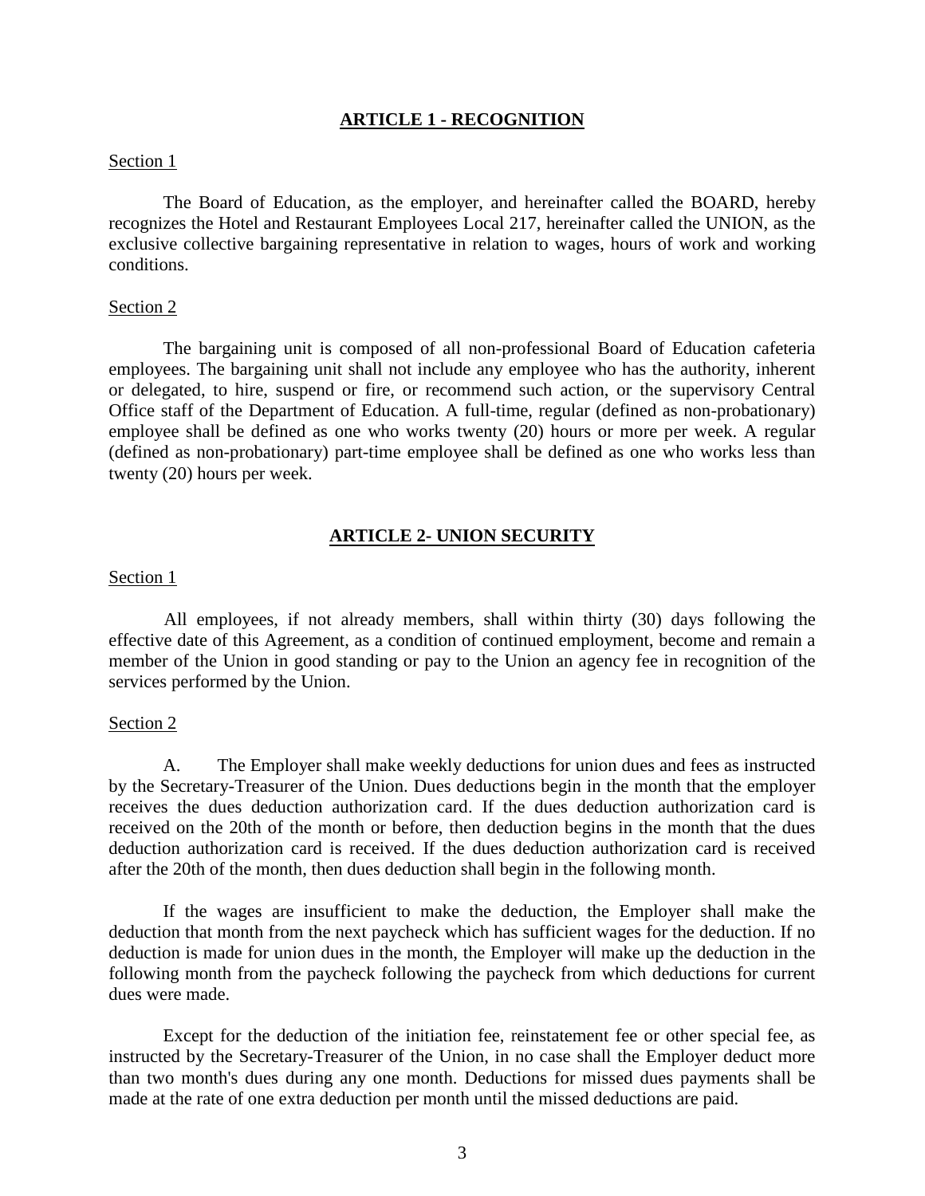## ARTICLE 1 - RECOGNITION

Section 1

The Board of Education, as the employer, and hereinafter called the BOARD, hereby recognizes the Hotel and Restaurant Employees Local 217, hereinafter called the UNION, as the exclusive collective bargaining representative in relation to wages, hours of work and working conditions.

Section 2

The bargaining unit is composed of all non-professional Board of Education cafeteria employees. The bargaining unit shall not include any employee who has the authority, inherent or delegated, to hire, suspend or fire, or recommend such action, or the supervisory Central Office staff of the Department of Education. A full-time, regular (defined as non-probationary) employee shall be defined as one who works twenty (20) hours or more per week. A regular (defined as non-probationary) part-time employee shall be defined as one who works less than twenty (20) hours per week.

## ARTICLE 2- UNION SECURITY

Section 1

All employees, if not already members, shall within thirty (30) days following the effective date of this Agreement, as a condition of continued employment, become and remain a member of the Union in good standing or pay to the Union an agency fee in recognition of the services performed by the Union.

Section 2

A. The Employer shall make weekly deductions for union dues and fees as instructed by the Secretary-Treasurer of the Union. Dues deductions begin in the month that the employer receives the dues deduction authorization card. If the dues deduction authorization card is received on the 20th of the month or before, then deduction begins in the month that the dues deduction authorization card is received. If the dues deduction authorization card is received after the 20th of the month, then dues deduction shall begin in the following month.

If the wages are insufficient to make the deduction, the Employer shall make the deduction that month from the next paycheck which has sufficient wages for the deduction. If no deduction is made for union dues in the month, the Employer will make up the deduction in the following month from the paycheck following the paycheck from which deductions for current dues were made.

Except for the deduction of the initiation fee, reinstatement fee or other special fee, as instructed by the Secretary-Treasurer of the Union, in no case shall the Employer deduct more than two month's dues during any one month. Deductions for missed dues payments shall be made at the rate of one extra deduction per month until the missed deductions are paid.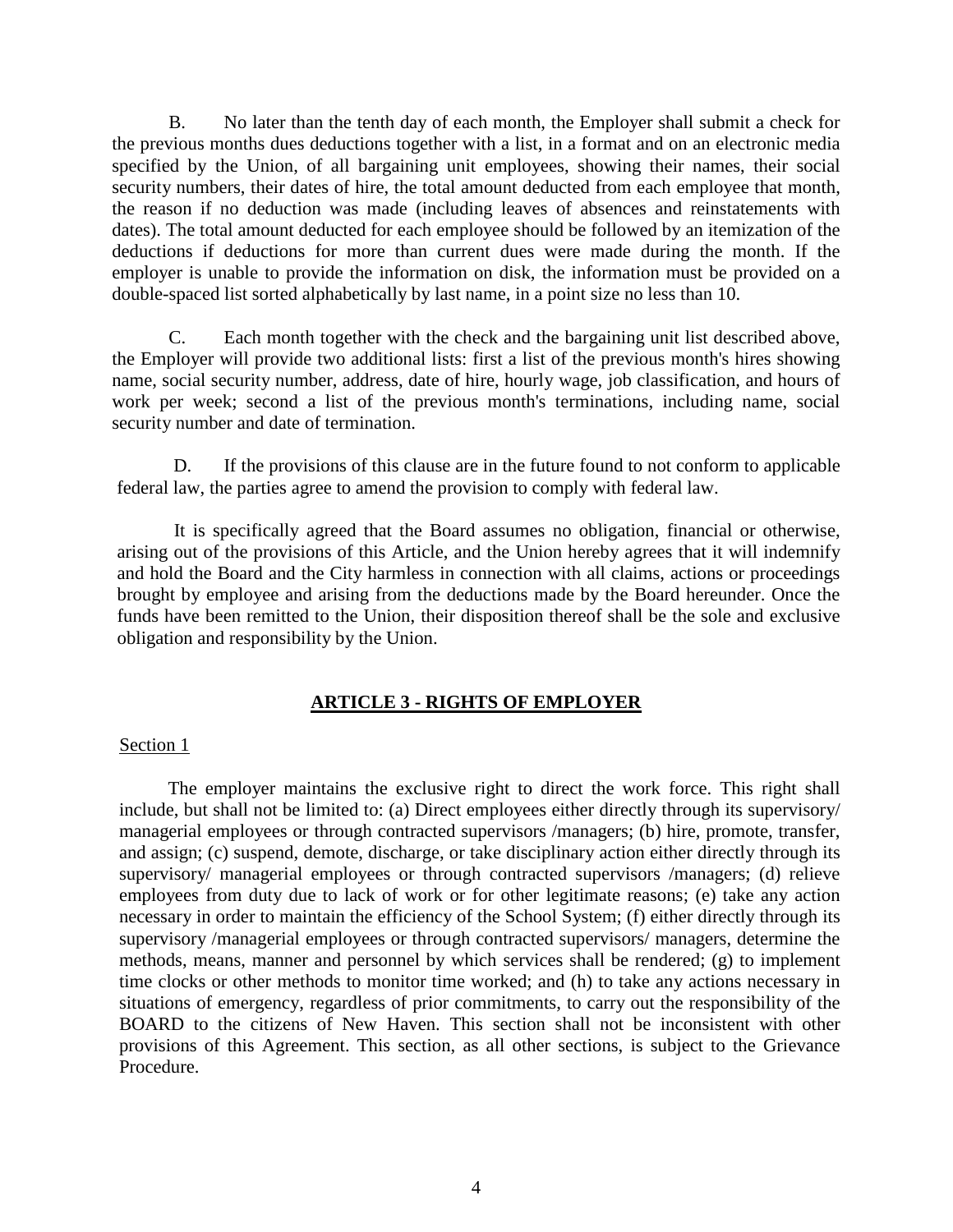B. No later than the tenth day of each month, the Employer shall submit a check for the previous months dues deductions together with a list, in a format and on an electronic media specified by the Union, of all bargaining unit employees, showing their names, their social security numbers, their dates of hire, the total amount deducted from each employee that month, the reason if no deduction was made (including leaves of absences and reinstatements with dates). The total amount deducted for each employee should be followed by an itemization of the deductions if deductions for more than current dues were made during the month. If the employer is unable to provide the information on disk, the information must be provided on a double-spaced list sorted alphabetically by last name, in a point size no less than 10.

C. Each month together with the check and the bargaining unit list described above, the Employer will provide two additional lists: first a list of the previous month's hires showing name, social security number, address, date of hire, hourly wage, job classification, and hours of work per week; second a list of the previous month's terminations, including name, social security number and date of termination.

D. If the provisions of this clause are in the future found to not conform to applicable federal law, the parties agree to amend the provision to comply with federal law.

It is specifically agreed that the Board assumes no obligation, financial or otherwise, arising out of the provisions of this Article, and the Union hereby agrees that it will indemnify and hold the Board and the City harmless in connection with all claims, actions or proceedings brought by employee and arising from the deductions made by the Board hereunder. Once the funds have been remitted to the Union, their disposition thereof shall be the sole and exclusive obligation and responsibility by the Union.

## ARTICLE 3 - RIGHTS OF EMPLOYER

Section 1

The employer maintains the exclusive right to direct the work force. This right shall include, but shall not be limited to: (a) Direct employees either directly through its supervisory/ managerial employees or through contracted supervisors /managers; (b) hire, promote, transfer, and assign; (c) suspend, demote, discharge, or take disciplinary action either directly through its supervisory/ managerial employees or through contracted supervisors /managers; (d) relieve employees from duty due to lack of work or for other legitimate reasons; (e) take any action necessary in order to maintain the efficiency of the School System; (f) either directly through its supervisory /managerial employees or through contracted supervisors/ managers, determine the methods, means, manner and personnel by which services shall be rendered; (g) to implement time clocks or other methods to monitor time worked; and (h) to take any actions necessary in situations of emergency, regardless of prior commitments, to carry out the responsibility of the BOARD to the citizens of New Haven. This section shall not be inconsistent with other provisions of this Agreement. This section, as all other sections, is subject to the Grievance Procedure.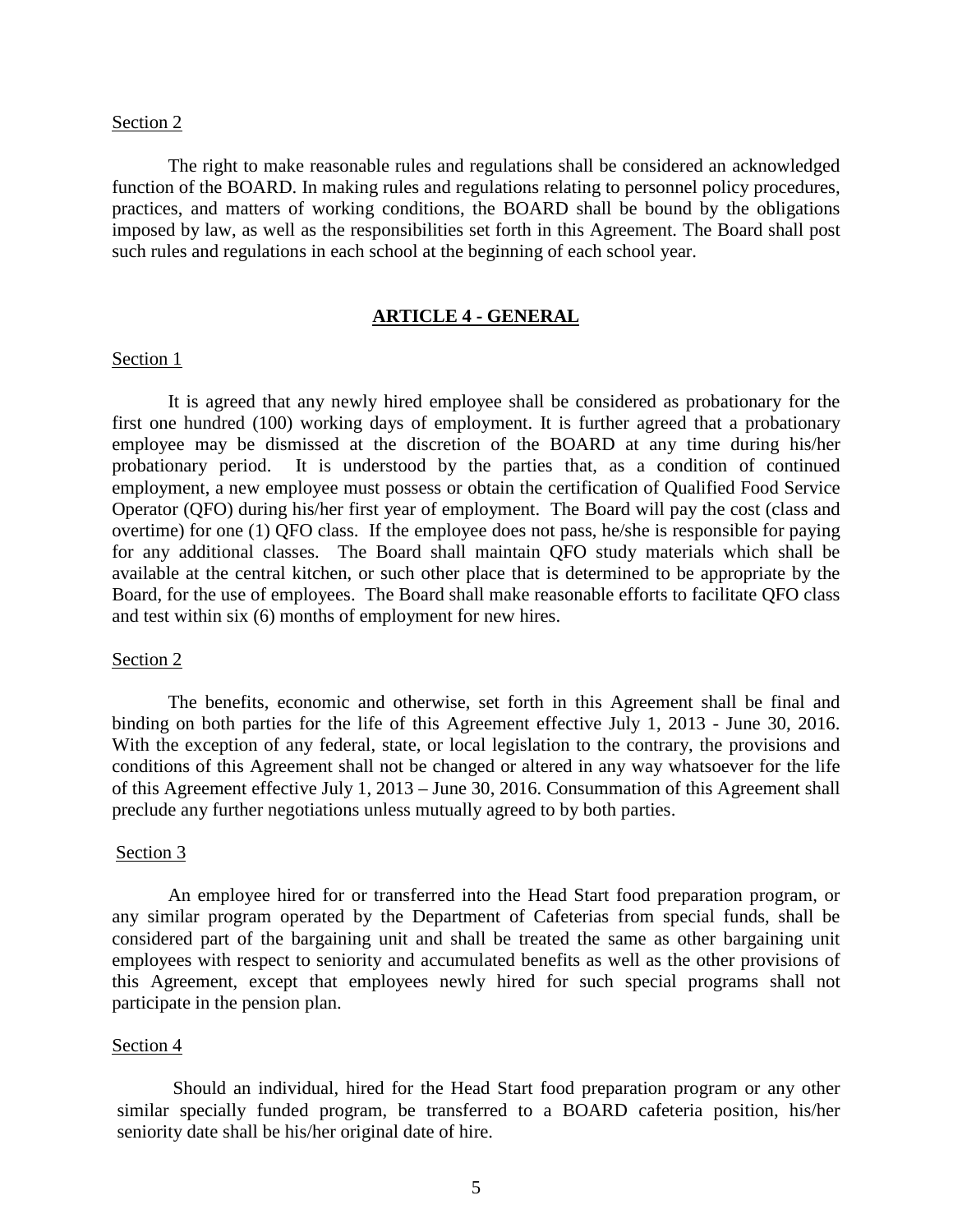Section 2

The right to make reasonable rules and regulations shall be considered an acknowledged function of the BOARD. In making rules and regulations relating to personnel policy procedures, practices, and matters of working conditions, the BOARD shall be bound by the obligations imposed by law, as well as the responsibilities set forth in this Agreement. The Board shall post such rules and regulations in each school at the beginning of each school year.

## ARTICLE 4 - GENERAL

Section 1

It is agreed that any newly hired employee shall be considered as probationary for the first one hundred (100) working days of employment. It is further agreed that a probationary employee may be dismissed at the discretion of the BOARD at any time during his/her probationary period. It is understood by the parties that, as a condition of continued employment, a new employee must possess or obtain the certification of Qualified Food Service Operator (QFO) during his/her first year of employment. The Board will pay the cost (class and overtime) for one (1) QFO class. If the employee does not pass, he/she is responsible for paying for any additional classes. The Board shall maintain QFO study materials which shall be available at the central kitchen, or such other place that is determined to be appropriate by the Board, for the use of employees. The Board shall make reasonable efforts to facilitate QFO class and test within six (6) months of employment for new hires.

Section 2

The benefits, economic and otherwise, set forth in this Agreement shall be final and binding on both parties for the life of this Agreement effective July 1, 2013 - June 30, 2016. With the exception of any federal, state, or local legislation to the contrary, the provisions and conditions of this Agreement shall not be changed or altered in any way whatsoever for the life of this Agreement effective July 1, 2013 – June 30, 2016. Consummation of this Agreement shall preclude any further negotiations unless mutually agreed to by both parties.

Section 3

An employee hired for or transferred into the Head Start food preparation program, or any similar program operated by the Department of Cafeterias from special funds, shall be considered part of the bargaining unit and shall be treated the same as other bargaining unit employees with respect to seniority and accumulated benefits as well as the other provisions of this Agreement, except that employees newly hired for such special programs shall not participate in the pension plan.

Section 4

Should an individual, hired for the Head Start food preparation program or any other similar specially funded program, be transferred to a BOARD cafeteria position, his/her seniority date shall be his/her original date of hire.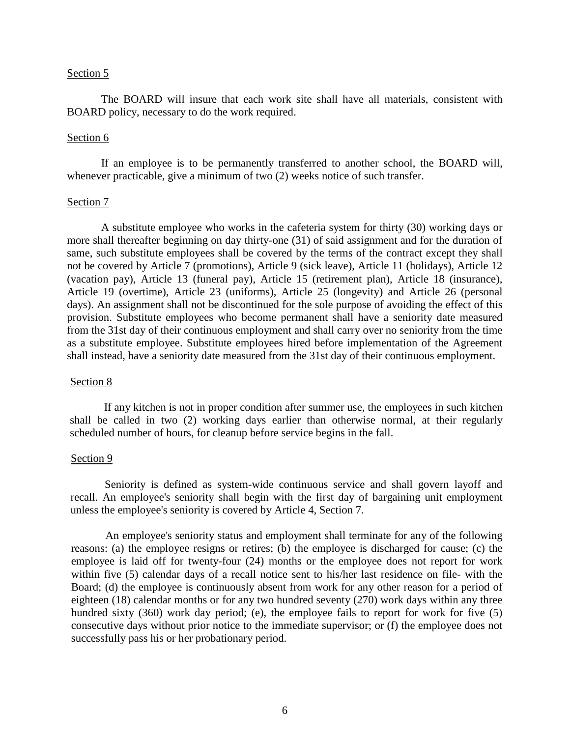Section 5

The BOARD will insure that each work site shall have all materials, consistent with BOARD policy, necessary to do the work required.

Section 6

If an employee is to be permanently transferred to another school, the BOARD will, whenever practicable, give a minimum of two (2) weeks notice of such transfer.

Section 7

A substitute employee who works in the cafeteria system for thirty (30) working days or more shall thereafter beginning on day thirty-one (31) of said assignment and for the duration of same, such substitute employees shall be covered by the terms of the contract except they shall not be covered by Article 7 (promotions), Article 9 (sick leave), Article 11 (holidays), Article 12 (vacation pay), Article 13 (funeral pay), Article 15 (retirement plan), Article 18 (insurance), Article 19 (overtime), Article 23 (uniforms), Article 25 (longevity) and Article 26 (personal days). An assignment shall not be discontinued for the sole purpose of avoiding the effect of this provision. Substitute employees who become permanent shall have a seniority date measured from the 31st day of their continuous employment and shall carry over no seniority from the time as a substitute employee. Substitute employees hired before implementation of the Agreement shall instead, have a seniority date measured from the 31st day of their continuous employment.

Section 8

If any kitchen is not in proper condition after summer use, the employees in such kitchen shall be called in two (2) working days earlier than otherwise normal, at their regularly scheduled number of hours, for cleanup before service begins in the fall.

Section 9

Seniority is defined as system-wide continuous service and shall govern layoff and recall. An employee's seniority shall begin with the first day of bargaining unit employment unless the employee's seniority is covered by Article 4, Section 7.

An employee's seniority status and employment shall terminate for any of the following reasons: (a) the employee resigns or retires; (b) the employee is discharged for cause; (c) the employee is laid off for twenty-four (24) months or the employee does not report for work within five (5) calendar days of a recall notice sent to his/her last residence on file- with the Board; (d) the employee is continuously absent from work for any other reason for a period of eighteen (18) calendar months or for any two hundred seventy (270) work days within any three hundred sixty (360) work day period; (e), the employee fails to report for work for five (5) consecutive days without prior notice to the immediate supervisor; or (f) the employee does not successfully pass his or her probationary period.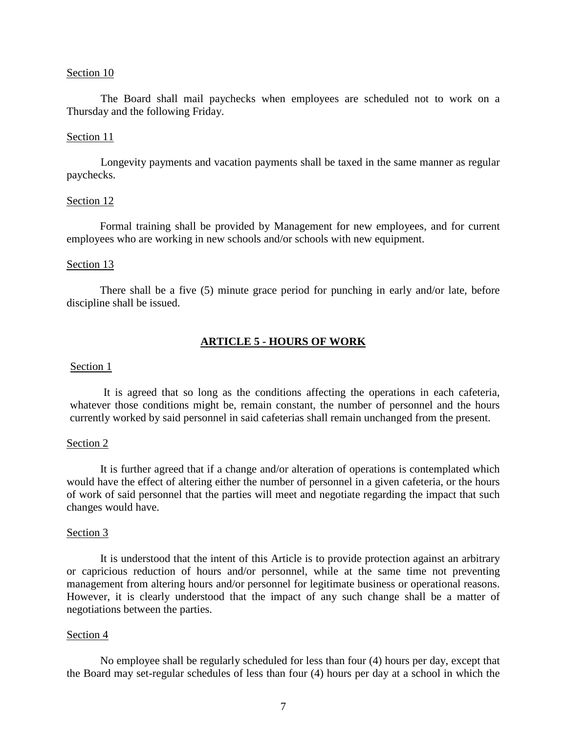Section 10

The Board shall mail paychecks when employees are scheduled not to work on a Thursday and the following Friday.

Section 11

Longevity payments and vacation payments shall be taxed in the same manner as regular paychecks.

Section 12

Formal training shall be provided by Management for new employees, and for current employees who are working in new schools and/or schools with new equipment.

Section 13

There shall be a five (5) minute grace period for punching in early and/or late, before discipline shall be issued.

## ARTICLE 5 - HOURS OF WORK

Section 1

It is agreed that so long as the conditions affecting the operations in each cafeteria, whatever those conditions might be, remain constant, the number of personnel and the hours currently worked by said personnel in said cafeterias shall remain unchanged from the present.

Section 2

It is further agreed that if a change and/or alteration of operations is contemplated which would have the effect of altering either the number of personnel in a given cafeteria, or the hours of work of said personnel that the parties will meet and negotiate regarding the impact that such changes would have.

Section 3

It is understood that the intent of this Article is to provide protection against an arbitrary or capricious reduction of hours and/or personnel, while at the same time not preventing management from altering hours and/or personnel for legitimate business or operational reasons. However, it is clearly understood that the impact of any such change shall be a matter of negotiations between the parties.

Section 4

No employee shall be regularly scheduled for less than four (4) hours per day, except that the Board may set-regular schedules of less than four (4) hours per day at a school in which the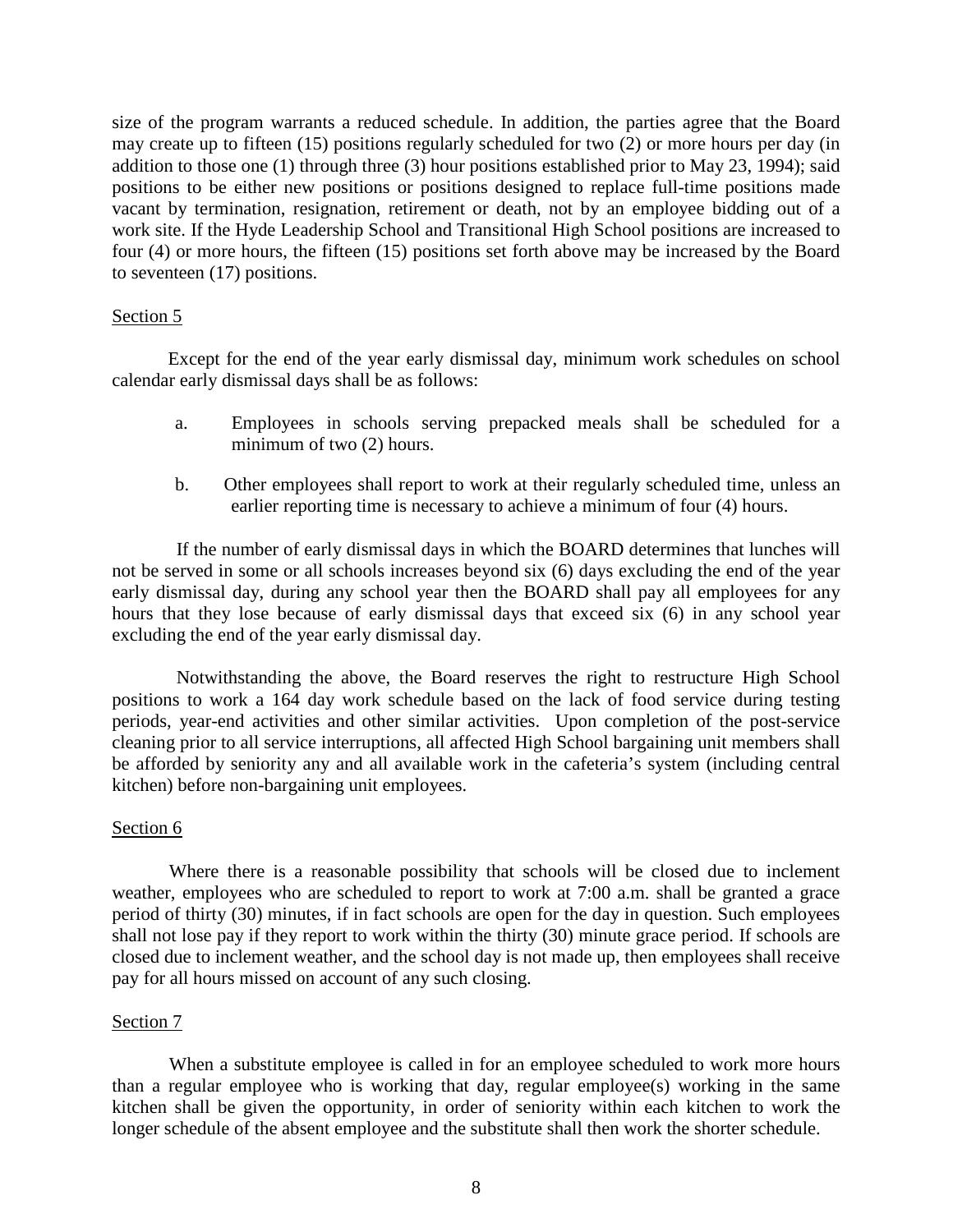size of the program warrants a reduced schedule. In addition, the parties agree that the Board may create up to fifteen (15) positions regularly scheduled for two (2) or more hours per day (in addition to those one (1) through three (3) hour positions established prior to May 23, 1994); said positions to be either new positions or positions designed to replace full-time positions made vacant by termination, resignation, retirement or death, not by an employee bidding out of a work site. If the Hyde Leadership School and Transitional High School positions are increased to four (4) or more hours, the fifteen (15) positions set forth above may be increased by the Board to seventeen (17) positions.

Section 5

Except for the end of the year early dismissal day, minimum work schedules on school calendar early dismissal days shall be as follows:

a. Employees in schools serving prepacked meals shall be scheduled for a minimum of two (2) hours.

b. Other employees shall report to work at their regularly scheduled time, unless an earlier reporting time is necessary to achieve a minimum of four (4) hours.

If the number of early dismissal days in which the BOARD determines that lunches will not be served in some or all schools increases beyond six (6) days excluding the end of the year early dismissal day, during any school year then the BOARD shall pay all employees for any hours that they lose because of early dismissal days that exceed six (6) in any school year excluding the end of the year early dismissal day.

Notwithstanding the above, the Board reserves the right to restructure High School positions to work a 164 day work schedule based on the lack of food service during testing periods, year-end activities and other similar activities. Upon completion of the post-service cleaning prior to all service interruptions, all affected High School bargaining unit members shall be afforded by seniority any and all available work in the cafeteria's system (including central kitchen) before non-bargaining unit employees.

Section 6

Where there is a reasonable possibility that schools will be closed due to inclement weather, employees who are scheduled to report to work at 7:00 a.m. shall be granted a grace period of thirty (30) minutes, if in fact schools are open for the day in question. Such employees shall not lose pay if they report to work within the thirty (30) minute grace period. If schools are closed due to inclement weather, and the school day is not made up, then employees shall receive pay for all hours missed on account of any such closing.

Section 7

When a substitute employee is called in for an employee scheduled to work more hours than a regular employee who is working that day, regular employee(s) working in the same kitchen shall be given the opportunity, in order of seniority within each kitchen to work the longer schedule of the absent employee and the substitute shall then work the shorter schedule.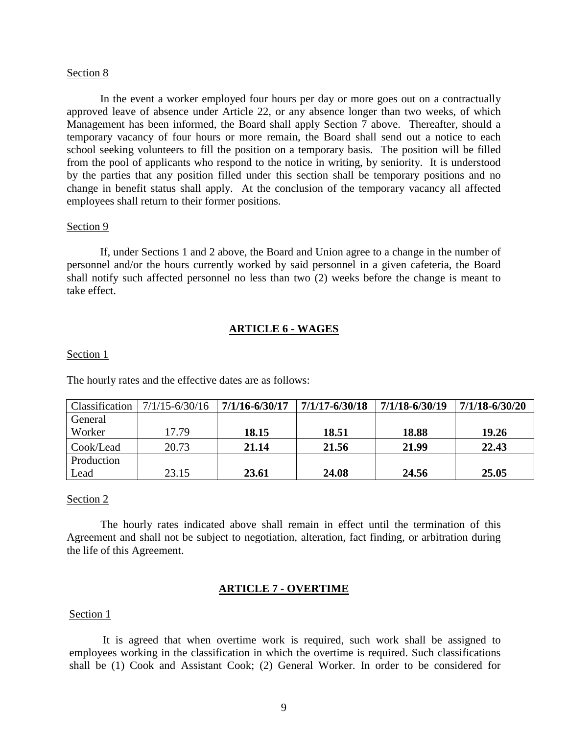Section 8

In the event a worker employed four hours per day or more goes out on a contractually approved leave of absence under Article 22, or any absence longer than two weeks, of which Management has been informed, the Board shall apply Section 7 above. Thereafter, should a temporary vacancy of four hours or more remain, the Board shall send out a notice to each school seeking volunteers to fill the position on a temporary basis. The position will be filled from the pool of applicants who respond to the notice in writing, by seniority. It is understood by the parties that any position filled under this section shall be temporary positions and no change in benefit status shall apply. At the conclusion of the temporary vacancy all affected employees shall return to their former positions.

Section 9

If, under Sections 1 and 2 above, the Board and Union agree to a change in the number of personnel and/or the hours currently worked by said personnel in a given cafeteria, the Board shall notify such affected personnel no less than two (2) weeks before the change is meant to take effect.

## ARTICLE 6 - WAGES

Section 1

The hourly rates and the effective dates are as follows:

| Classification | 7/1/15-6/30/16 | **7/1/16-6/30/17** | **7/1/17-6/30/18** | **7/1/18-6/30/19** | **7/1/18-6/30/20** |
|---|---|---|---|---|---|
| General Worker | 17.79 | **18.15** | **18.51** | **18.88** | **19.26** |
| Cook/Lead | 20.73 | **21.14** | **21.56** | **21.99** | **22.43** |
| Production Lead | 23.15 | **23.61** | **24.08** | **24.56** | **25.05** |

Section 2

The hourly rates indicated above shall remain in effect until the termination of this Agreement and shall not be subject to negotiation, alteration, fact finding, or arbitration during the life of this Agreement.

## ARTICLE 7 - OVERTIME

Section 1

It is agreed that when overtime work is required, such work shall be assigned to employees working in the classification in which the overtime is required. Such classifications shall be (1) Cook and Assistant Cook; (2) General Worker. In order to be considered for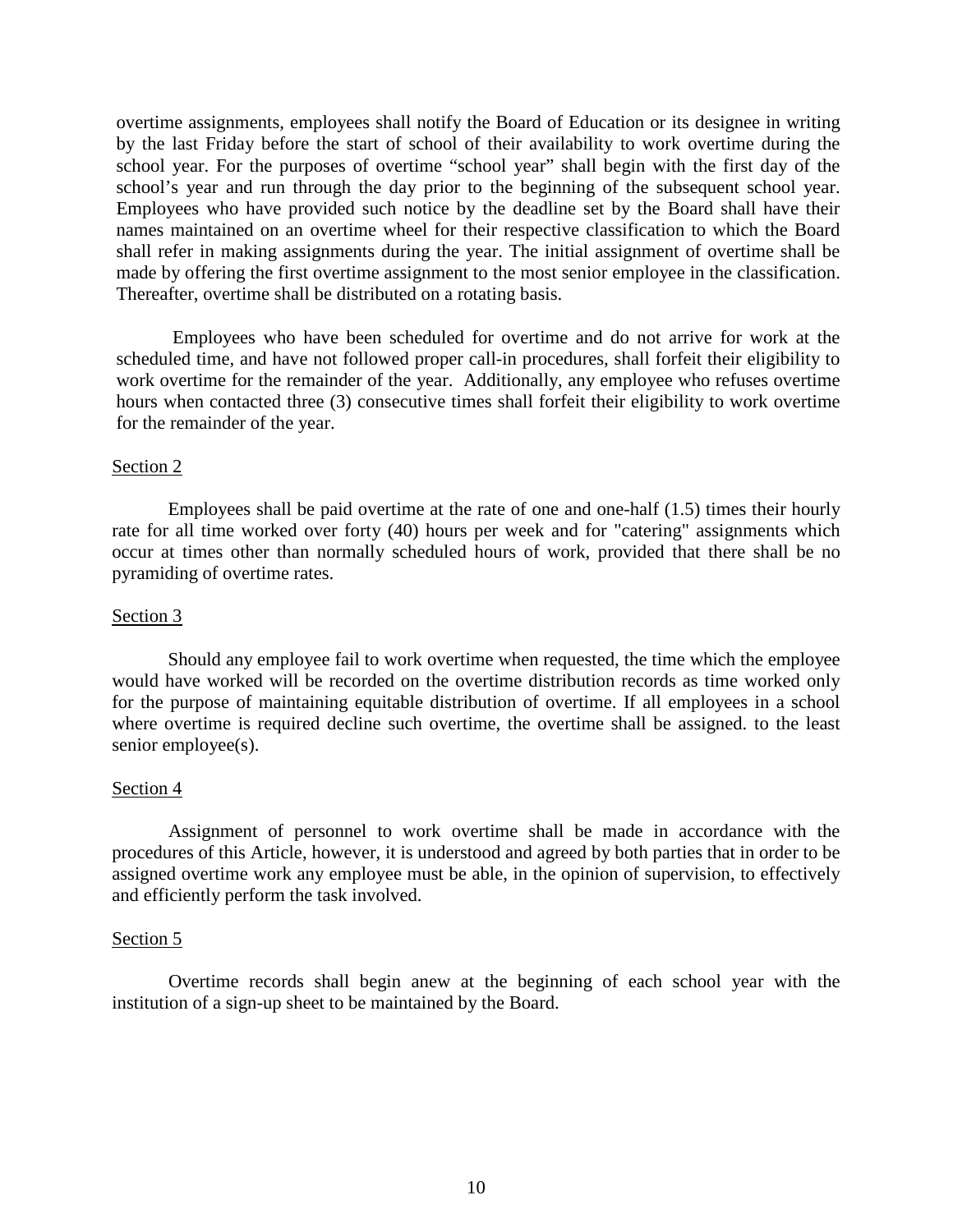overtime assignments, employees shall notify the Board of Education or its designee in writing by the last Friday before the start of school of their availability to work overtime during the school year. For the purposes of overtime "school year" shall begin with the first day of the school's year and run through the day prior to the beginning of the subsequent school year. Employees who have provided such notice by the deadline set by the Board shall have their names maintained on an overtime wheel for their respective classification to which the Board shall refer in making assignments during the year. The initial assignment of overtime shall be made by offering the first overtime assignment to the most senior employee in the classification. Thereafter, overtime shall be distributed on a rotating basis.

Employees who have been scheduled for overtime and do not arrive for work at the scheduled time, and have not followed proper call-in procedures, shall forfeit their eligibility to work overtime for the remainder of the year. Additionally, any employee who refuses overtime hours when contacted three (3) consecutive times shall forfeit their eligibility to work overtime for the remainder of the year.

Section 2

Employees shall be paid overtime at the rate of one and one-half (1.5) times their hourly rate for all time worked over forty (40) hours per week and for "catering" assignments which occur at times other than normally scheduled hours of work, provided that there shall be no pyramiding of overtime rates.

Section 3

Should any employee fail to work overtime when requested, the time which the employee would have worked will be recorded on the overtime distribution records as time worked only for the purpose of maintaining equitable distribution of overtime. If all employees in a school where overtime is required decline such overtime, the overtime shall be assigned. to the least senior employee(s).

Section 4

Assignment of personnel to work overtime shall be made in accordance with the procedures of this Article, however, it is understood and agreed by both parties that in order to be assigned overtime work any employee must be able, in the opinion of supervision, to effectively and efficiently perform the task involved.

Section 5

Overtime records shall begin anew at the beginning of each school year with the institution of a sign-up sheet to be maintained by the Board.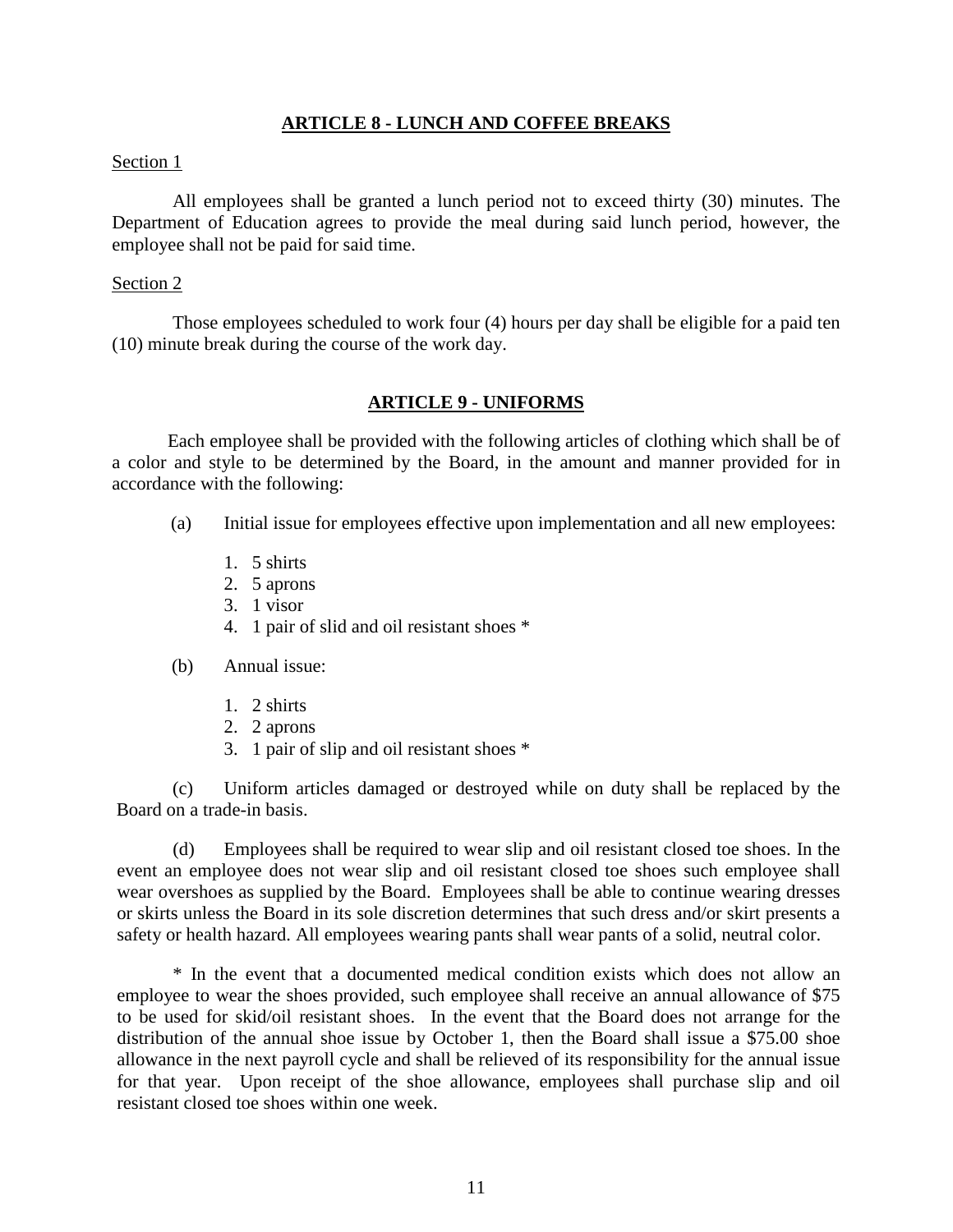## ARTICLE 8 - LUNCH AND COFFEE BREAKS

Section 1

All employees shall be granted a lunch period not to exceed thirty (30) minutes. The Department of Education agrees to provide the meal during said lunch period, however, the employee shall not be paid for said time.

Section 2

Those employees scheduled to work four (4) hours per day shall be eligible for a paid ten (10) minute break during the course of the work day.

## ARTICLE 9 - UNIFORMS

Each employee shall be provided with the following articles of clothing which shall be of a color and style to be determined by the Board, in the amount and manner provided for in accordance with the following:

(a) Initial issue for employees effective upon implementation and all new employees:

1. 5 shirts
2. 5 aprons
3. 1 visor
4. 1 pair of slid and oil resistant shoes *

(b) Annual issue:

1. 2 shirts
2. 2 aprons
3. 1 pair of slip and oil resistant shoes *

(c) Uniform articles damaged or destroyed while on duty shall be replaced by the Board on a trade-in basis.

(d) Employees shall be required to wear slip and oil resistant closed toe shoes. In the event an employee does not wear slip and oil resistant closed toe shoes such employee shall wear overshoes as supplied by the Board. Employees shall be able to continue wearing dresses or skirts unless the Board in its sole discretion determines that such dress and/or skirt presents a safety or health hazard. All employees wearing pants shall wear pants of a solid, neutral color.

* In the event that a documented medical condition exists which does not allow an employee to wear the shoes provided, such employee shall receive an annual allowance of $75 to be used for skid/oil resistant shoes. In the event that the Board does not arrange for the distribution of the annual shoe issue by October 1, then the Board shall issue a $75.00 shoe allowance in the next payroll cycle and shall be relieved of its responsibility for the annual issue for that year. Upon receipt of the shoe allowance, employees shall purchase slip and oil resistant closed toe shoes within one week.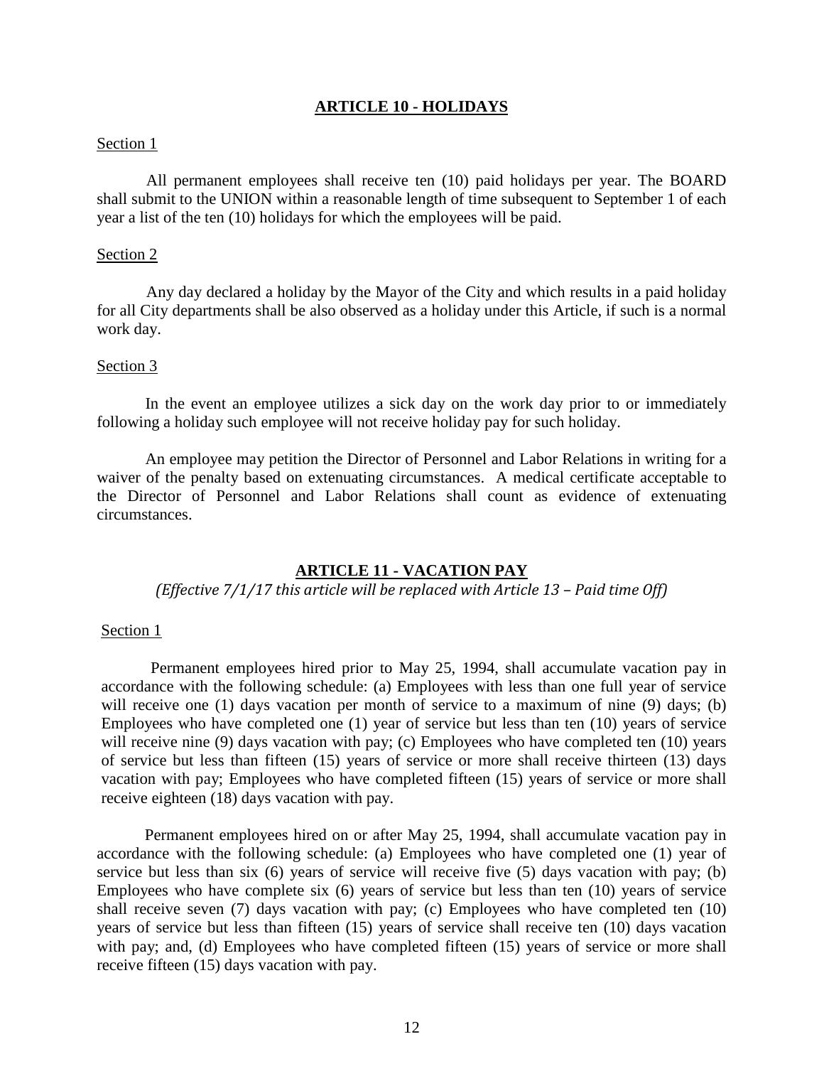## ARTICLE 10 - HOLIDAYS

Section 1

All permanent employees shall receive ten (10) paid holidays per year. The BOARD shall submit to the UNION within a reasonable length of time subsequent to September 1 of each year a list of the ten (10) holidays for which the employees will be paid.

Section 2

Any day declared a holiday by the Mayor of the City and which results in a paid holiday for all City departments shall be also observed as a holiday under this Article, if such is a normal work day.

Section 3

In the event an employee utilizes a sick day on the work day prior to or immediately following a holiday such employee will not receive holiday pay for such holiday.

An employee may petition the Director of Personnel and Labor Relations in writing for a waiver of the penalty based on extenuating circumstances. A medical certificate acceptable to the Director of Personnel and Labor Relations shall count as evidence of extenuating circumstances.

## ARTICLE 11 - VACATION PAY

*(Effective 7/1/17 this article will be replaced with Article 13 – Paid time Off)*

Section 1

Permanent employees hired prior to May 25, 1994, shall accumulate vacation pay in accordance with the following schedule: (a) Employees with less than one full year of service will receive one (1) days vacation per month of service to a maximum of nine (9) days; (b) Employees who have completed one (1) year of service but less than ten (10) years of service will receive nine (9) days vacation with pay; (c) Employees who have completed ten (10) years of service but less than fifteen (15) years of service or more shall receive thirteen (13) days vacation with pay; Employees who have completed fifteen (15) years of service or more shall receive eighteen (18) days vacation with pay.

Permanent employees hired on or after May 25, 1994, shall accumulate vacation pay in accordance with the following schedule: (a) Employees who have completed one (1) year of service but less than six (6) years of service will receive five (5) days vacation with pay; (b) Employees who have complete six (6) years of service but less than ten (10) years of service shall receive seven (7) days vacation with pay; (c) Employees who have completed ten (10) years of service but less than fifteen (15) years of service shall receive ten (10) days vacation with pay; and, (d) Employees who have completed fifteen (15) years of service or more shall receive fifteen (15) days vacation with pay.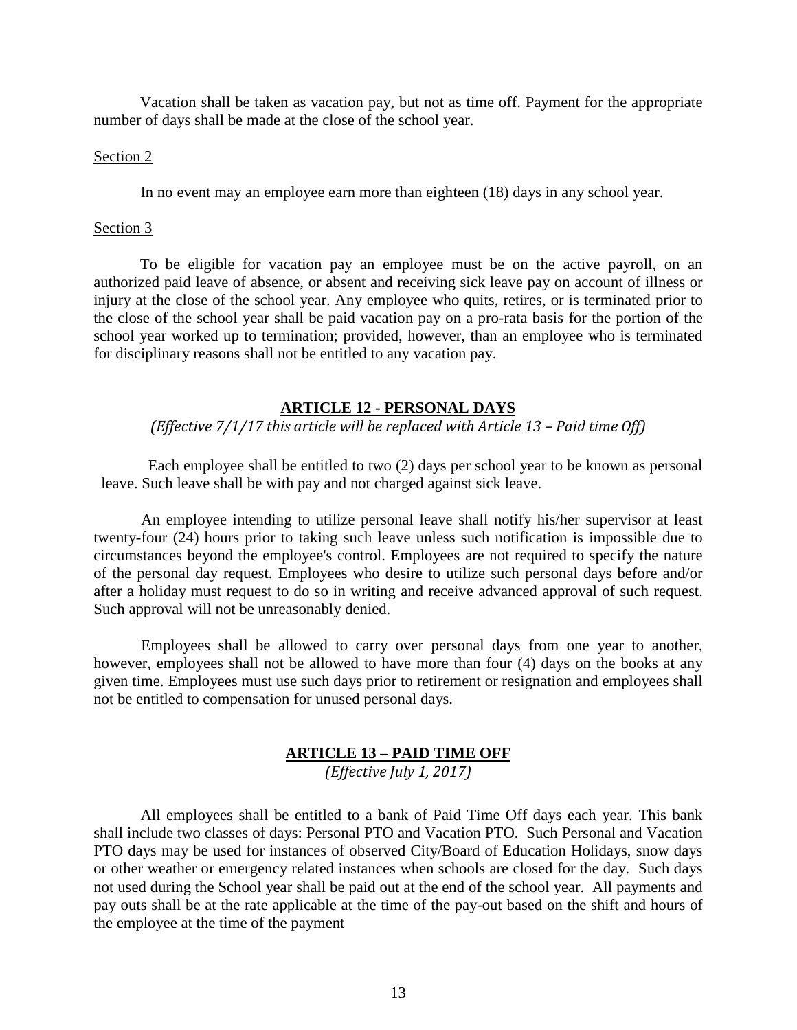Vacation shall be taken as vacation pay, but not as time off. Payment for the appropriate number of days shall be made at the close of the school year.

Section 2

In no event may an employee earn more than eighteen (18) days in any school year.

Section 3

To be eligible for vacation pay an employee must be on the active payroll, on an authorized paid leave of absence, or absent and receiving sick leave pay on account of illness or injury at the close of the school year. Any employee who quits, retires, or is terminated prior to the close of the school year shall be paid vacation pay on a pro-rata basis for the portion of the school year worked up to termination; provided, however, than an employee who is terminated for disciplinary reasons shall not be entitled to any vacation pay.

## ARTICLE 12 - PERSONAL DAYS

*(Effective 7/1/17 this article will be replaced with Article 13 – Paid time Off)*

Each employee shall be entitled to two (2) days per school year to be known as personal leave. Such leave shall be with pay and not charged against sick leave.

An employee intending to utilize personal leave shall notify his/her supervisor at least twenty-four (24) hours prior to taking such leave unless such notification is impossible due to circumstances beyond the employee's control. Employees are not required to specify the nature of the personal day request. Employees who desire to utilize such personal days before and/or after a holiday must request to do so in writing and receive advanced approval of such request. Such approval will not be unreasonably denied.

Employees shall be allowed to carry over personal days from one year to another, however, employees shall not be allowed to have more than four (4) days on the books at any given time. Employees must use such days prior to retirement or resignation and employees shall not be entitled to compensation for unused personal days.

## ARTICLE 13 – PAID TIME OFF

*(Effective July 1, 2017)*

All employees shall be entitled to a bank of Paid Time Off days each year. This bank shall include two classes of days: Personal PTO and Vacation PTO. Such Personal and Vacation PTO days may be used for instances of observed City/Board of Education Holidays, snow days or other weather or emergency related instances when schools are closed for the day. Such days not used during the School year shall be paid out at the end of the school year. All payments and pay outs shall be at the rate applicable at the time of the pay-out based on the shift and hours of the employee at the time of the payment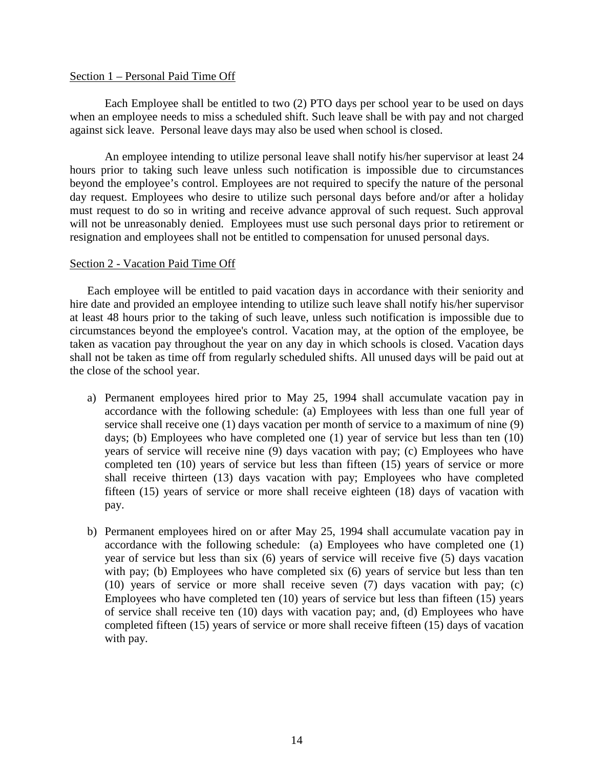Section 1 – Personal Paid Time Off

Each Employee shall be entitled to two (2) PTO days per school year to be used on days when an employee needs to miss a scheduled shift. Such leave shall be with pay and not charged against sick leave. Personal leave days may also be used when school is closed.

An employee intending to utilize personal leave shall notify his/her supervisor at least 24 hours prior to taking such leave unless such notification is impossible due to circumstances beyond the employee's control. Employees are not required to specify the nature of the personal day request. Employees who desire to utilize such personal days before and/or after a holiday must request to do so in writing and receive advance approval of such request. Such approval will not be unreasonably denied. Employees must use such personal days prior to retirement or resignation and employees shall not be entitled to compensation for unused personal days.

Section 2 - Vacation Paid Time Off

Each employee will be entitled to paid vacation days in accordance with their seniority and hire date and provided an employee intending to utilize such leave shall notify his/her supervisor at least 48 hours prior to the taking of such leave, unless such notification is impossible due to circumstances beyond the employee's control. Vacation may, at the option of the employee, be taken as vacation pay throughout the year on any day in which schools is closed. Vacation days shall not be taken as time off from regularly scheduled shifts. All unused days will be paid out at the close of the school year.

a) Permanent employees hired prior to May 25, 1994 shall accumulate vacation pay in accordance with the following schedule: (a) Employees with less than one full year of service shall receive one (1) days vacation per month of service to a maximum of nine (9) days; (b) Employees who have completed one (1) year of service but less than ten (10) years of service will receive nine (9) days vacation with pay; (c) Employees who have completed ten (10) years of service but less than fifteen (15) years of service or more shall receive thirteen (13) days vacation with pay; Employees who have completed fifteen (15) years of service or more shall receive eighteen (18) days of vacation with pay.

b) Permanent employees hired on or after May 25, 1994 shall accumulate vacation pay in accordance with the following schedule: (a) Employees who have completed one (1) year of service but less than six (6) years of service will receive five (5) days vacation with pay; (b) Employees who have completed six (6) years of service but less than ten (10) years of service or more shall receive seven (7) days vacation with pay; (c) Employees who have completed ten (10) years of service but less than fifteen (15) years of service shall receive ten (10) days with vacation pay; and, (d) Employees who have completed fifteen (15) years of service or more shall receive fifteen (15) days of vacation with pay.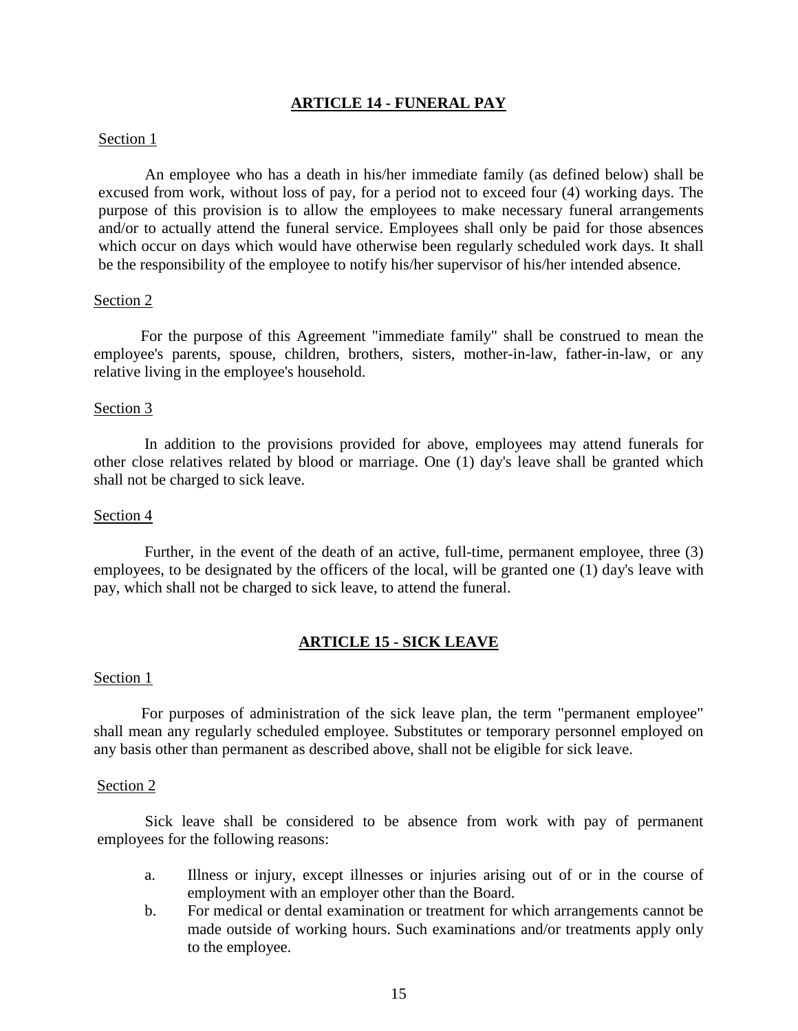## ARTICLE 14 - FUNERAL PAY

Section 1

An employee who has a death in his/her immediate family (as defined below) shall be excused from work, without loss of pay, for a period not to exceed four (4) working days. The purpose of this provision is to allow the employees to make necessary funeral arrangements and/or to actually attend the funeral service. Employees shall only be paid for those absences which occur on days which would have otherwise been regularly scheduled work days. It shall be the responsibility of the employee to notify his/her supervisor of his/her intended absence.

Section 2

For the purpose of this Agreement "immediate family" shall be construed to mean the employee's parents, spouse, children, brothers, sisters, mother-in-law, father-in-law, or any relative living in the employee's household.

Section 3

In addition to the provisions provided for above, employees may attend funerals for other close relatives related by blood or marriage. One (1) day's leave shall be granted which shall not be charged to sick leave.

Section 4

Further, in the event of the death of an active, full-time, permanent employee, three (3) employees, to be designated by the officers of the local, will be granted one (1) day's leave with pay, which shall not be charged to sick leave, to attend the funeral.

## ARTICLE 15 - SICK LEAVE

Section 1

For purposes of administration of the sick leave plan, the term "permanent employee" shall mean any regularly scheduled employee. Substitutes or temporary personnel employed on any basis other than permanent as described above, shall not be eligible for sick leave.

Section 2

Sick leave shall be considered to be absence from work with pay of permanent employees for the following reasons:

a. Illness or injury, except illnesses or injuries arising out of or in the course of employment with an employer other than the Board.
b. For medical or dental examination or treatment for which arrangements cannot be made outside of working hours. Such examinations and/or treatments apply only to the employee.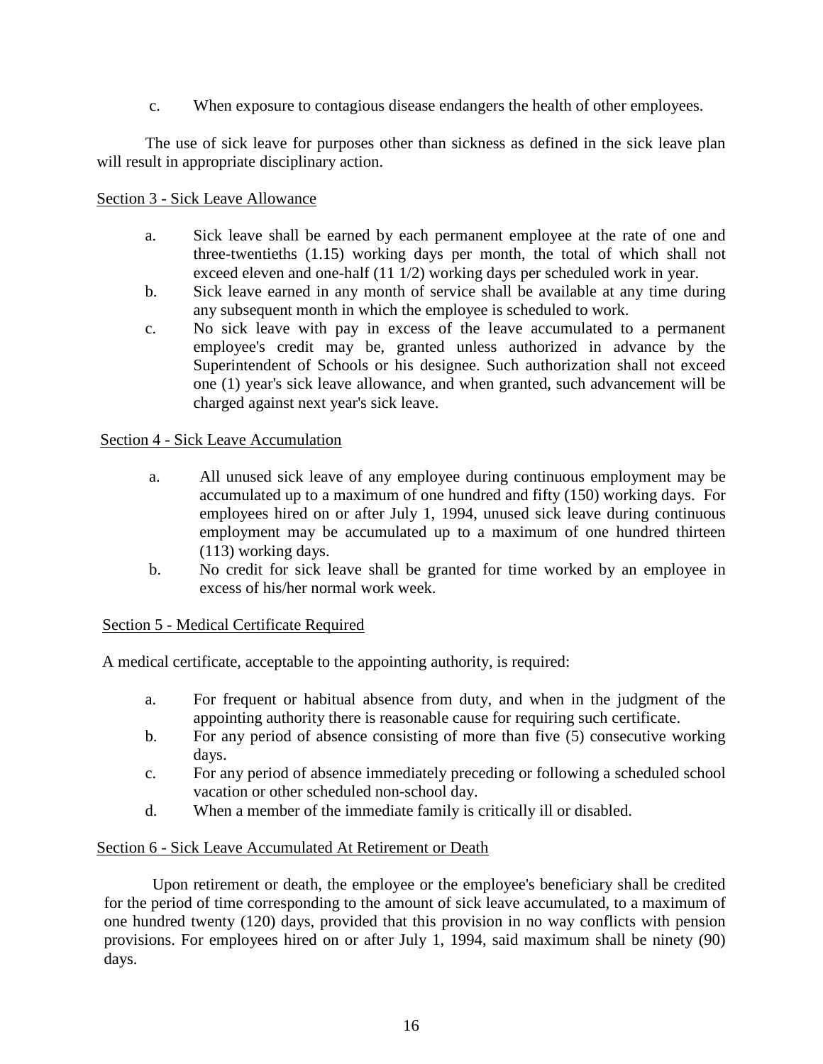c. When exposure to contagious disease endangers the health of other employees.

The use of sick leave for purposes other than sickness as defined in the sick leave plan will result in appropriate disciplinary action.

Section 3 - Sick Leave Allowance

a. Sick leave shall be earned by each permanent employee at the rate of one and three-twentieths (1.15) working days per month, the total of which shall not exceed eleven and one-half (11 1/2) working days per scheduled work in year.
b. Sick leave earned in any month of service shall be available at any time during any subsequent month in which the employee is scheduled to work.
c. No sick leave with pay in excess of the leave accumulated to a permanent employee's credit may be, granted unless authorized in advance by the Superintendent of Schools or his designee. Such authorization shall not exceed one (1) year's sick leave allowance, and when granted, such advancement will be charged against next year's sick leave.

Section 4 - Sick Leave Accumulation

a. All unused sick leave of any employee during continuous employment may be accumulated up to a maximum of one hundred and fifty (150) working days. For employees hired on or after July 1, 1994, unused sick leave during continuous employment may be accumulated up to a maximum of one hundred thirteen (113) working days.
b. No credit for sick leave shall be granted for time worked by an employee in excess of his/her normal work week.

Section 5 - Medical Certificate Required

A medical certificate, acceptable to the appointing authority, is required:

a. For frequent or habitual absence from duty, and when in the judgment of the appointing authority there is reasonable cause for requiring such certificate.
b. For any period of absence consisting of more than five (5) consecutive working days.
c. For any period of absence immediately preceding or following a scheduled school vacation or other scheduled non-school day.
d. When a member of the immediate family is critically ill or disabled.

Section 6 - Sick Leave Accumulated At Retirement or Death

Upon retirement or death, the employee or the employee's beneficiary shall be credited for the period of time corresponding to the amount of sick leave accumulated, to a maximum of one hundred twenty (120) days, provided that this provision in no way conflicts with pension provisions. For employees hired on or after July 1, 1994, said maximum shall be ninety (90) days.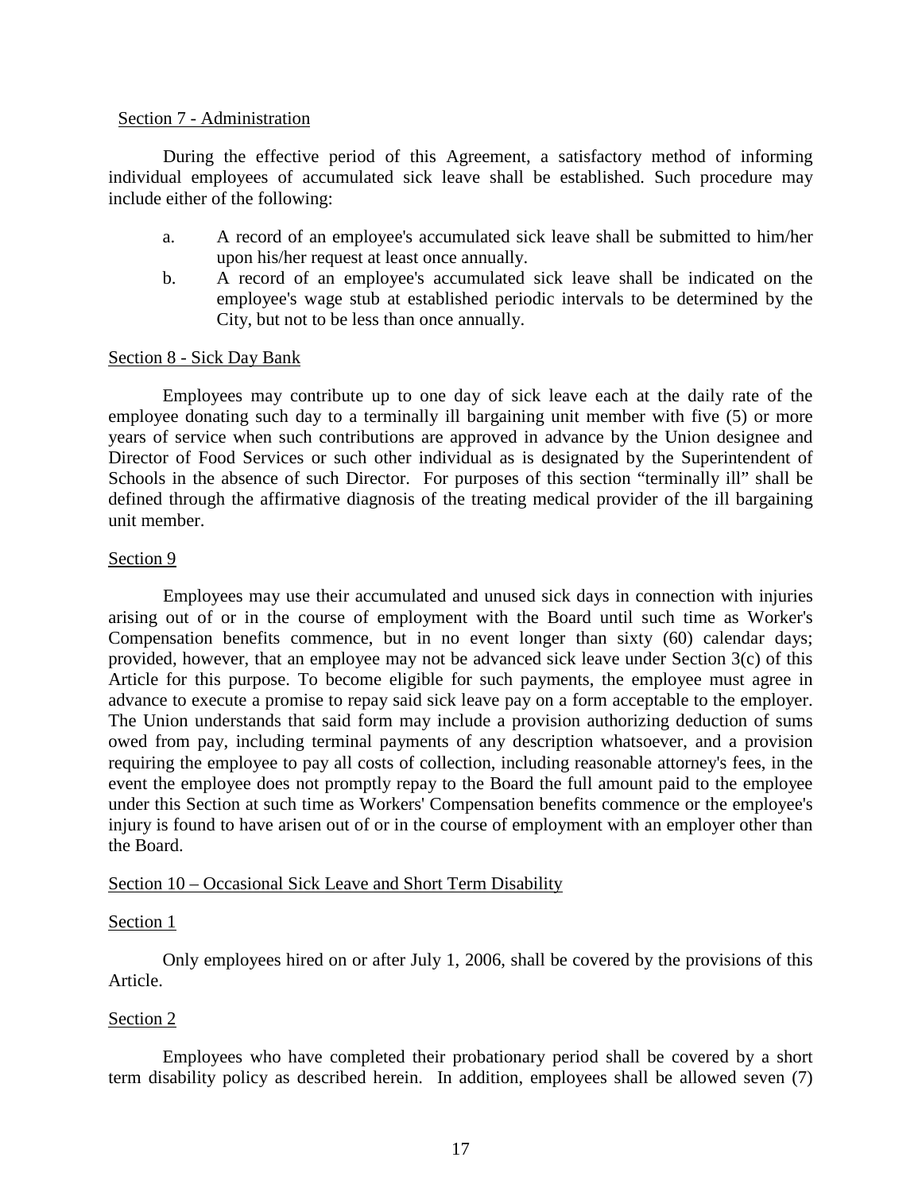Section 7 - Administration

During the effective period of this Agreement, a satisfactory method of informing individual employees of accumulated sick leave shall be established. Such procedure may include either of the following:

a. A record of an employee's accumulated sick leave shall be submitted to him/her upon his/her request at least once annually.
b. A record of an employee's accumulated sick leave shall be indicated on the employee's wage stub at established periodic intervals to be determined by the City, but not to be less than once annually.

Section 8 - Sick Day Bank

Employees may contribute up to one day of sick leave each at the daily rate of the employee donating such day to a terminally ill bargaining unit member with five (5) or more years of service when such contributions are approved in advance by the Union designee and Director of Food Services or such other individual as is designated by the Superintendent of Schools in the absence of such Director. For purposes of this section "terminally ill" shall be defined through the affirmative diagnosis of the treating medical provider of the ill bargaining unit member.

Section 9

Employees may use their accumulated and unused sick days in connection with injuries arising out of or in the course of employment with the Board until such time as Worker's Compensation benefits commence, but in no event longer than sixty (60) calendar days; provided, however, that an employee may not be advanced sick leave under Section 3(c) of this Article for this purpose. To become eligible for such payments, the employee must agree in advance to execute a promise to repay said sick leave pay on a form acceptable to the employer. The Union understands that said form may include a provision authorizing deduction of sums owed from pay, including terminal payments of any description whatsoever, and a provision requiring the employee to pay all costs of collection, including reasonable attorney's fees, in the event the employee does not promptly repay to the Board the full amount paid to the employee under this Section at such time as Workers' Compensation benefits commence or the employee's injury is found to have arisen out of or in the course of employment with an employer other than the Board.

Section 10 – Occasional Sick Leave and Short Term Disability

Section 1

Only employees hired on or after July 1, 2006, shall be covered by the provisions of this Article.

Section 2

Employees who have completed their probationary period shall be covered by a short term disability policy as described herein. In addition, employees shall be allowed seven (7)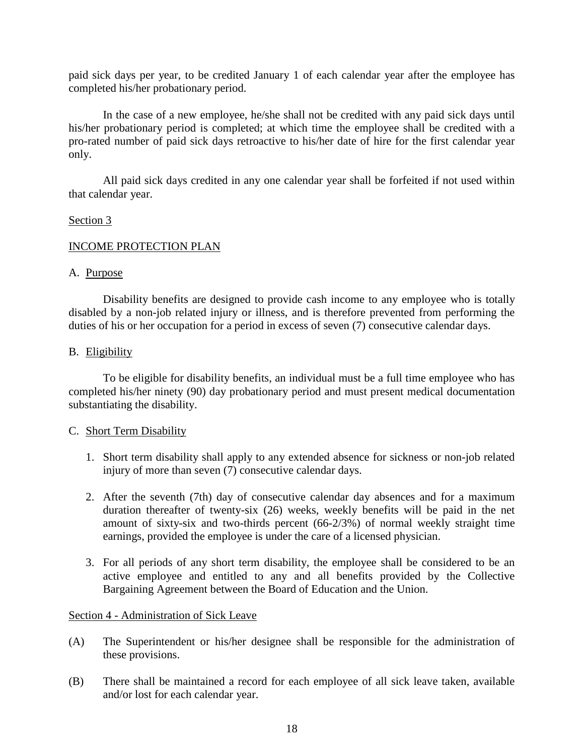paid sick days per year, to be credited January 1 of each calendar year after the employee has completed his/her probationary period.

In the case of a new employee, he/she shall not be credited with any paid sick days until his/her probationary period is completed; at which time the employee shall be credited with a pro-rated number of paid sick days retroactive to his/her date of hire for the first calendar year only.

All paid sick days credited in any one calendar year shall be forfeited if not used within that calendar year.

Section 3

INCOME PROTECTION PLAN

A. Purpose

Disability benefits are designed to provide cash income to any employee who is totally disabled by a non-job related injury or illness, and is therefore prevented from performing the duties of his or her occupation for a period in excess of seven (7) consecutive calendar days.

B. Eligibility

To be eligible for disability benefits, an individual must be a full time employee who has completed his/her ninety (90) day probationary period and must present medical documentation substantiating the disability.

C. Short Term Disability

1. Short term disability shall apply to any extended absence for sickness or non-job related injury of more than seven (7) consecutive calendar days.

2. After the seventh (7th) day of consecutive calendar day absences and for a maximum duration thereafter of twenty-six (26) weeks, weekly benefits will be paid in the net amount of sixty-six and two-thirds percent (66-2/3%) of normal weekly straight time earnings, provided the employee is under the care of a licensed physician.

3. For all periods of any short term disability, the employee shall be considered to be an active employee and entitled to any and all benefits provided by the Collective Bargaining Agreement between the Board of Education and the Union.

Section 4 - Administration of Sick Leave

(A) The Superintendent or his/her designee shall be responsible for the administration of these provisions.

(B) There shall be maintained a record for each employee of all sick leave taken, available and/or lost for each calendar year.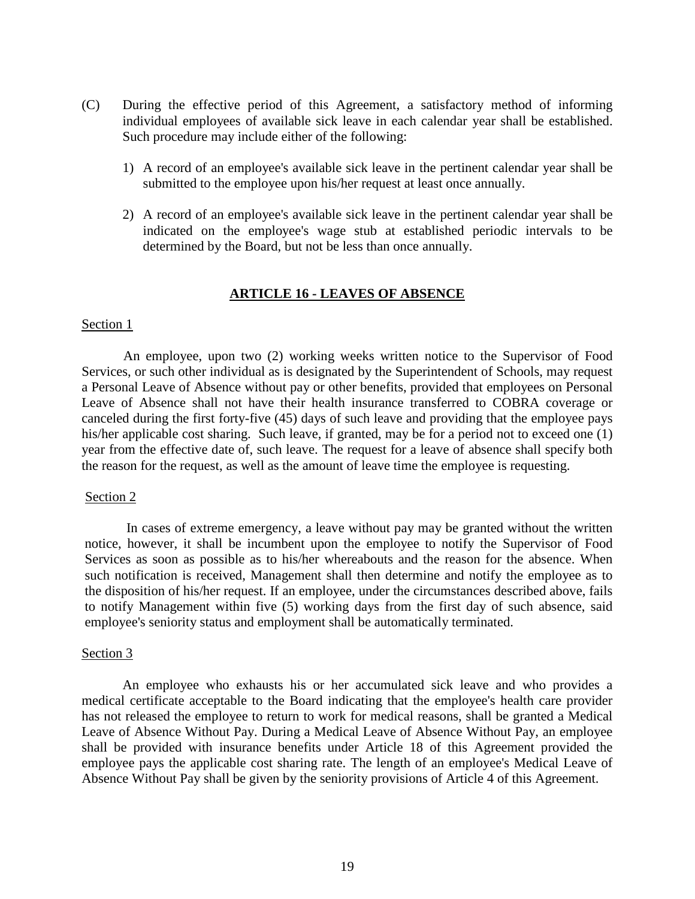(C) During the effective period of this Agreement, a satisfactory method of informing individual employees of available sick leave in each calendar year shall be established. Such procedure may include either of the following:

1) A record of an employee's available sick leave in the pertinent calendar year shall be submitted to the employee upon his/her request at least once annually.

2) A record of an employee's available sick leave in the pertinent calendar year shall be indicated on the employee's wage stub at established periodic intervals to be determined by the Board, but not be less than once annually.

## ARTICLE 16 - LEAVES OF ABSENCE

### Section 1

An employee, upon two (2) working weeks written notice to the Supervisor of Food Services, or such other individual as is designated by the Superintendent of Schools, may request a Personal Leave of Absence without pay or other benefits, provided that employees on Personal Leave of Absence shall not have their health insurance transferred to COBRA coverage or canceled during the first forty-five (45) days of such leave and providing that the employee pays his/her applicable cost sharing. Such leave, if granted, may be for a period not to exceed one (1) year from the effective date of, such leave. The request for a leave of absence shall specify both the reason for the request, as well as the amount of leave time the employee is requesting.

### Section 2

In cases of extreme emergency, a leave without pay may be granted without the written notice, however, it shall be incumbent upon the employee to notify the Supervisor of Food Services as soon as possible as to his/her whereabouts and the reason for the absence. When such notification is received, Management shall then determine and notify the employee as to the disposition of his/her request. If an employee, under the circumstances described above, fails to notify Management within five (5) working days from the first day of such absence, said employee's seniority status and employment shall be automatically terminated.

### Section 3

An employee who exhausts his or her accumulated sick leave and who provides a medical certificate acceptable to the Board indicating that the employee's health care provider has not released the employee to return to work for medical reasons, shall be granted a Medical Leave of Absence Without Pay. During a Medical Leave of Absence Without Pay, an employee shall be provided with insurance benefits under Article 18 of this Agreement provided the employee pays the applicable cost sharing rate. The length of an employee's Medical Leave of Absence Without Pay shall be given by the seniority provisions of Article 4 of this Agreement.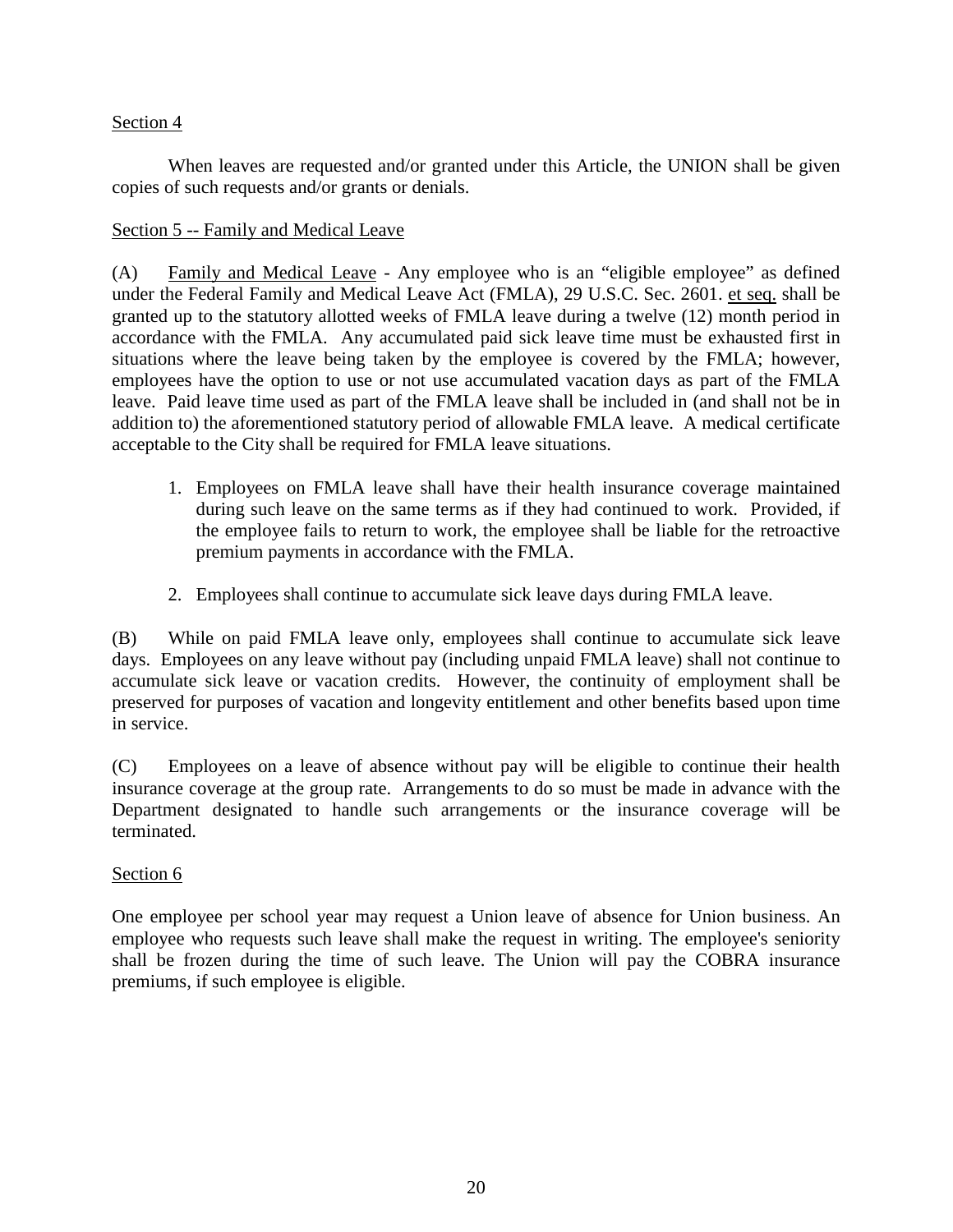Section 4

When leaves are requested and/or granted under this Article, the UNION shall be given copies of such requests and/or grants or denials.

Section 5 -- Family and Medical Leave

(A) Family and Medical Leave - Any employee who is an "eligible employee" as defined under the Federal Family and Medical Leave Act (FMLA), 29 U.S.C. Sec. 2601. et seq. shall be granted up to the statutory allotted weeks of FMLA leave during a twelve (12) month period in accordance with the FMLA. Any accumulated paid sick leave time must be exhausted first in situations where the leave being taken by the employee is covered by the FMLA; however, employees have the option to use or not use accumulated vacation days as part of the FMLA leave. Paid leave time used as part of the FMLA leave shall be included in (and shall not be in addition to) the aforementioned statutory period of allowable FMLA leave. A medical certificate acceptable to the City shall be required for FMLA leave situations.

1. Employees on FMLA leave shall have their health insurance coverage maintained during such leave on the same terms as if they had continued to work. Provided, if the employee fails to return to work, the employee shall be liable for the retroactive premium payments in accordance with the FMLA.

2. Employees shall continue to accumulate sick leave days during FMLA leave.

(B) While on paid FMLA leave only, employees shall continue to accumulate sick leave days. Employees on any leave without pay (including unpaid FMLA leave) shall not continue to accumulate sick leave or vacation credits. However, the continuity of employment shall be preserved for purposes of vacation and longevity entitlement and other benefits based upon time in service.

(C) Employees on a leave of absence without pay will be eligible to continue their health insurance coverage at the group rate. Arrangements to do so must be made in advance with the Department designated to handle such arrangements or the insurance coverage will be terminated.

Section 6

One employee per school year may request a Union leave of absence for Union business. An employee who requests such leave shall make the request in writing. The employee's seniority shall be frozen during the time of such leave. The Union will pay the COBRA insurance premiums, if such employee is eligible.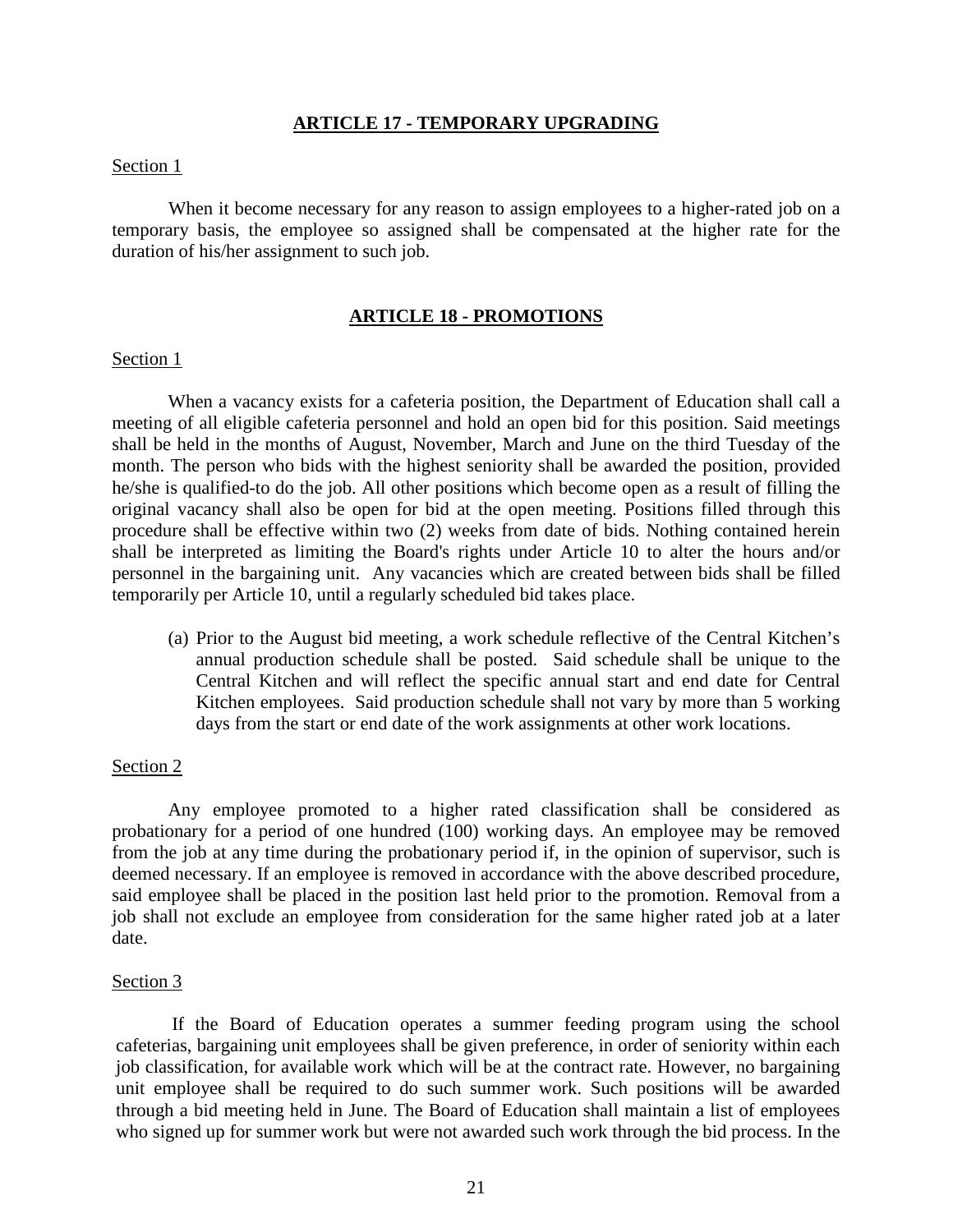## ARTICLE 17 - TEMPORARY UPGRADING

Section 1

When it become necessary for any reason to assign employees to a higher-rated job on a temporary basis, the employee so assigned shall be compensated at the higher rate for the duration of his/her assignment to such job.

## ARTICLE 18 - PROMOTIONS

Section 1

When a vacancy exists for a cafeteria position, the Department of Education shall call a meeting of all eligible cafeteria personnel and hold an open bid for this position. Said meetings shall be held in the months of August, November, March and June on the third Tuesday of the month. The person who bids with the highest seniority shall be awarded the position, provided he/she is qualified-to do the job. All other positions which become open as a result of filling the original vacancy shall also be open for bid at the open meeting. Positions filled through this procedure shall be effective within two (2) weeks from date of bids. Nothing contained herein shall be interpreted as limiting the Board's rights under Article 10 to alter the hours and/or personnel in the bargaining unit. Any vacancies which are created between bids shall be filled temporarily per Article 10, until a regularly scheduled bid takes place.

(a) Prior to the August bid meeting, a work schedule reflective of the Central Kitchen's annual production schedule shall be posted. Said schedule shall be unique to the Central Kitchen and will reflect the specific annual start and end date for Central Kitchen employees. Said production schedule shall not vary by more than 5 working days from the start or end date of the work assignments at other work locations.

Section 2

Any employee promoted to a higher rated classification shall be considered as probationary for a period of one hundred (100) working days. An employee may be removed from the job at any time during the probationary period if, in the opinion of supervisor, such is deemed necessary. If an employee is removed in accordance with the above described procedure, said employee shall be placed in the position last held prior to the promotion. Removal from a job shall not exclude an employee from consideration for the same higher rated job at a later date.

Section 3

If the Board of Education operates a summer feeding program using the school cafeterias, bargaining unit employees shall be given preference, in order of seniority within each job classification, for available work which will be at the contract rate. However, no bargaining unit employee shall be required to do such summer work. Such positions will be awarded through a bid meeting held in June. The Board of Education shall maintain a list of employees who signed up for summer work but were not awarded such work through the bid process. In the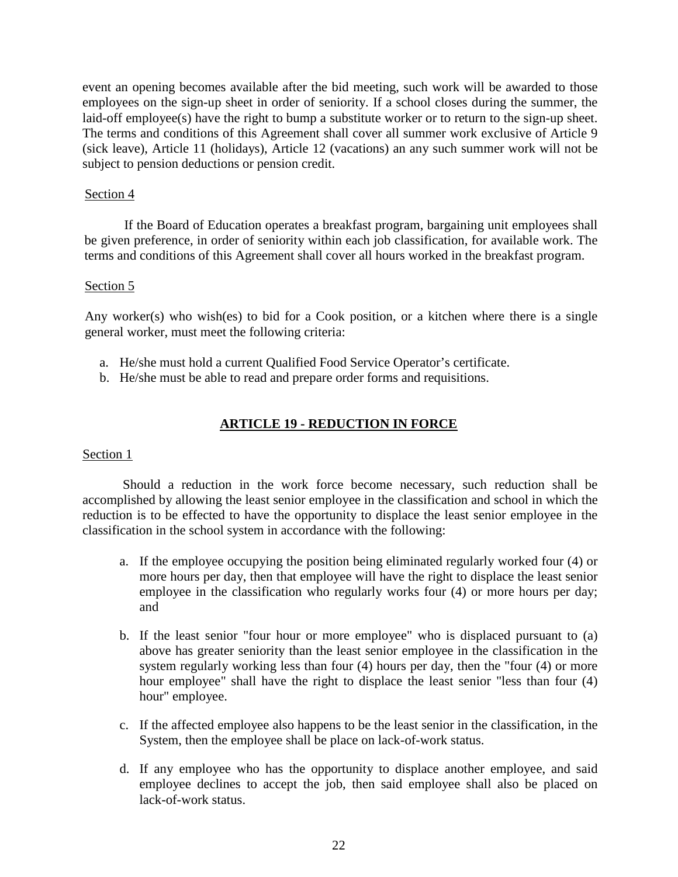event an opening becomes available after the bid meeting, such work will be awarded to those employees on the sign-up sheet in order of seniority. If a school closes during the summer, the laid-off employee(s) have the right to bump a substitute worker or to return to the sign-up sheet. The terms and conditions of this Agreement shall cover all summer work exclusive of Article 9 (sick leave), Article 11 (holidays), Article 12 (vacations) an any such summer work will not be subject to pension deductions or pension credit.

Section 4

If the Board of Education operates a breakfast program, bargaining unit employees shall be given preference, in order of seniority within each job classification, for available work. The terms and conditions of this Agreement shall cover all hours worked in the breakfast program.

Section 5

Any worker(s) who wish(es) to bid for a Cook position, or a kitchen where there is a single general worker, must meet the following criteria:

a. He/she must hold a current Qualified Food Service Operator's certificate.
b. He/she must be able to read and prepare order forms and requisitions.

## ARTICLE 19 - REDUCTION IN FORCE

Section 1

Should a reduction in the work force become necessary, such reduction shall be accomplished by allowing the least senior employee in the classification and school in which the reduction is to be effected to have the opportunity to displace the least senior employee in the classification in the school system in accordance with the following:

a. If the employee occupying the position being eliminated regularly worked four (4) or more hours per day, then that employee will have the right to displace the least senior employee in the classification who regularly works four (4) or more hours per day; and

b. If the least senior "four hour or more employee" who is displaced pursuant to (a) above has greater seniority than the least senior employee in the classification in the system regularly working less than four (4) hours per day, then the "four (4) or more hour employee" shall have the right to displace the least senior "less than four (4) hour" employee.

c. If the affected employee also happens to be the least senior in the classification, in the System, then the employee shall be place on lack-of-work status.

d. If any employee who has the opportunity to displace another employee, and said employee declines to accept the job, then said employee shall also be placed on lack-of-work status.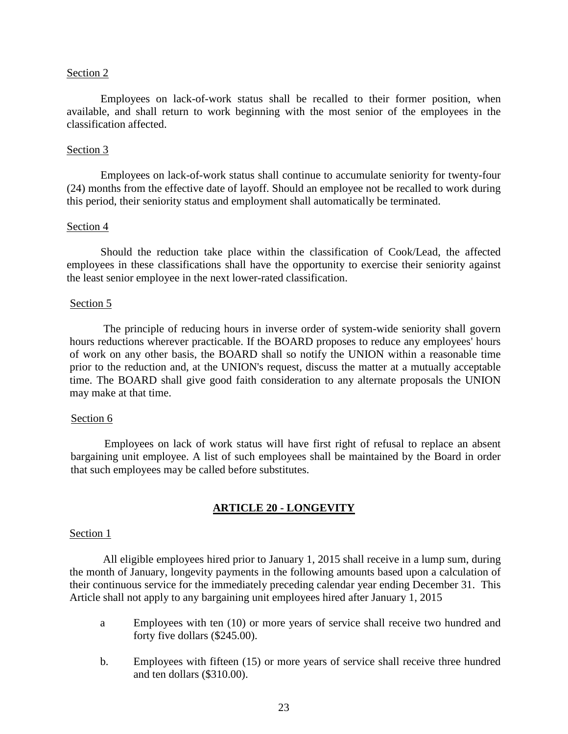Section 2

Employees on lack-of-work status shall be recalled to their former position, when available, and shall return to work beginning with the most senior of the employees in the classification affected.

Section 3

Employees on lack-of-work status shall continue to accumulate seniority for twenty-four (24) months from the effective date of layoff. Should an employee not be recalled to work during this period, their seniority status and employment shall automatically be terminated.

Section 4

Should the reduction take place within the classification of Cook/Lead, the affected employees in these classifications shall have the opportunity to exercise their seniority against the least senior employee in the next lower-rated classification.

Section 5

The principle of reducing hours in inverse order of system-wide seniority shall govern hours reductions wherever practicable. If the BOARD proposes to reduce any employees' hours of work on any other basis, the BOARD shall so notify the UNION within a reasonable time prior to the reduction and, at the UNION's request, discuss the matter at a mutually acceptable time. The BOARD shall give good faith consideration to any alternate proposals the UNION may make at that time.

Section 6

Employees on lack of work status will have first right of refusal to replace an absent bargaining unit employee. A list of such employees shall be maintained by the Board in order that such employees may be called before substitutes.

## ARTICLE 20 - LONGEVITY

Section 1

All eligible employees hired prior to January 1, 2015 shall receive in a lump sum, during the month of January, longevity payments in the following amounts based upon a calculation of their continuous service for the immediately preceding calendar year ending December 31. This Article shall not apply to any bargaining unit employees hired after January 1, 2015

a Employees with ten (10) or more years of service shall receive two hundred and forty five dollars ($245.00).

b. Employees with fifteen (15) or more years of service shall receive three hundred and ten dollars ($310.00).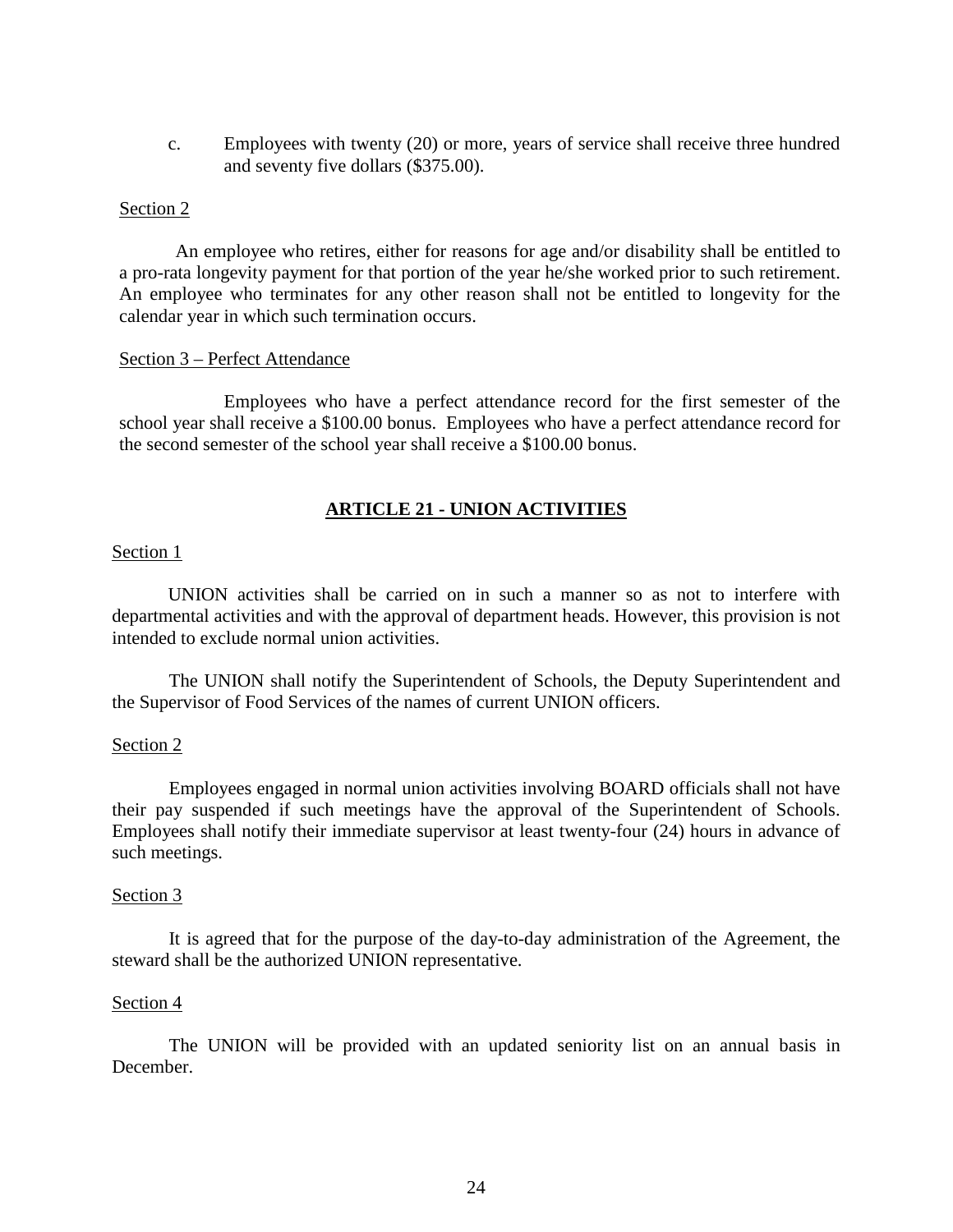c. Employees with twenty (20) or more, years of service shall receive three hundred and seventy five dollars ($375.00).

Section 2

An employee who retires, either for reasons for age and/or disability shall be entitled to a pro-rata longevity payment for that portion of the year he/she worked prior to such retirement. An employee who terminates for any other reason shall not be entitled to longevity for the calendar year in which such termination occurs.

Section 3 – Perfect Attendance

Employees who have a perfect attendance record for the first semester of the school year shall receive a $100.00 bonus. Employees who have a perfect attendance record for the second semester of the school year shall receive a $100.00 bonus.

## ARTICLE 21 - UNION ACTIVITIES

Section 1

UNION activities shall be carried on in such a manner so as not to interfere with departmental activities and with the approval of department heads. However, this provision is not intended to exclude normal union activities.

The UNION shall notify the Superintendent of Schools, the Deputy Superintendent and the Supervisor of Food Services of the names of current UNION officers.

Section 2

Employees engaged in normal union activities involving BOARD officials shall not have their pay suspended if such meetings have the approval of the Superintendent of Schools. Employees shall notify their immediate supervisor at least twenty-four (24) hours in advance of such meetings.

Section 3

It is agreed that for the purpose of the day-to-day administration of the Agreement, the steward shall be the authorized UNION representative.

Section 4

The UNION will be provided with an updated seniority list on an annual basis in December.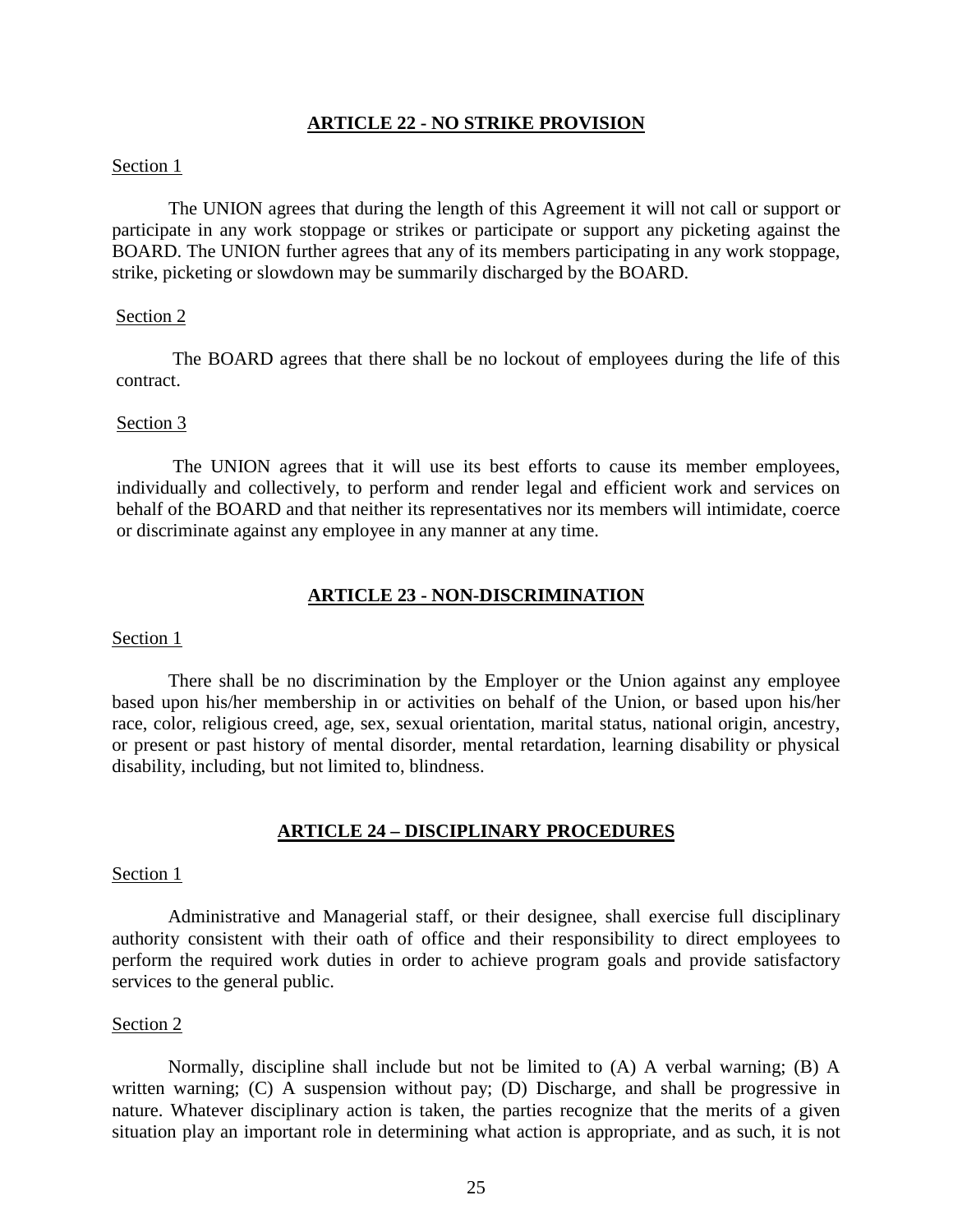## ARTICLE 22 - NO STRIKE PROVISION

Section 1

The UNION agrees that during the length of this Agreement it will not call or support or participate in any work stoppage or strikes or participate or support any picketing against the BOARD. The UNION further agrees that any of its members participating in any work stoppage, strike, picketing or slowdown may be summarily discharged by the BOARD.

Section 2

The BOARD agrees that there shall be no lockout of employees during the life of this contract.

Section 3

The UNION agrees that it will use its best efforts to cause its member employees, individually and collectively, to perform and render legal and efficient work and services on behalf of the BOARD and that neither its representatives nor its members will intimidate, coerce or discriminate against any employee in any manner at any time.

## ARTICLE 23 - NON-DISCRIMINATION

Section 1

There shall be no discrimination by the Employer or the Union against any employee based upon his/her membership in or activities on behalf of the Union, or based upon his/her race, color, religious creed, age, sex, sexual orientation, marital status, national origin, ancestry, or present or past history of mental disorder, mental retardation, learning disability or physical disability, including, but not limited to, blindness.

## ARTICLE 24 – DISCIPLINARY PROCEDURES

Section 1

Administrative and Managerial staff, or their designee, shall exercise full disciplinary authority consistent with their oath of office and their responsibility to direct employees to perform the required work duties in order to achieve program goals and provide satisfactory services to the general public.

Section 2

Normally, discipline shall include but not be limited to (A) A verbal warning; (B) A written warning; (C) A suspension without pay; (D) Discharge, and shall be progressive in nature. Whatever disciplinary action is taken, the parties recognize that the merits of a given situation play an important role in determining what action is appropriate, and as such, it is not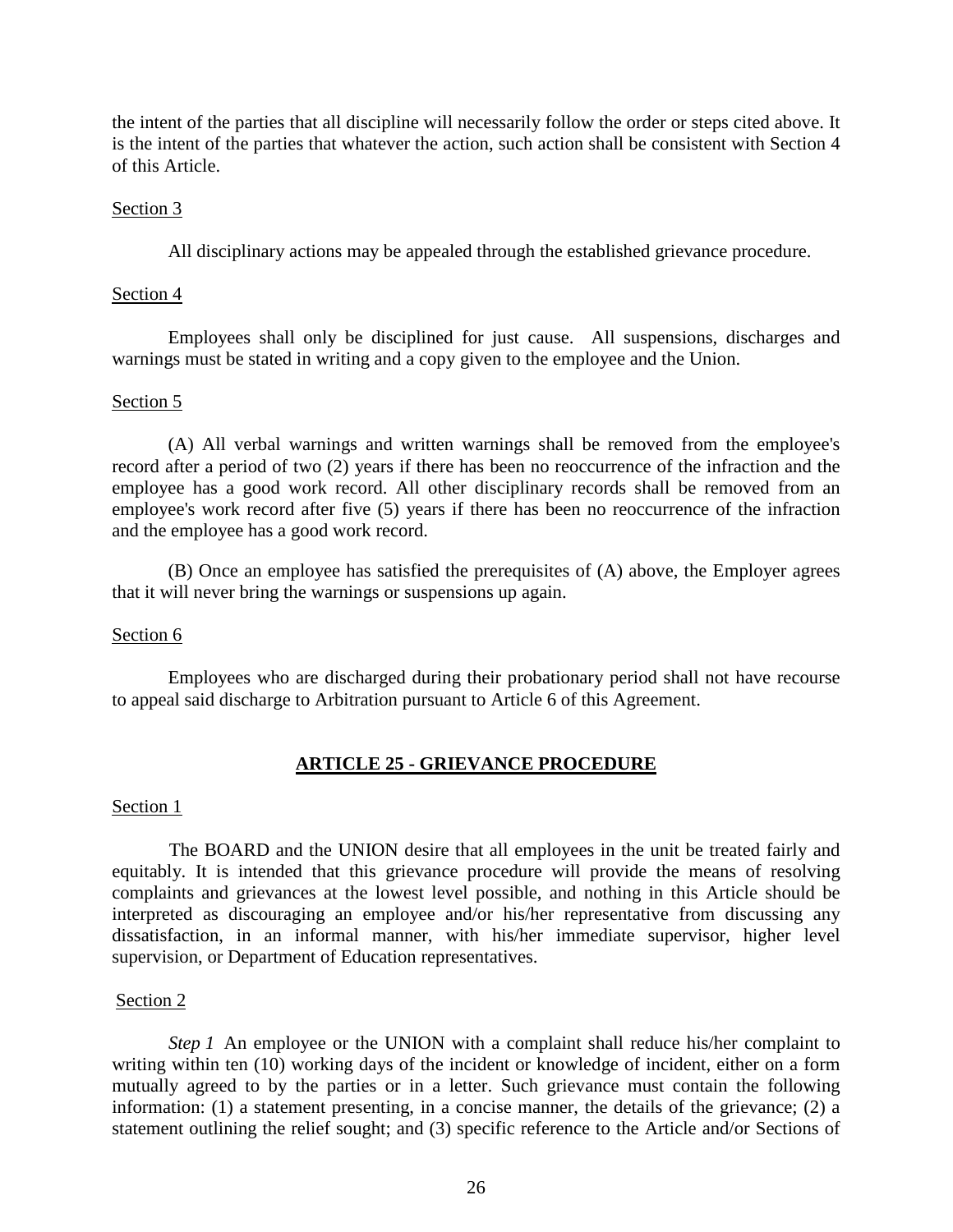the intent of the parties that all discipline will necessarily follow the order or steps cited above. It is the intent of the parties that whatever the action, such action shall be consistent with Section 4 of this Article.

Section 3

All disciplinary actions may be appealed through the established grievance procedure.

Section 4

Employees shall only be disciplined for just cause. All suspensions, discharges and warnings must be stated in writing and a copy given to the employee and the Union.

Section 5

(A) All verbal warnings and written warnings shall be removed from the employee's record after a period of two (2) years if there has been no reoccurrence of the infraction and the employee has a good work record. All other disciplinary records shall be removed from an employee's work record after five (5) years if there has been no reoccurrence of the infraction and the employee has a good work record.

(B) Once an employee has satisfied the prerequisites of (A) above, the Employer agrees that it will never bring the warnings or suspensions up again.

Section 6

Employees who are discharged during their probationary period shall not have recourse to appeal said discharge to Arbitration pursuant to Article 6 of this Agreement.

## ARTICLE 25 - GRIEVANCE PROCEDURE

Section 1

The BOARD and the UNION desire that all employees in the unit be treated fairly and equitably. It is intended that this grievance procedure will provide the means of resolving complaints and grievances at the lowest level possible, and nothing in this Article should be interpreted as discouraging an employee and/or his/her representative from discussing any dissatisfaction, in an informal manner, with his/her immediate supervisor, higher level supervision, or Department of Education representatives.

Section 2

*Step 1* An employee or the UNION with a complaint shall reduce his/her complaint to writing within ten (10) working days of the incident or knowledge of incident, either on a form mutually agreed to by the parties or in a letter. Such grievance must contain the following information: (1) a statement presenting, in a concise manner, the details of the grievance; (2) a statement outlining the relief sought; and (3) specific reference to the Article and/or Sections of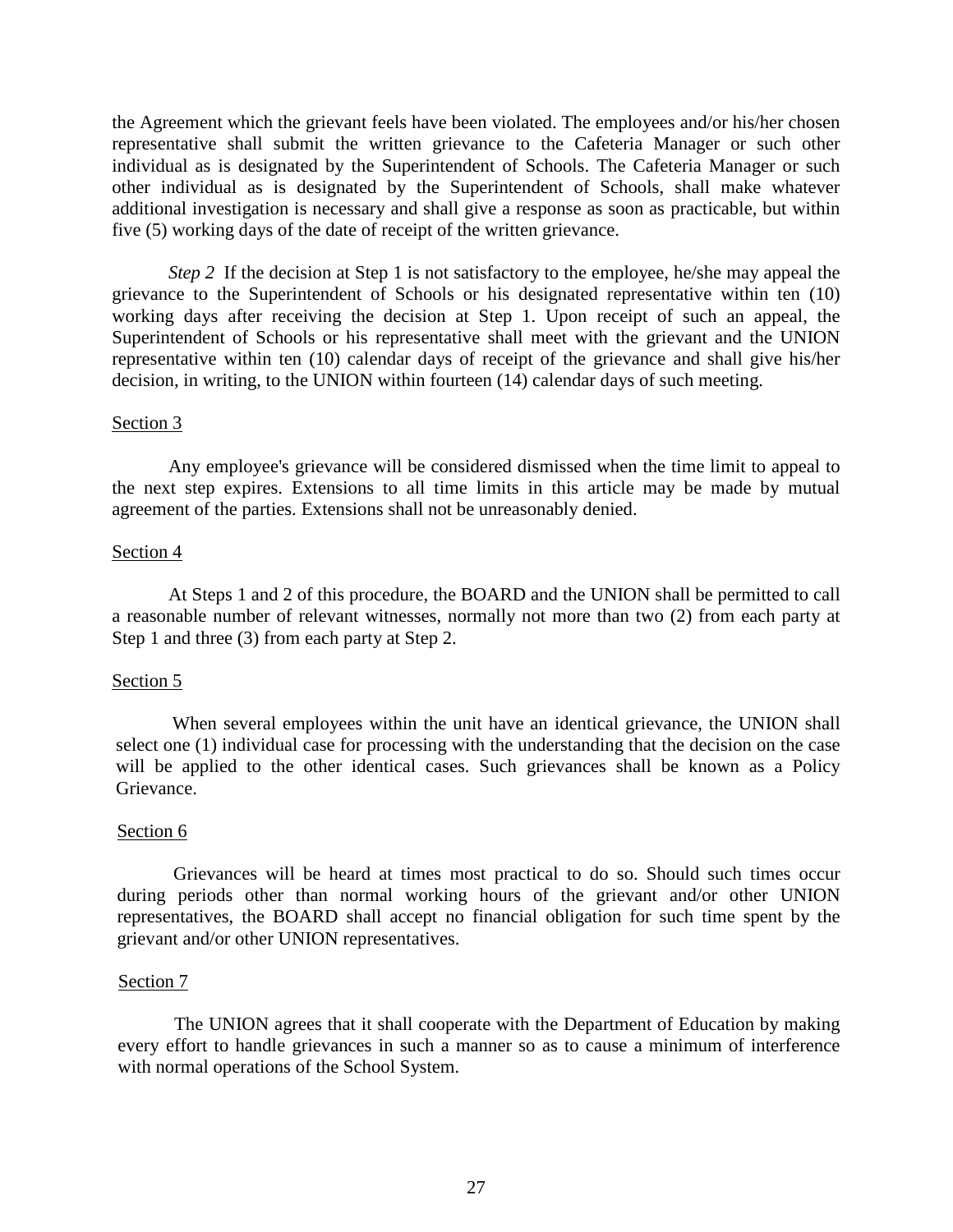the Agreement which the grievant feels have been violated. The employees and/or his/her chosen representative shall submit the written grievance to the Cafeteria Manager or such other individual as is designated by the Superintendent of Schools. The Cafeteria Manager or such other individual as is designated by the Superintendent of Schools, shall make whatever additional investigation is necessary and shall give a response as soon as practicable, but within five (5) working days of the date of receipt of the written grievance.

*Step 2* If the decision at Step 1 is not satisfactory to the employee, he/she may appeal the grievance to the Superintendent of Schools or his designated representative within ten (10) working days after receiving the decision at Step 1. Upon receipt of such an appeal, the Superintendent of Schools or his representative shall meet with the grievant and the UNION representative within ten (10) calendar days of receipt of the grievance and shall give his/her decision, in writing, to the UNION within fourteen (14) calendar days of such meeting.

Section 3

Any employee's grievance will be considered dismissed when the time limit to appeal to the next step expires. Extensions to all time limits in this article may be made by mutual agreement of the parties. Extensions shall not be unreasonably denied.

Section 4

At Steps 1 and 2 of this procedure, the BOARD and the UNION shall be permitted to call a reasonable number of relevant witnesses, normally not more than two (2) from each party at Step 1 and three (3) from each party at Step 2.

Section 5

When several employees within the unit have an identical grievance, the UNION shall select one (1) individual case for processing with the understanding that the decision on the case will be applied to the other identical cases. Such grievances shall be known as a Policy Grievance.

Section 6

Grievances will be heard at times most practical to do so. Should such times occur during periods other than normal working hours of the grievant and/or other UNION representatives, the BOARD shall accept no financial obligation for such time spent by the grievant and/or other UNION representatives.

Section 7

The UNION agrees that it shall cooperate with the Department of Education by making every effort to handle grievances in such a manner so as to cause a minimum of interference with normal operations of the School System.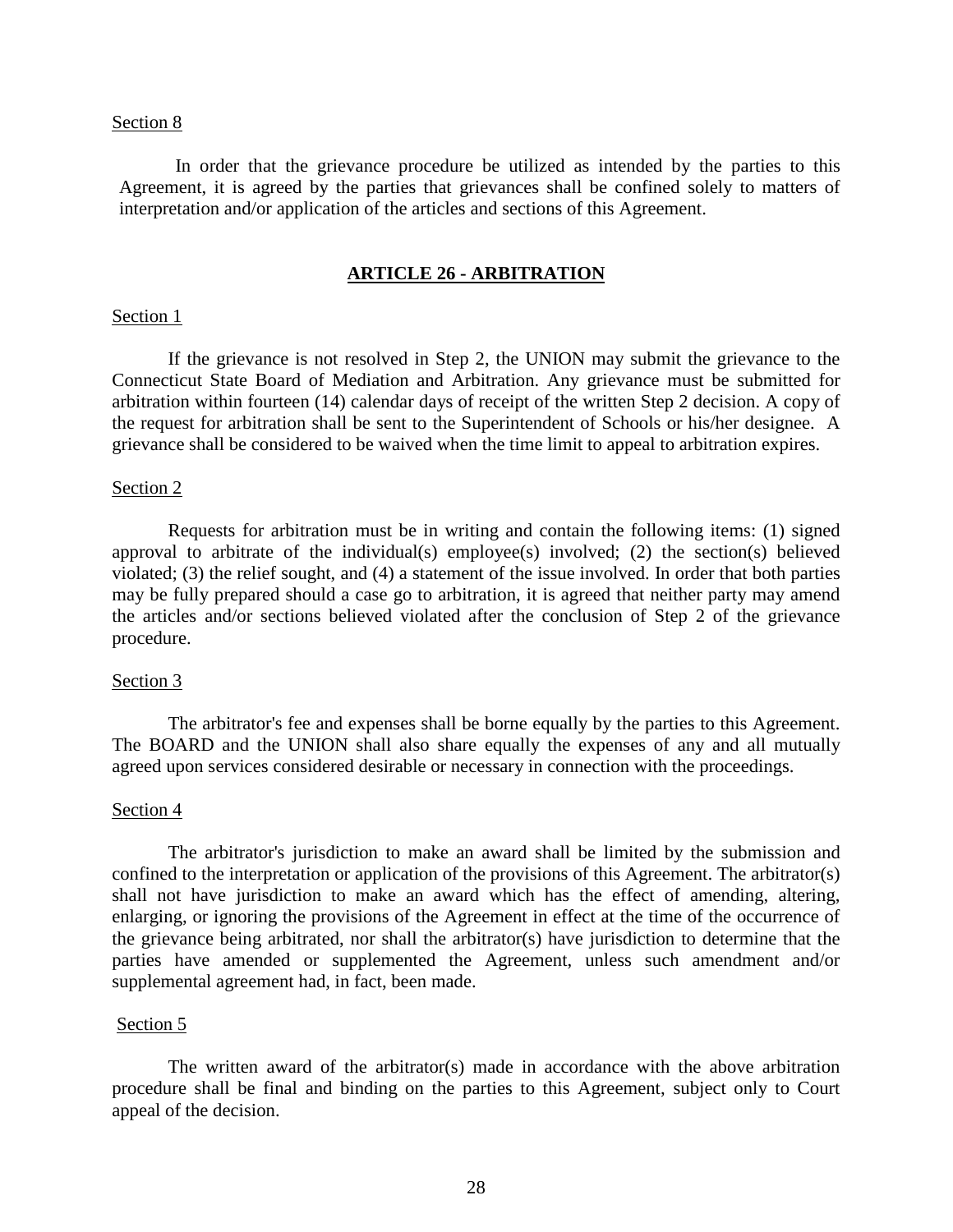Section 8

In order that the grievance procedure be utilized as intended by the parties to this Agreement, it is agreed by the parties that grievances shall be confined solely to matters of interpretation and/or application of the articles and sections of this Agreement.

## ARTICLE 26 - ARBITRATION

Section 1

If the grievance is not resolved in Step 2, the UNION may submit the grievance to the Connecticut State Board of Mediation and Arbitration. Any grievance must be submitted for arbitration within fourteen (14) calendar days of receipt of the written Step 2 decision. A copy of the request for arbitration shall be sent to the Superintendent of Schools or his/her designee. A grievance shall be considered to be waived when the time limit to appeal to arbitration expires.

Section 2

Requests for arbitration must be in writing and contain the following items: (1) signed approval to arbitrate of the individual(s) employee(s) involved; (2) the section(s) believed violated; (3) the relief sought, and (4) a statement of the issue involved. In order that both parties may be fully prepared should a case go to arbitration, it is agreed that neither party may amend the articles and/or sections believed violated after the conclusion of Step 2 of the grievance procedure.

Section 3

The arbitrator's fee and expenses shall be borne equally by the parties to this Agreement. The BOARD and the UNION shall also share equally the expenses of any and all mutually agreed upon services considered desirable or necessary in connection with the proceedings.

Section 4

The arbitrator's jurisdiction to make an award shall be limited by the submission and confined to the interpretation or application of the provisions of this Agreement. The arbitrator(s) shall not have jurisdiction to make an award which has the effect of amending, altering, enlarging, or ignoring the provisions of the Agreement in effect at the time of the occurrence of the grievance being arbitrated, nor shall the arbitrator(s) have jurisdiction to determine that the parties have amended or supplemented the Agreement, unless such amendment and/or supplemental agreement had, in fact, been made.

Section 5

The written award of the arbitrator(s) made in accordance with the above arbitration procedure shall be final and binding on the parties to this Agreement, subject only to Court appeal of the decision.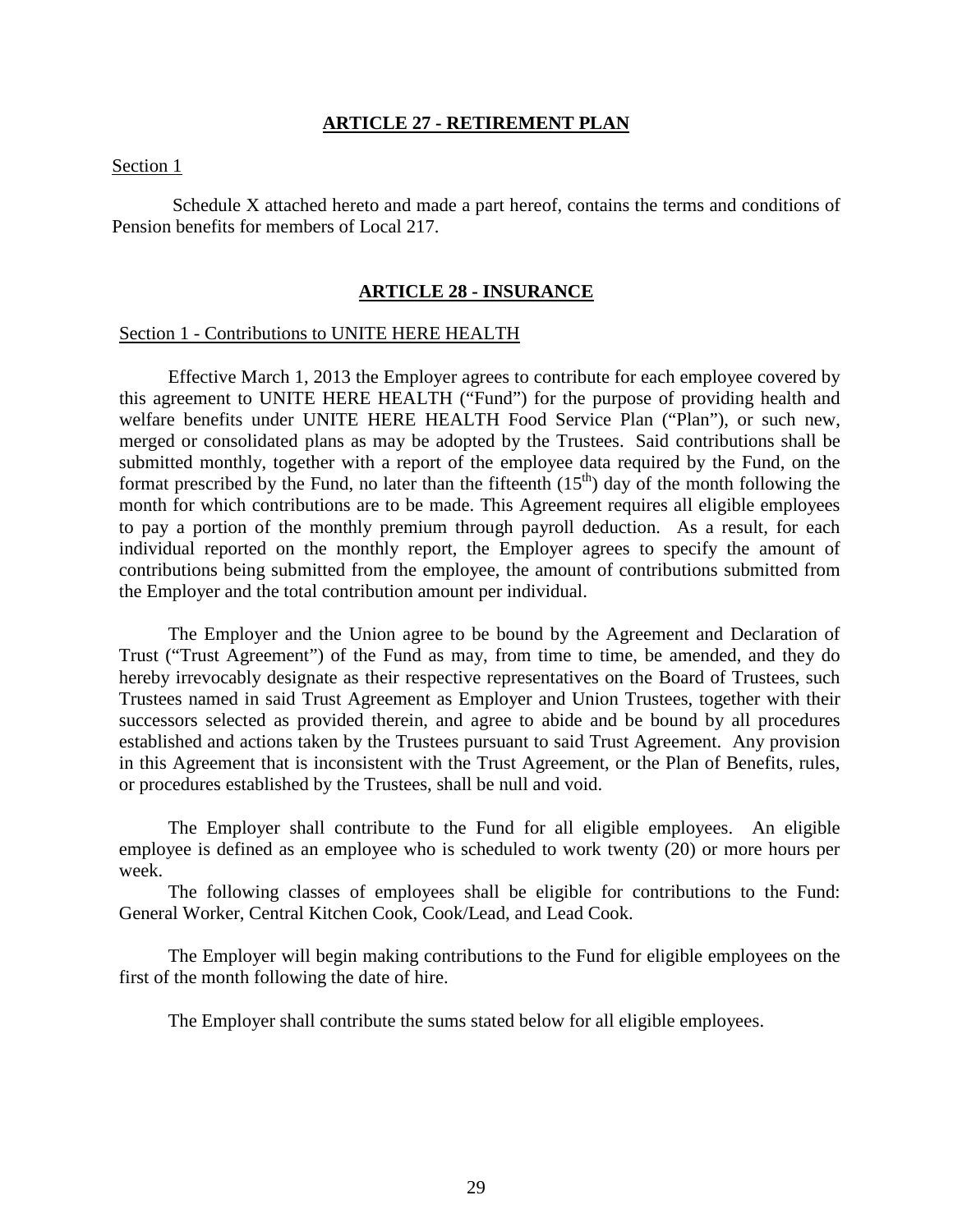## ARTICLE 27 - RETIREMENT PLAN

Section 1

Schedule X attached hereto and made a part hereof, contains the terms and conditions of Pension benefits for members of Local 217.

## ARTICLE 28 - INSURANCE

Section 1 - Contributions to UNITE HERE HEALTH

Effective March 1, 2013 the Employer agrees to contribute for each employee covered by this agreement to UNITE HERE HEALTH ("Fund") for the purpose of providing health and welfare benefits under UNITE HERE HEALTH Food Service Plan ("Plan"), or such new, merged or consolidated plans as may be adopted by the Trustees. Said contributions shall be submitted monthly, together with a report of the employee data required by the Fund, on the format prescribed by the Fund, no later than the fifteenth (15th) day of the month following the month for which contributions are to be made. This Agreement requires all eligible employees to pay a portion of the monthly premium through payroll deduction. As a result, for each individual reported on the monthly report, the Employer agrees to specify the amount of contributions being submitted from the employee, the amount of contributions submitted from the Employer and the total contribution amount per individual.

The Employer and the Union agree to be bound by the Agreement and Declaration of Trust ("Trust Agreement") of the Fund as may, from time to time, be amended, and they do hereby irrevocably designate as their respective representatives on the Board of Trustees, such Trustees named in said Trust Agreement as Employer and Union Trustees, together with their successors selected as provided therein, and agree to abide and be bound by all procedures established and actions taken by the Trustees pursuant to said Trust Agreement. Any provision in this Agreement that is inconsistent with the Trust Agreement, or the Plan of Benefits, rules, or procedures established by the Trustees, shall be null and void.

The Employer shall contribute to the Fund for all eligible employees. An eligible employee is defined as an employee who is scheduled to work twenty (20) or more hours per week.

The following classes of employees shall be eligible for contributions to the Fund: General Worker, Central Kitchen Cook, Cook/Lead, and Lead Cook.

The Employer will begin making contributions to the Fund for eligible employees on the first of the month following the date of hire.

The Employer shall contribute the sums stated below for all eligible employees.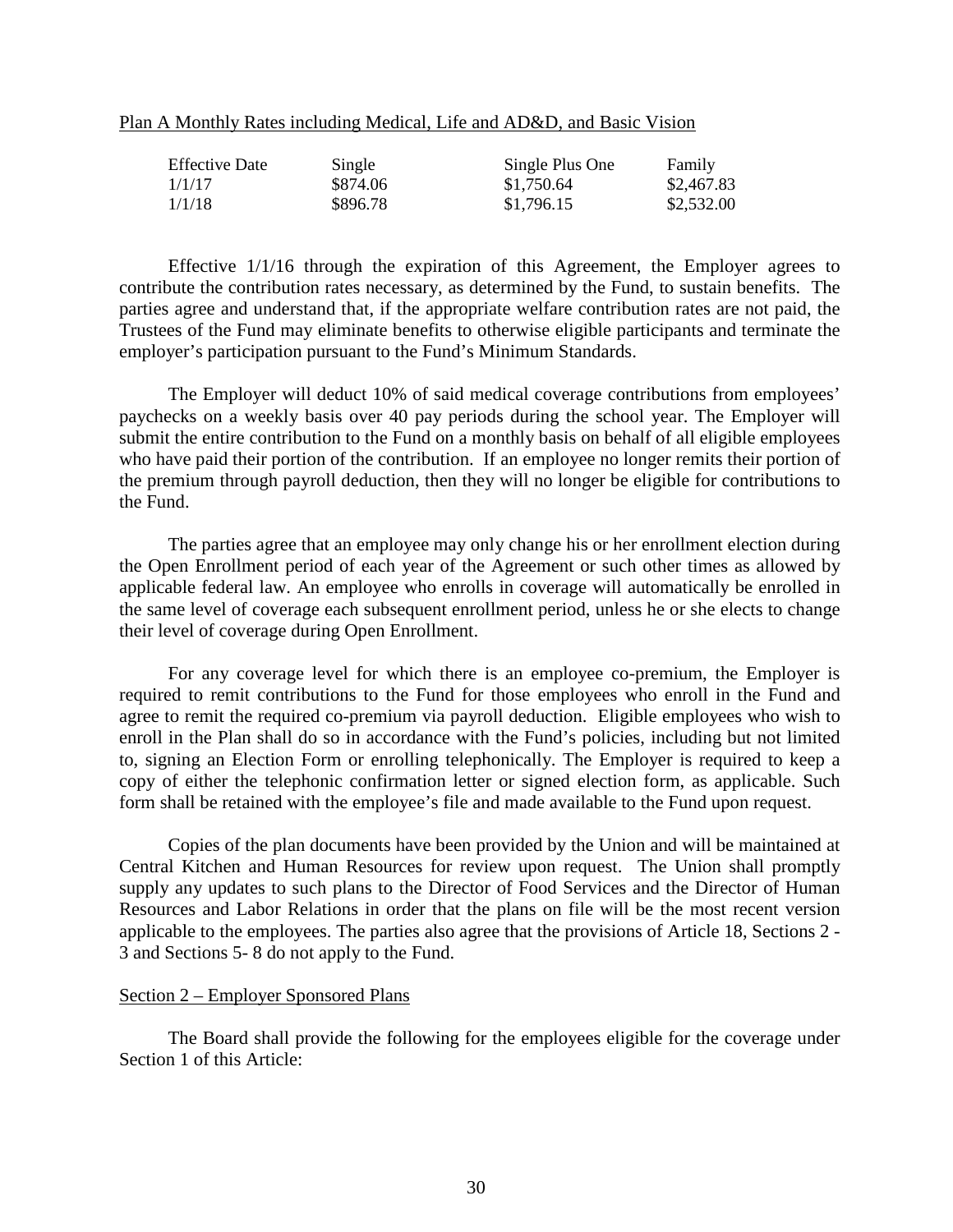Plan A Monthly Rates including Medical, Life and AD&D, and Basic Vision

| Effective Date | Single | Single Plus One | Family |
|---|---|---|---|
| 1/1/17 | $874.06 | $1,750.64 | $2,467.83 |
| 1/1/18 | $896.78 | $1,796.15 | $2,532.00 |

Effective 1/1/16 through the expiration of this Agreement, the Employer agrees to contribute the contribution rates necessary, as determined by the Fund, to sustain benefits. The parties agree and understand that, if the appropriate welfare contribution rates are not paid, the Trustees of the Fund may eliminate benefits to otherwise eligible participants and terminate the employer's participation pursuant to the Fund's Minimum Standards.

The Employer will deduct 10% of said medical coverage contributions from employees' paychecks on a weekly basis over 40 pay periods during the school year. The Employer will submit the entire contribution to the Fund on a monthly basis on behalf of all eligible employees who have paid their portion of the contribution. If an employee no longer remits their portion of the premium through payroll deduction, then they will no longer be eligible for contributions to the Fund.

The parties agree that an employee may only change his or her enrollment election during the Open Enrollment period of each year of the Agreement or such other times as allowed by applicable federal law. An employee who enrolls in coverage will automatically be enrolled in the same level of coverage each subsequent enrollment period, unless he or she elects to change their level of coverage during Open Enrollment.

For any coverage level for which there is an employee co-premium, the Employer is required to remit contributions to the Fund for those employees who enroll in the Fund and agree to remit the required co-premium via payroll deduction. Eligible employees who wish to enroll in the Plan shall do so in accordance with the Fund's policies, including but not limited to, signing an Election Form or enrolling telephonically. The Employer is required to keep a copy of either the telephonic confirmation letter or signed election form, as applicable. Such form shall be retained with the employee's file and made available to the Fund upon request.

Copies of the plan documents have been provided by the Union and will be maintained at Central Kitchen and Human Resources for review upon request. The Union shall promptly supply any updates to such plans to the Director of Food Services and the Director of Human Resources and Labor Relations in order that the plans on file will be the most recent version applicable to the employees. The parties also agree that the provisions of Article 18, Sections 2 - 3 and Sections 5- 8 do not apply to the Fund.

Section 2 – Employer Sponsored Plans

The Board shall provide the following for the employees eligible for the coverage under Section 1 of this Article: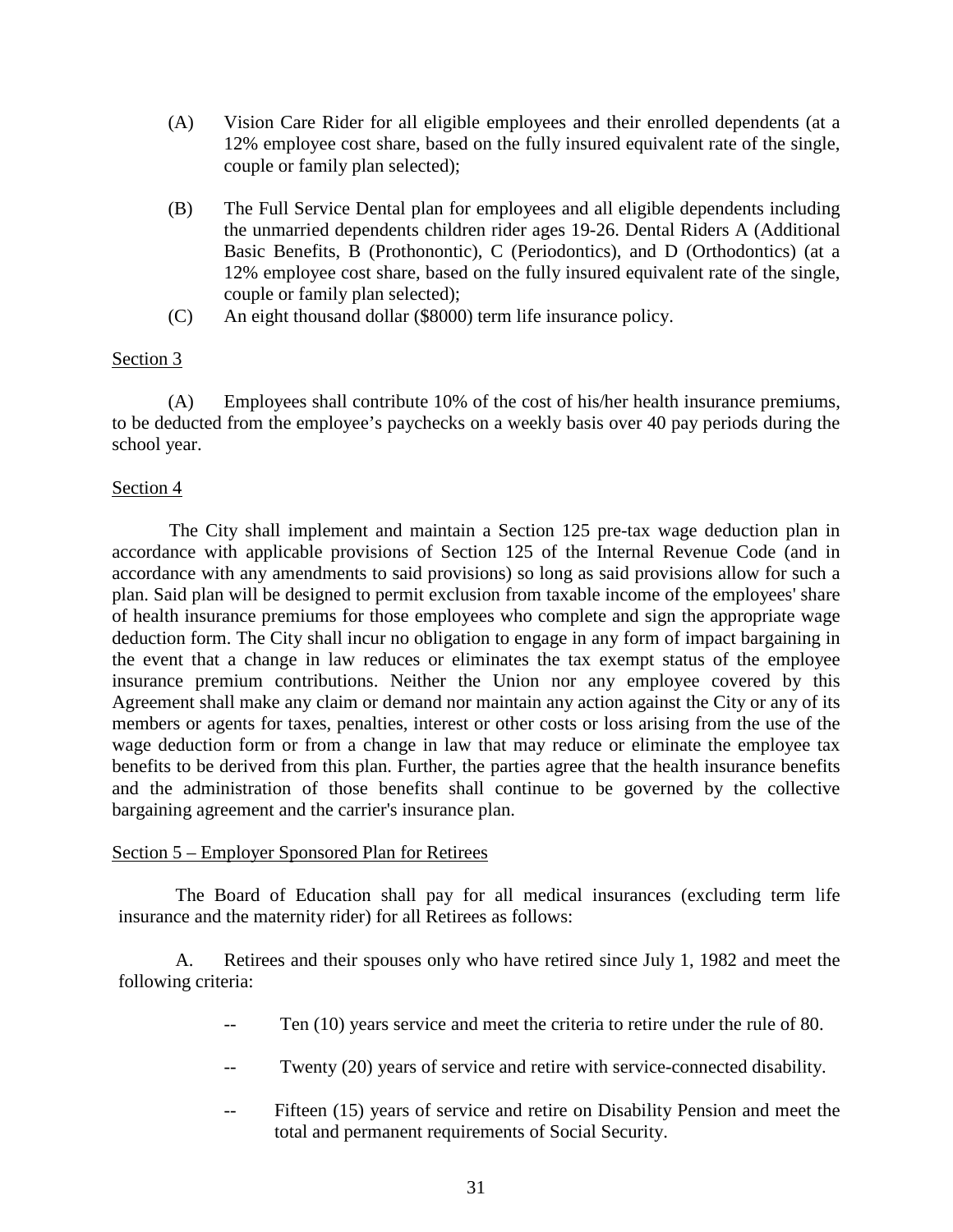(A) Vision Care Rider for all eligible employees and their enrolled dependents (at a 12% employee cost share, based on the fully insured equivalent rate of the single, couple or family plan selected);

(B) The Full Service Dental plan for employees and all eligible dependents including the unmarried dependents children rider ages 19-26. Dental Riders A (Additional Basic Benefits, B (Prothonontic), C (Periodontics), and D (Orthodontics) (at a 12% employee cost share, based on the fully insured equivalent rate of the single, couple or family plan selected);

(C) An eight thousand dollar ($8000) term life insurance policy.

Section 3

(A) Employees shall contribute 10% of the cost of his/her health insurance premiums, to be deducted from the employee's paychecks on a weekly basis over 40 pay periods during the school year.

Section 4

The City shall implement and maintain a Section 125 pre-tax wage deduction plan in accordance with applicable provisions of Section 125 of the Internal Revenue Code (and in accordance with any amendments to said provisions) so long as said provisions allow for such a plan. Said plan will be designed to permit exclusion from taxable income of the employees' share of health insurance premiums for those employees who complete and sign the appropriate wage deduction form. The City shall incur no obligation to engage in any form of impact bargaining in the event that a change in law reduces or eliminates the tax exempt status of the employee insurance premium contributions. Neither the Union nor any employee covered by this Agreement shall make any claim or demand nor maintain any action against the City or any of its members or agents for taxes, penalties, interest or other costs or loss arising from the use of the wage deduction form or from a change in law that may reduce or eliminate the employee tax benefits to be derived from this plan. Further, the parties agree that the health insurance benefits and the administration of those benefits shall continue to be governed by the collective bargaining agreement and the carrier's insurance plan.

Section 5 – Employer Sponsored Plan for Retirees

The Board of Education shall pay for all medical insurances (excluding term life insurance and the maternity rider) for all Retirees as follows:

A. Retirees and their spouses only who have retired since July 1, 1982 and meet the following criteria:

-- Ten (10) years service and meet the criteria to retire under the rule of 80.

-- Twenty (20) years of service and retire with service-connected disability.

-- Fifteen (15) years of service and retire on Disability Pension and meet the total and permanent requirements of Social Security.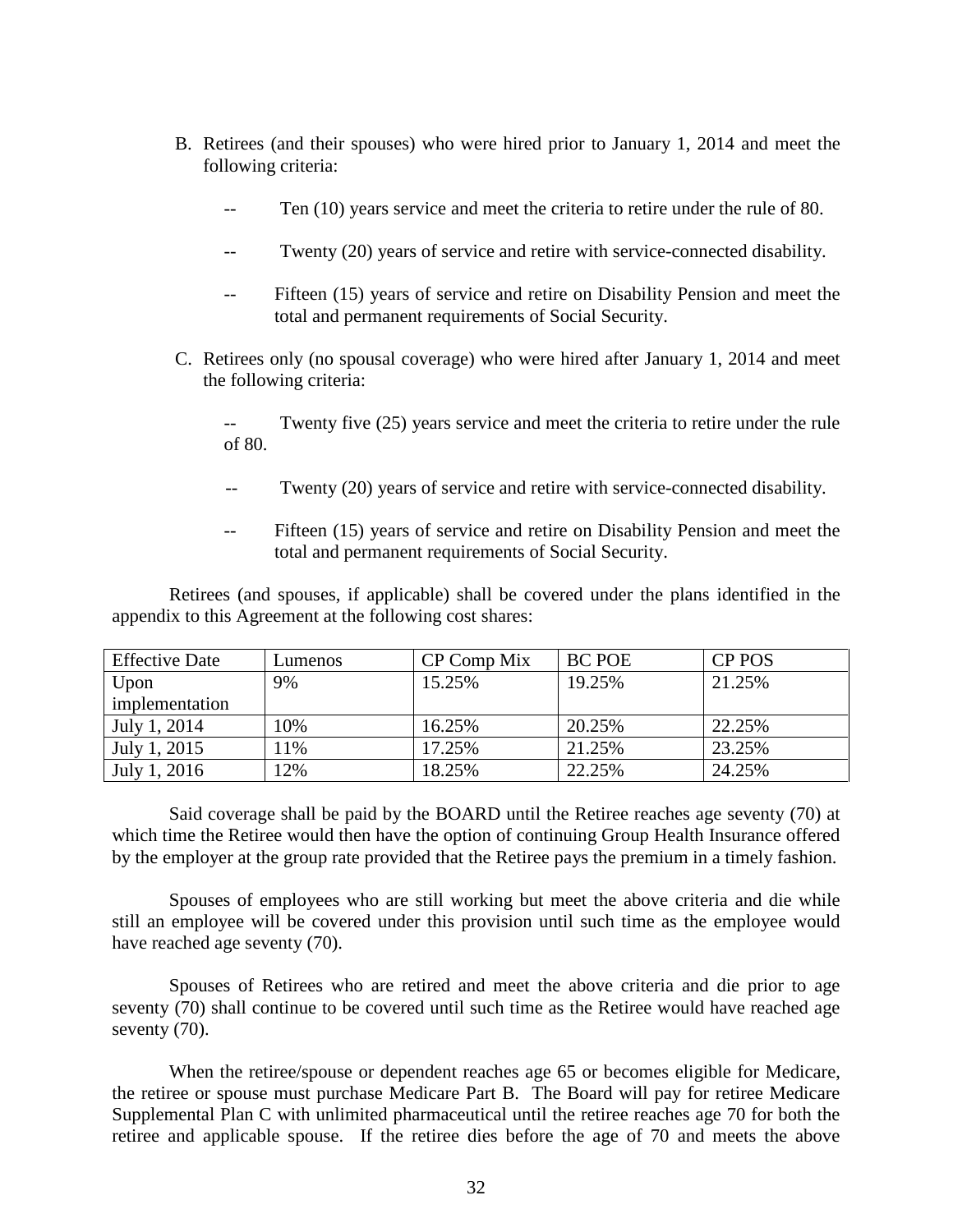B. Retirees (and their spouses) who were hired prior to January 1, 2014 and meet the following criteria:

- -- Ten (10) years service and meet the criteria to retire under the rule of 80.
- -- Twenty (20) years of service and retire with service-connected disability.
- -- Fifteen (15) years of service and retire on Disability Pension and meet the total and permanent requirements of Social Security.

C. Retirees only (no spousal coverage) who were hired after January 1, 2014 and meet the following criteria:

- -- Twenty five (25) years service and meet the criteria to retire under the rule of 80.
- -- Twenty (20) years of service and retire with service-connected disability.
- -- Fifteen (15) years of service and retire on Disability Pension and meet the total and permanent requirements of Social Security.

Retirees (and spouses, if applicable) shall be covered under the plans identified in the appendix to this Agreement at the following cost shares:

| Effective Date | Lumenos | CP Comp Mix | BC POE | CP POS |
|---|---|---|---|---|
| Upon implementation | 9% | 15.25% | 19.25% | 21.25% |
| July 1, 2014 | 10% | 16.25% | 20.25% | 22.25% |
| July 1, 2015 | 11% | 17.25% | 21.25% | 23.25% |
| July 1, 2016 | 12% | 18.25% | 22.25% | 24.25% |

Said coverage shall be paid by the BOARD until the Retiree reaches age seventy (70) at which time the Retiree would then have the option of continuing Group Health Insurance offered by the employer at the group rate provided that the Retiree pays the premium in a timely fashion.

Spouses of employees who are still working but meet the above criteria and die while still an employee will be covered under this provision until such time as the employee would have reached age seventy (70).

Spouses of Retirees who are retired and meet the above criteria and die prior to age seventy (70) shall continue to be covered until such time as the Retiree would have reached age seventy (70).

When the retiree/spouse or dependent reaches age 65 or becomes eligible for Medicare, the retiree or spouse must purchase Medicare Part B. The Board will pay for retiree Medicare Supplemental Plan C with unlimited pharmaceutical until the retiree reaches age 70 for both the retiree and applicable spouse. If the retiree dies before the age of 70 and meets the above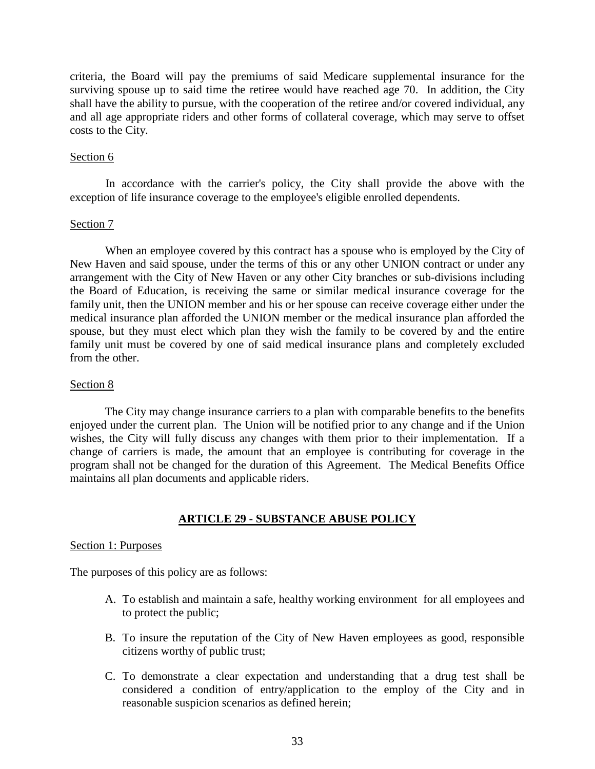criteria, the Board will pay the premiums of said Medicare supplemental insurance for the surviving spouse up to said time the retiree would have reached age 70. In addition, the City shall have the ability to pursue, with the cooperation of the retiree and/or covered individual, any and all age appropriate riders and other forms of collateral coverage, which may serve to offset costs to the City.

Section 6

In accordance with the carrier's policy, the City shall provide the above with the exception of life insurance coverage to the employee's eligible enrolled dependents.

Section 7

When an employee covered by this contract has a spouse who is employed by the City of New Haven and said spouse, under the terms of this or any other UNION contract or under any arrangement with the City of New Haven or any other City branches or sub-divisions including the Board of Education, is receiving the same or similar medical insurance coverage for the family unit, then the UNION member and his or her spouse can receive coverage either under the medical insurance plan afforded the UNION member or the medical insurance plan afforded the spouse, but they must elect which plan they wish the family to be covered by and the entire family unit must be covered by one of said medical insurance plans and completely excluded from the other.

Section 8

The City may change insurance carriers to a plan with comparable benefits to the benefits enjoyed under the current plan. The Union will be notified prior to any change and if the Union wishes, the City will fully discuss any changes with them prior to their implementation. If a change of carriers is made, the amount that an employee is contributing for coverage in the program shall not be changed for the duration of this Agreement. The Medical Benefits Office maintains all plan documents and applicable riders.

## ARTICLE 29 - SUBSTANCE ABUSE POLICY

Section 1: Purposes

The purposes of this policy are as follows:

A. To establish and maintain a safe, healthy working environment for all employees and to protect the public;

B. To insure the reputation of the City of New Haven employees as good, responsible citizens worthy of public trust;

C. To demonstrate a clear expectation and understanding that a drug test shall be considered a condition of entry/application to the employ of the City and in reasonable suspicion scenarios as defined herein;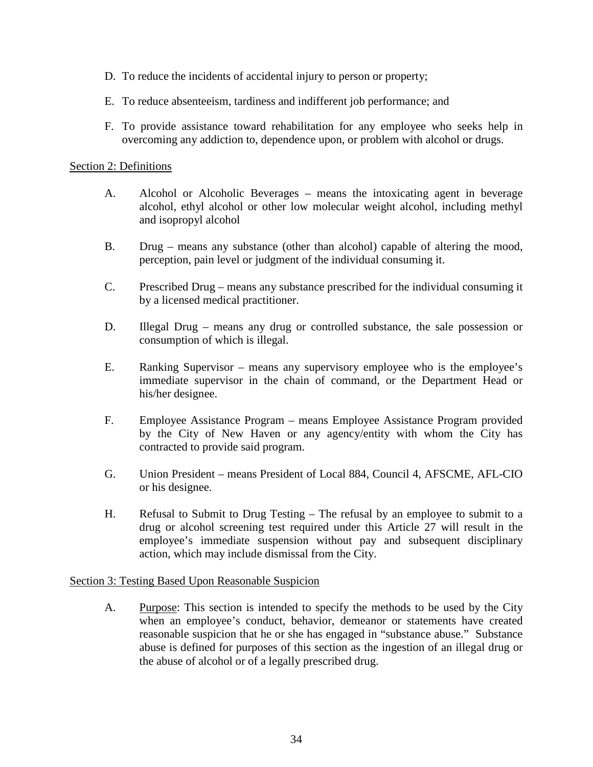D. To reduce the incidents of accidental injury to person or property;

E. To reduce absenteeism, tardiness and indifferent job performance; and

F. To provide assistance toward rehabilitation for any employee who seeks help in overcoming any addiction to, dependence upon, or problem with alcohol or drugs.

Section 2: Definitions

A. Alcohol or Alcoholic Beverages – means the intoxicating agent in beverage alcohol, ethyl alcohol or other low molecular weight alcohol, including methyl and isopropyl alcohol

B. Drug – means any substance (other than alcohol) capable of altering the mood, perception, pain level or judgment of the individual consuming it.

C. Prescribed Drug – means any substance prescribed for the individual consuming it by a licensed medical practitioner.

D. Illegal Drug – means any drug or controlled substance, the sale possession or consumption of which is illegal.

E. Ranking Supervisor – means any supervisory employee who is the employee's immediate supervisor in the chain of command, or the Department Head or his/her designee.

F. Employee Assistance Program – means Employee Assistance Program provided by the City of New Haven or any agency/entity with whom the City has contracted to provide said program.

G. Union President – means President of Local 884, Council 4, AFSCME, AFL-CIO or his designee.

H. Refusal to Submit to Drug Testing – The refusal by an employee to submit to a drug or alcohol screening test required under this Article 27 will result in the employee's immediate suspension without pay and subsequent disciplinary action, which may include dismissal from the City.

Section 3: Testing Based Upon Reasonable Suspicion

A. Purpose: This section is intended to specify the methods to be used by the City when an employee's conduct, behavior, demeanor or statements have created reasonable suspicion that he or she has engaged in "substance abuse." Substance abuse is defined for purposes of this section as the ingestion of an illegal drug or the abuse of alcohol or of a legally prescribed drug.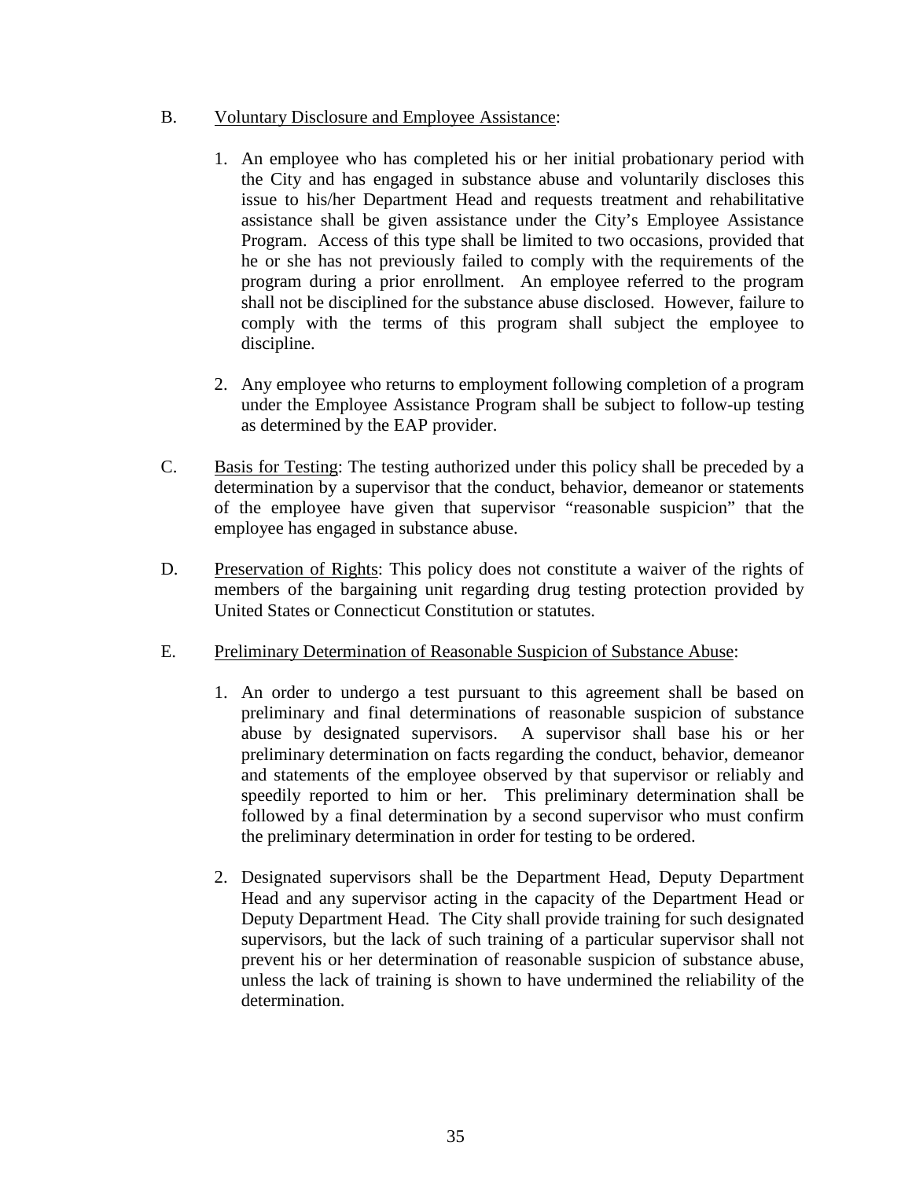B. <u>Voluntary Disclosure and Employee Assistance</u>:

1. An employee who has completed his or her initial probationary period with the City and has engaged in substance abuse and voluntarily discloses this issue to his/her Department Head and requests treatment and rehabilitative assistance shall be given assistance under the City's Employee Assistance Program. Access of this type shall be limited to two occasions, provided that he or she has not previously failed to comply with the requirements of the program during a prior enrollment. An employee referred to the program shall not be disciplined for the substance abuse disclosed. However, failure to comply with the terms of this program shall subject the employee to discipline.

2. Any employee who returns to employment following completion of a program under the Employee Assistance Program shall be subject to follow-up testing as determined by the EAP provider.

C. <u>Basis for Testing</u>: The testing authorized under this policy shall be preceded by a determination by a supervisor that the conduct, behavior, demeanor or statements of the employee have given that supervisor "reasonable suspicion" that the employee has engaged in substance abuse.

D. <u>Preservation of Rights</u>: This policy does not constitute a waiver of the rights of members of the bargaining unit regarding drug testing protection provided by United States or Connecticut Constitution or statutes.

E. <u>Preliminary Determination of Reasonable Suspicion of Substance Abuse</u>:

1. An order to undergo a test pursuant to this agreement shall be based on preliminary and final determinations of reasonable suspicion of substance abuse by designated supervisors. A supervisor shall base his or her preliminary determination on facts regarding the conduct, behavior, demeanor and statements of the employee observed by that supervisor or reliably and speedily reported to him or her. This preliminary determination shall be followed by a final determination by a second supervisor who must confirm the preliminary determination in order for testing to be ordered.

2. Designated supervisors shall be the Department Head, Deputy Department Head and any supervisor acting in the capacity of the Department Head or Deputy Department Head. The City shall provide training for such designated supervisors, but the lack of such training of a particular supervisor shall not prevent his or her determination of reasonable suspicion of substance abuse, unless the lack of training is shown to have undermined the reliability of the determination.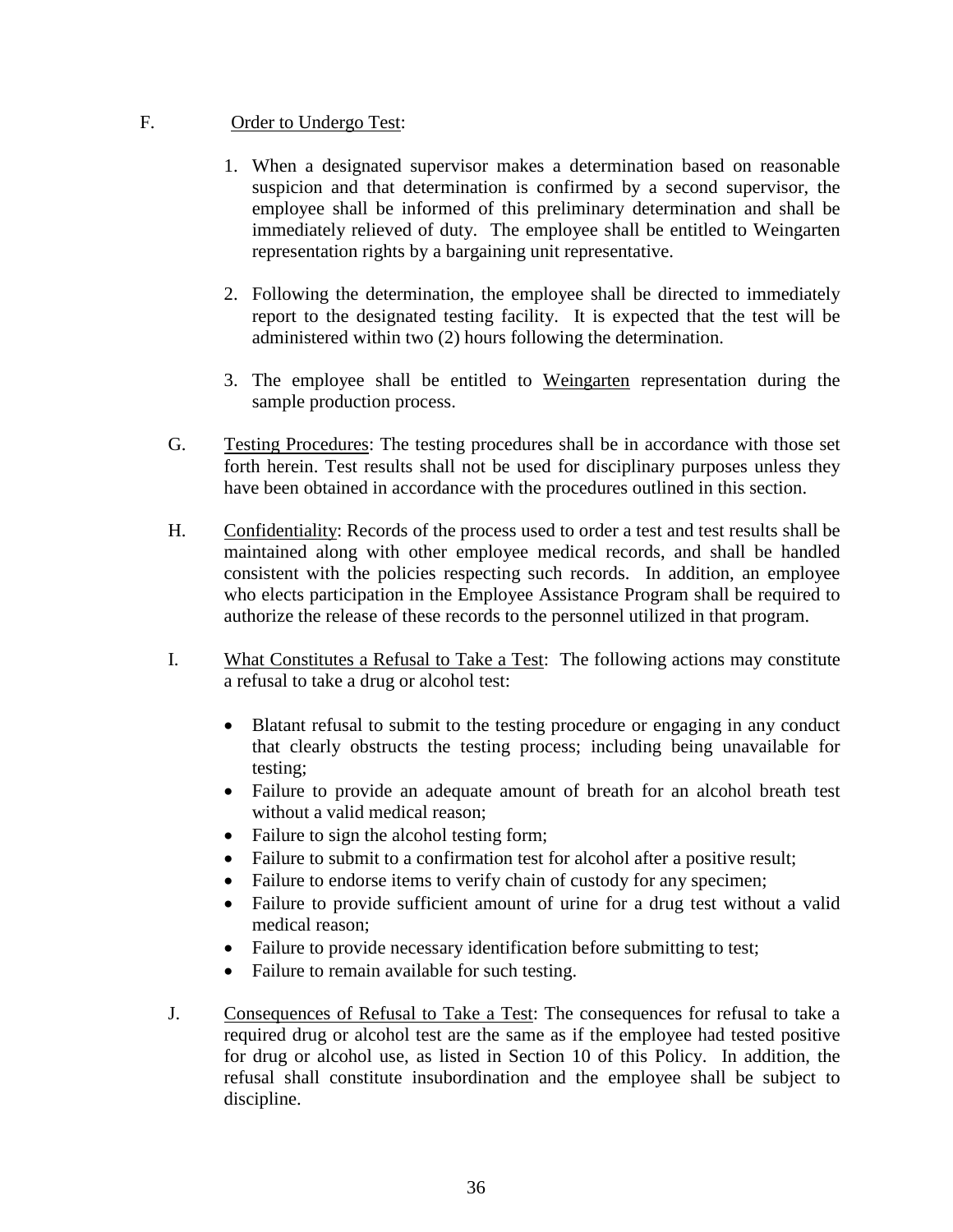F. <u>Order to Undergo Test</u>:

1. When a designated supervisor makes a determination based on reasonable suspicion and that determination is confirmed by a second supervisor, the employee shall be informed of this preliminary determination and shall be immediately relieved of duty. The employee shall be entitled to Weingarten representation rights by a bargaining unit representative.

2. Following the determination, the employee shall be directed to immediately report to the designated testing facility. It is expected that the test will be administered within two (2) hours following the determination.

3. The employee shall be entitled to <u>Weingarten</u> representation during the sample production process.

G. <u>Testing Procedures</u>: The testing procedures shall be in accordance with those set forth herein. Test results shall not be used for disciplinary purposes unless they have been obtained in accordance with the procedures outlined in this section.

H. <u>Confidentiality</u>: Records of the process used to order a test and test results shall be maintained along with other employee medical records, and shall be handled consistent with the policies respecting such records. In addition, an employee who elects participation in the Employee Assistance Program shall be required to authorize the release of these records to the personnel utilized in that program.

I. <u>What Constitutes a Refusal to Take a Test</u>: The following actions may constitute a refusal to take a drug or alcohol test:

- Blatant refusal to submit to the testing procedure or engaging in any conduct that clearly obstructs the testing process; including being unavailable for testing;
- Failure to provide an adequate amount of breath for an alcohol breath test without a valid medical reason;
- Failure to sign the alcohol testing form;
- Failure to submit to a confirmation test for alcohol after a positive result;
- Failure to endorse items to verify chain of custody for any specimen;
- Failure to provide sufficient amount of urine for a drug test without a valid medical reason;
- Failure to provide necessary identification before submitting to test;
- Failure to remain available for such testing.

J. <u>Consequences of Refusal to Take a Test</u>: The consequences for refusal to take a required drug or alcohol test are the same as if the employee had tested positive for drug or alcohol use, as listed in Section 10 of this Policy. In addition, the refusal shall constitute insubordination and the employee shall be subject to discipline.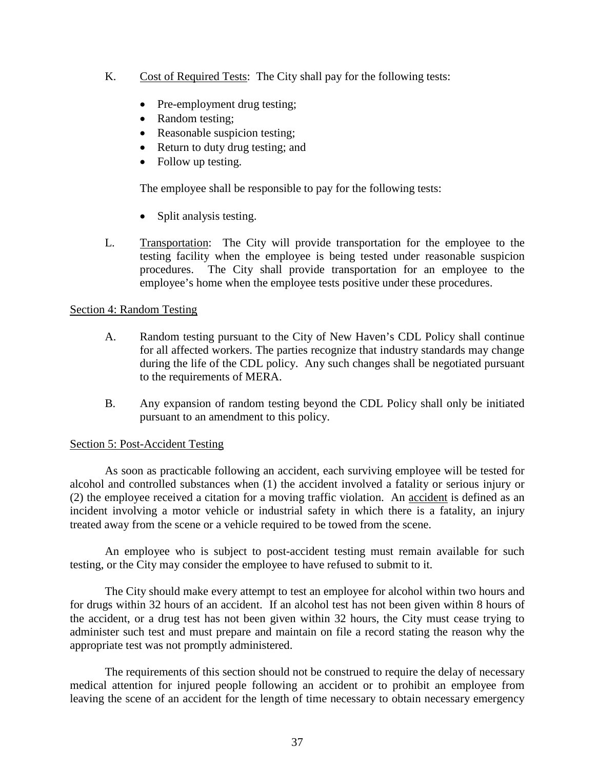K. Cost of Required Tests: The City shall pay for the following tests:

- Pre-employment drug testing;
- Random testing;
- Reasonable suspicion testing;
- Return to duty drug testing; and
- Follow up testing.

The employee shall be responsible to pay for the following tests:

- Split analysis testing.

L. Transportation: The City will provide transportation for the employee to the testing facility when the employee is being tested under reasonable suspicion procedures. The City shall provide transportation for an employee to the employee's home when the employee tests positive under these procedures.

## Section 4: Random Testing

A. Random testing pursuant to the City of New Haven's CDL Policy shall continue for all affected workers. The parties recognize that industry standards may change during the life of the CDL policy. Any such changes shall be negotiated pursuant to the requirements of MERA.

B. Any expansion of random testing beyond the CDL Policy shall only be initiated pursuant to an amendment to this policy.

## Section 5: Post-Accident Testing

As soon as practicable following an accident, each surviving employee will be tested for alcohol and controlled substances when (1) the accident involved a fatality or serious injury or (2) the employee received a citation for a moving traffic violation. An accident is defined as an incident involving a motor vehicle or industrial safety in which there is a fatality, an injury treated away from the scene or a vehicle required to be towed from the scene.

An employee who is subject to post-accident testing must remain available for such testing, or the City may consider the employee to have refused to submit to it.

The City should make every attempt to test an employee for alcohol within two hours and for drugs within 32 hours of an accident. If an alcohol test has not been given within 8 hours of the accident, or a drug test has not been given within 32 hours, the City must cease trying to administer such test and must prepare and maintain on file a record stating the reason why the appropriate test was not promptly administered.

The requirements of this section should not be construed to require the delay of necessary medical attention for injured people following an accident or to prohibit an employee from leaving the scene of an accident for the length of time necessary to obtain necessary emergency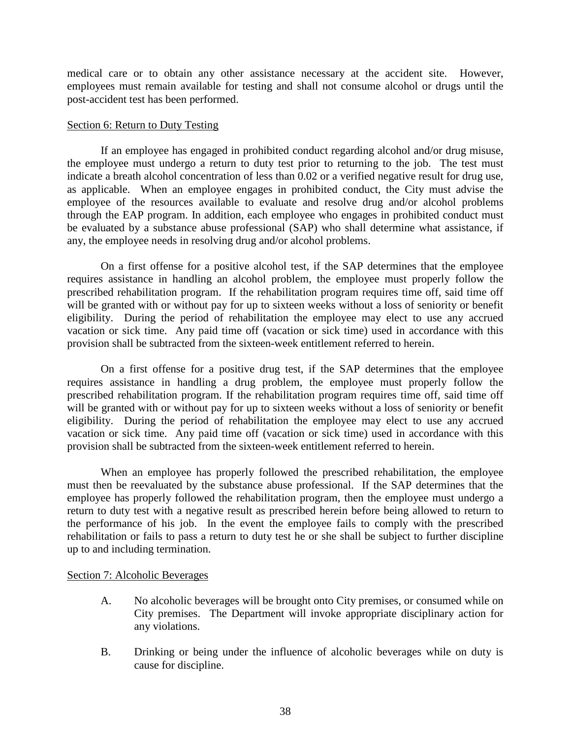medical care or to obtain any other assistance necessary at the accident site. However, employees must remain available for testing and shall not consume alcohol or drugs until the post-accident test has been performed.

Section 6: Return to Duty Testing

If an employee has engaged in prohibited conduct regarding alcohol and/or drug misuse, the employee must undergo a return to duty test prior to returning to the job. The test must indicate a breath alcohol concentration of less than 0.02 or a verified negative result for drug use, as applicable. When an employee engages in prohibited conduct, the City must advise the employee of the resources available to evaluate and resolve drug and/or alcohol problems through the EAP program. In addition, each employee who engages in prohibited conduct must be evaluated by a substance abuse professional (SAP) who shall determine what assistance, if any, the employee needs in resolving drug and/or alcohol problems.

On a first offense for a positive alcohol test, if the SAP determines that the employee requires assistance in handling an alcohol problem, the employee must properly follow the prescribed rehabilitation program. If the rehabilitation program requires time off, said time off will be granted with or without pay for up to sixteen weeks without a loss of seniority or benefit eligibility. During the period of rehabilitation the employee may elect to use any accrued vacation or sick time. Any paid time off (vacation or sick time) used in accordance with this provision shall be subtracted from the sixteen-week entitlement referred to herein.

On a first offense for a positive drug test, if the SAP determines that the employee requires assistance in handling a drug problem, the employee must properly follow the prescribed rehabilitation program. If the rehabilitation program requires time off, said time off will be granted with or without pay for up to sixteen weeks without a loss of seniority or benefit eligibility. During the period of rehabilitation the employee may elect to use any accrued vacation or sick time. Any paid time off (vacation or sick time) used in accordance with this provision shall be subtracted from the sixteen-week entitlement referred to herein.

When an employee has properly followed the prescribed rehabilitation, the employee must then be reevaluated by the substance abuse professional. If the SAP determines that the employee has properly followed the rehabilitation program, then the employee must undergo a return to duty test with a negative result as prescribed herein before being allowed to return to the performance of his job. In the event the employee fails to comply with the prescribed rehabilitation or fails to pass a return to duty test he or she shall be subject to further discipline up to and including termination.

Section 7: Alcoholic Beverages

A. No alcoholic beverages will be brought onto City premises, or consumed while on City premises. The Department will invoke appropriate disciplinary action for any violations.

B. Drinking or being under the influence of alcoholic beverages while on duty is cause for discipline.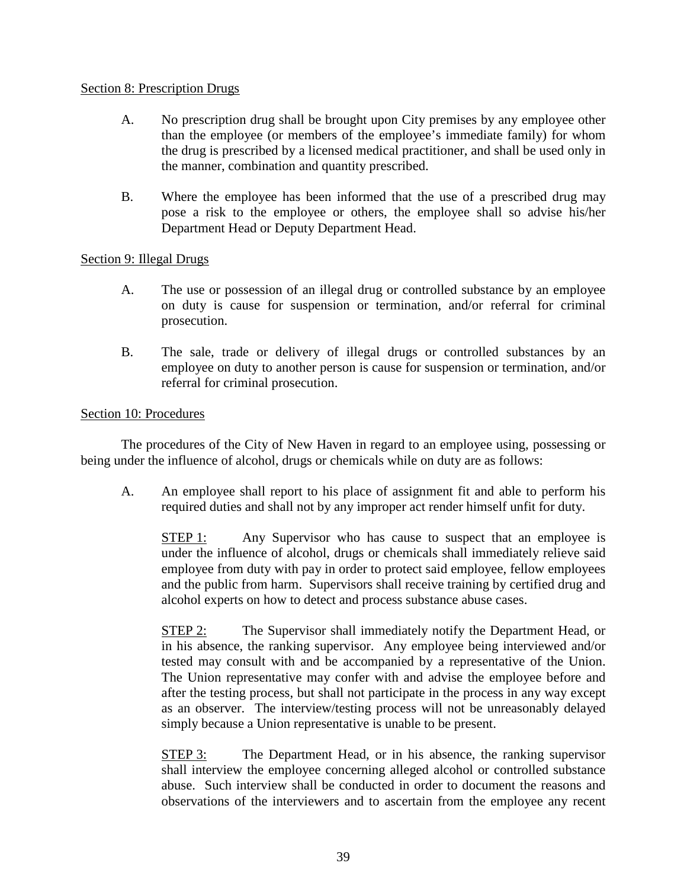Section 8: Prescription Drugs

A. No prescription drug shall be brought upon City premises by any employee other than the employee (or members of the employee's immediate family) for whom the drug is prescribed by a licensed medical practitioner, and shall be used only in the manner, combination and quantity prescribed.

B. Where the employee has been informed that the use of a prescribed drug may pose a risk to the employee or others, the employee shall so advise his/her Department Head or Deputy Department Head.

Section 9: Illegal Drugs

A. The use or possession of an illegal drug or controlled substance by an employee on duty is cause for suspension or termination, and/or referral for criminal prosecution.

B. The sale, trade or delivery of illegal drugs or controlled substances by an employee on duty to another person is cause for suspension or termination, and/or referral for criminal prosecution.

Section 10: Procedures

The procedures of the City of New Haven in regard to an employee using, possessing or being under the influence of alcohol, drugs or chemicals while on duty are as follows:

A. An employee shall report to his place of assignment fit and able to perform his required duties and shall not by any improper act render himself unfit for duty.

STEP 1: Any Supervisor who has cause to suspect that an employee is under the influence of alcohol, drugs or chemicals shall immediately relieve said employee from duty with pay in order to protect said employee, fellow employees and the public from harm. Supervisors shall receive training by certified drug and alcohol experts on how to detect and process substance abuse cases.

STEP 2: The Supervisor shall immediately notify the Department Head, or in his absence, the ranking supervisor. Any employee being interviewed and/or tested may consult with and be accompanied by a representative of the Union. The Union representative may confer with and advise the employee before and after the testing process, but shall not participate in the process in any way except as an observer. The interview/testing process will not be unreasonably delayed simply because a Union representative is unable to be present.

STEP 3: The Department Head, or in his absence, the ranking supervisor shall interview the employee concerning alleged alcohol or controlled substance abuse. Such interview shall be conducted in order to document the reasons and observations of the interviewers and to ascertain from the employee any recent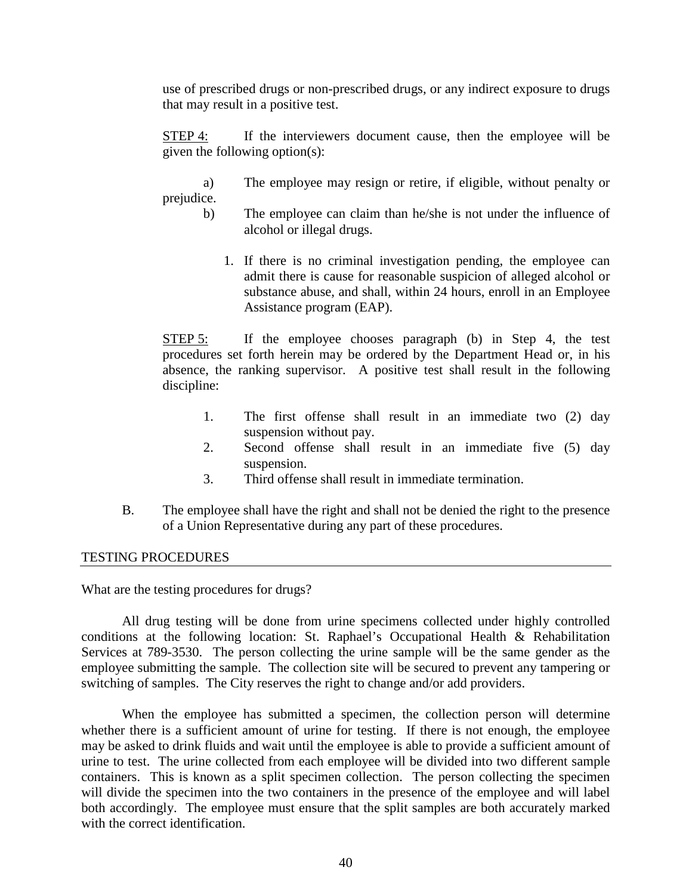use of prescribed drugs or non-prescribed drugs, or any indirect exposure to drugs that may result in a positive test.

STEP 4: If the interviewers document cause, then the employee will be given the following option(s):

a) The employee may resign or retire, if eligible, without penalty or prejudice.

b) The employee can claim than he/she is not under the influence of alcohol or illegal drugs.

1. If there is no criminal investigation pending, the employee can admit there is cause for reasonable suspicion of alleged alcohol or substance abuse, and shall, within 24 hours, enroll in an Employee Assistance program (EAP).

STEP 5: If the employee chooses paragraph (b) in Step 4, the test procedures set forth herein may be ordered by the Department Head or, in his absence, the ranking supervisor. A positive test shall result in the following discipline:

1. The first offense shall result in an immediate two (2) day suspension without pay.
2. Second offense shall result in an immediate five (5) day suspension.
3. Third offense shall result in immediate termination.

B. The employee shall have the right and shall not be denied the right to the presence of a Union Representative during any part of these procedures.

## TESTING PROCEDURES

What are the testing procedures for drugs?

All drug testing will be done from urine specimens collected under highly controlled conditions at the following location: St. Raphael's Occupational Health & Rehabilitation Services at 789-3530. The person collecting the urine sample will be the same gender as the employee submitting the sample. The collection site will be secured to prevent any tampering or switching of samples. The City reserves the right to change and/or add providers.

When the employee has submitted a specimen, the collection person will determine whether there is a sufficient amount of urine for testing. If there is not enough, the employee may be asked to drink fluids and wait until the employee is able to provide a sufficient amount of urine to test. The urine collected from each employee will be divided into two different sample containers. This is known as a split specimen collection. The person collecting the specimen will divide the specimen into the two containers in the presence of the employee and will label both accordingly. The employee must ensure that the split samples are both accurately marked with the correct identification.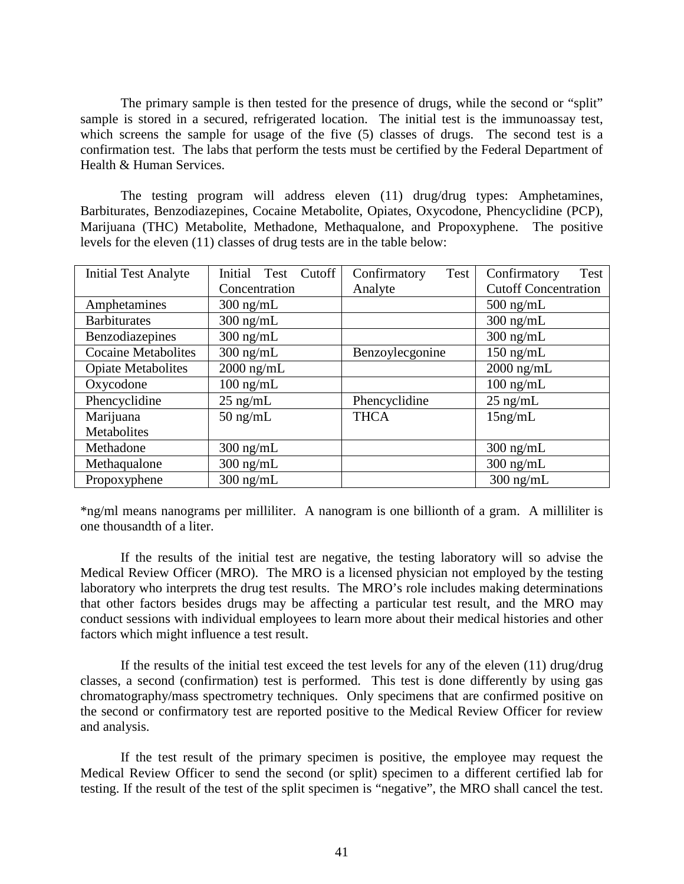The primary sample is then tested for the presence of drugs, while the second or "split" sample is stored in a secured, refrigerated location. The initial test is the immunoassay test, which screens the sample for usage of the five (5) classes of drugs. The second test is a confirmation test. The labs that perform the tests must be certified by the Federal Department of Health & Human Services.

The testing program will address eleven (11) drug/drug types: Amphetamines, Barbiturates, Benzodiazepines, Cocaine Metabolite, Opiates, Oxycodone, Phencyclidine (PCP), Marijuana (THC) Metabolite, Methadone, Methaqualone, and Propoxyphene. The positive levels for the eleven (11) classes of drug tests are in the table below:

| Initial Test Analyte | Initial Test Cutoff Concentration | Confirmatory Test Analyte | Confirmatory Test Cutoff Concentration |
|---|---|---|---|
| Amphetamines | 300 ng/mL | | 500 ng/mL |
| Barbiturates | 300 ng/mL | | 300 ng/mL |
| Benzodiazepines | 300 ng/mL | | 300 ng/mL |
| Cocaine Metabolites | 300 ng/mL | Benzoylecgonine | 150 ng/mL |
| Opiate Metabolites | 2000 ng/mL | | 2000 ng/mL |
| Oxycodone | 100 ng/mL | | 100 ng/mL |
| Phencyclidine | 25 ng/mL | Phencyclidine | 25 ng/mL |
| Marijuana Metabolites | 50 ng/mL | THCA | 15ng/mL |
| Methadone | 300 ng/mL | | 300 ng/mL |
| Methaqualone | 300 ng/mL | | 300 ng/mL |
| Propoxyphene | 300 ng/mL | | 300 ng/mL |

*ng/ml means nanograms per milliliter. A nanogram is one billionth of a gram. A milliliter is one thousandth of a liter.

If the results of the initial test are negative, the testing laboratory will so advise the Medical Review Officer (MRO). The MRO is a licensed physician not employed by the testing laboratory who interprets the drug test results. The MRO's role includes making determinations that other factors besides drugs may be affecting a particular test result, and the MRO may conduct sessions with individual employees to learn more about their medical histories and other factors which might influence a test result.

If the results of the initial test exceed the test levels for any of the eleven (11) drug/drug classes, a second (confirmation) test is performed. This test is done differently by using gas chromatography/mass spectrometry techniques. Only specimens that are confirmed positive on the second or confirmatory test are reported positive to the Medical Review Officer for review and analysis.

If the test result of the primary specimen is positive, the employee may request the Medical Review Officer to send the second (or split) specimen to a different certified lab for testing. If the result of the test of the split specimen is "negative", the MRO shall cancel the test.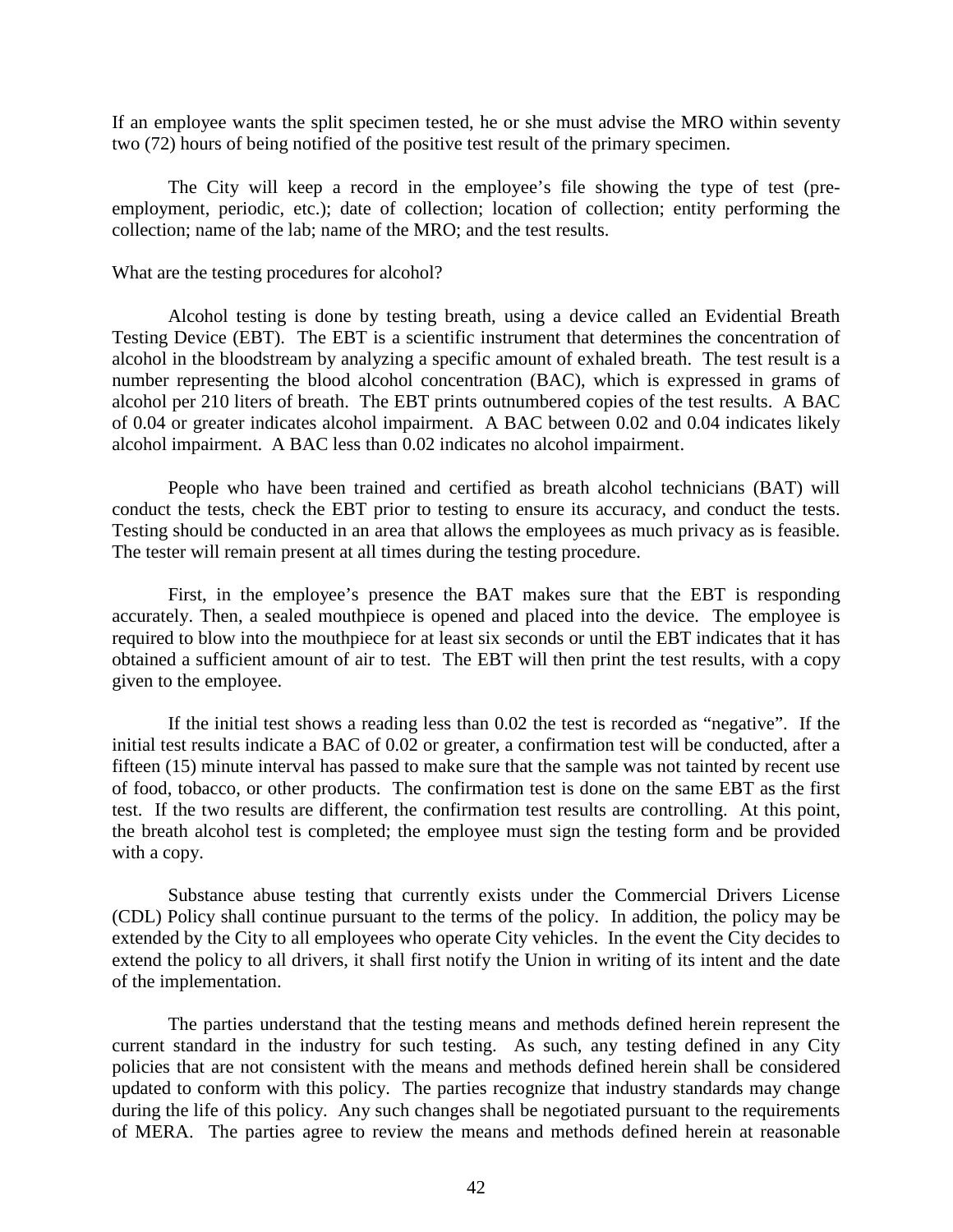If an employee wants the split specimen tested, he or she must advise the MRO within seventy two (72) hours of being notified of the positive test result of the primary specimen.

The City will keep a record in the employee's file showing the type of test (pre-employment, periodic, etc.); date of collection; location of collection; entity performing the collection; name of the lab; name of the MRO; and the test results.

What are the testing procedures for alcohol?

Alcohol testing is done by testing breath, using a device called an Evidential Breath Testing Device (EBT). The EBT is a scientific instrument that determines the concentration of alcohol in the bloodstream by analyzing a specific amount of exhaled breath. The test result is a number representing the blood alcohol concentration (BAC), which is expressed in grams of alcohol per 210 liters of breath. The EBT prints outnumbered copies of the test results. A BAC of 0.04 or greater indicates alcohol impairment. A BAC between 0.02 and 0.04 indicates likely alcohol impairment. A BAC less than 0.02 indicates no alcohol impairment.

People who have been trained and certified as breath alcohol technicians (BAT) will conduct the tests, check the EBT prior to testing to ensure its accuracy, and conduct the tests. Testing should be conducted in an area that allows the employees as much privacy as is feasible. The tester will remain present at all times during the testing procedure.

First, in the employee's presence the BAT makes sure that the EBT is responding accurately. Then, a sealed mouthpiece is opened and placed into the device. The employee is required to blow into the mouthpiece for at least six seconds or until the EBT indicates that it has obtained a sufficient amount of air to test. The EBT will then print the test results, with a copy given to the employee.

If the initial test shows a reading less than 0.02 the test is recorded as "negative". If the initial test results indicate a BAC of 0.02 or greater, a confirmation test will be conducted, after a fifteen (15) minute interval has passed to make sure that the sample was not tainted by recent use of food, tobacco, or other products. The confirmation test is done on the same EBT as the first test. If the two results are different, the confirmation test results are controlling. At this point, the breath alcohol test is completed; the employee must sign the testing form and be provided with a copy.

Substance abuse testing that currently exists under the Commercial Drivers License (CDL) Policy shall continue pursuant to the terms of the policy. In addition, the policy may be extended by the City to all employees who operate City vehicles. In the event the City decides to extend the policy to all drivers, it shall first notify the Union in writing of its intent and the date of the implementation.

The parties understand that the testing means and methods defined herein represent the current standard in the industry for such testing. As such, any testing defined in any City policies that are not consistent with the means and methods defined herein shall be considered updated to conform with this policy. The parties recognize that industry standards may change during the life of this policy. Any such changes shall be negotiated pursuant to the requirements of MERA. The parties agree to review the means and methods defined herein at reasonable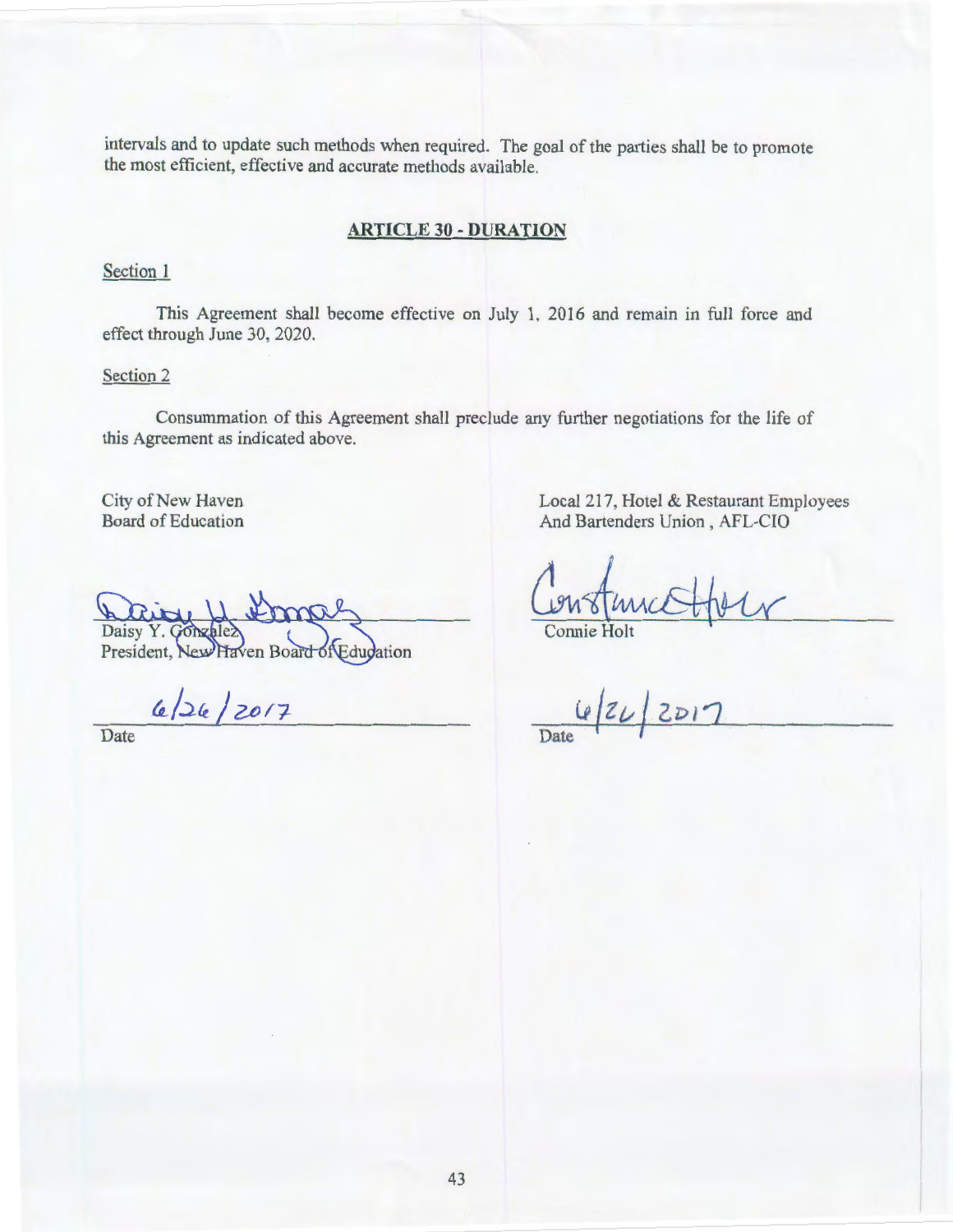intervals and to update such methods when required. The goal of the parties shall be to promote the most efficient, effective and accurate methods available.

## ARTICLE 30 - DURATION

Section 1

This Agreement shall become effective on July 1, 2016 and remain in full force and effect through June 30, 2020.

Section 2

Consummation of this Agreement shall preclude any further negotiations for the life of this Agreement as indicated above.

City of New Haven
Board of Education

Daisy Y. Gonzalez
President, New Haven Board of Education

6/26/2017
Date

Local 217, Hotel & Restaurant Employees
And Bartenders Union, AFL-CIO

Connie Holt

6/26/2017
Date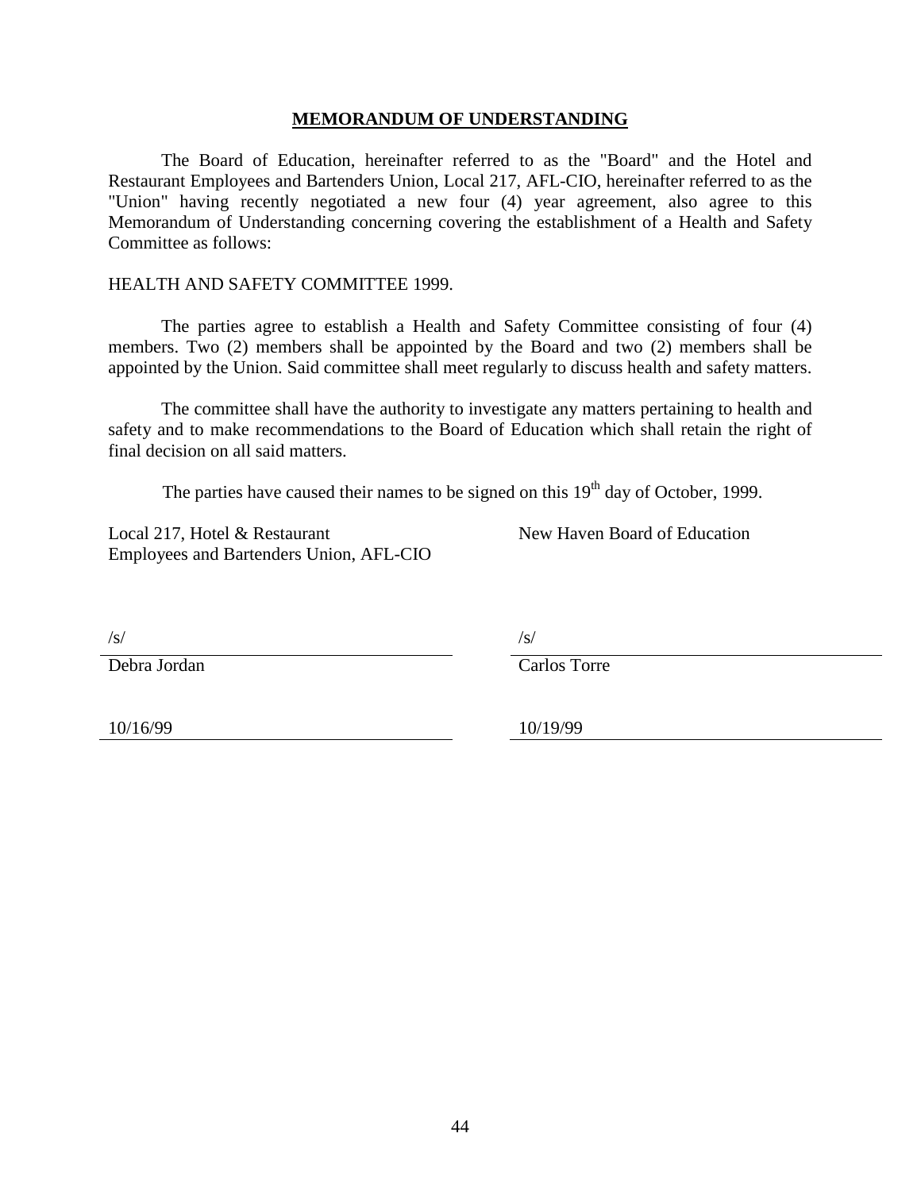# MEMORANDUM OF UNDERSTANDING

The Board of Education, hereinafter referred to as the "Board" and the Hotel and Restaurant Employees and Bartenders Union, Local 217, AFL-CIO, hereinafter referred to as the "Union" having recently negotiated a new four (4) year agreement, also agree to this Memorandum of Understanding concerning covering the establishment of a Health and Safety Committee as follows:

HEALTH AND SAFETY COMMITTEE 1999.

The parties agree to establish a Health and Safety Committee consisting of four (4) members. Two (2) members shall be appointed by the Board and two (2) members shall be appointed by the Union. Said committee shall meet regularly to discuss health and safety matters.

The committee shall have the authority to investigate any matters pertaining to health and safety and to make recommendations to the Board of Education which shall retain the right of final decision on all said matters.

The parties have caused their names to be signed on this 19th day of October, 1999.

| Local 217, Hotel & Restaurant Employees and Bartenders Union, AFL-CIO | New Haven Board of Education |
|---|---|
| /s/ | /s/ |
| Debra Jordan | Carlos Torre |
| 10/16/99 | 10/19/99 |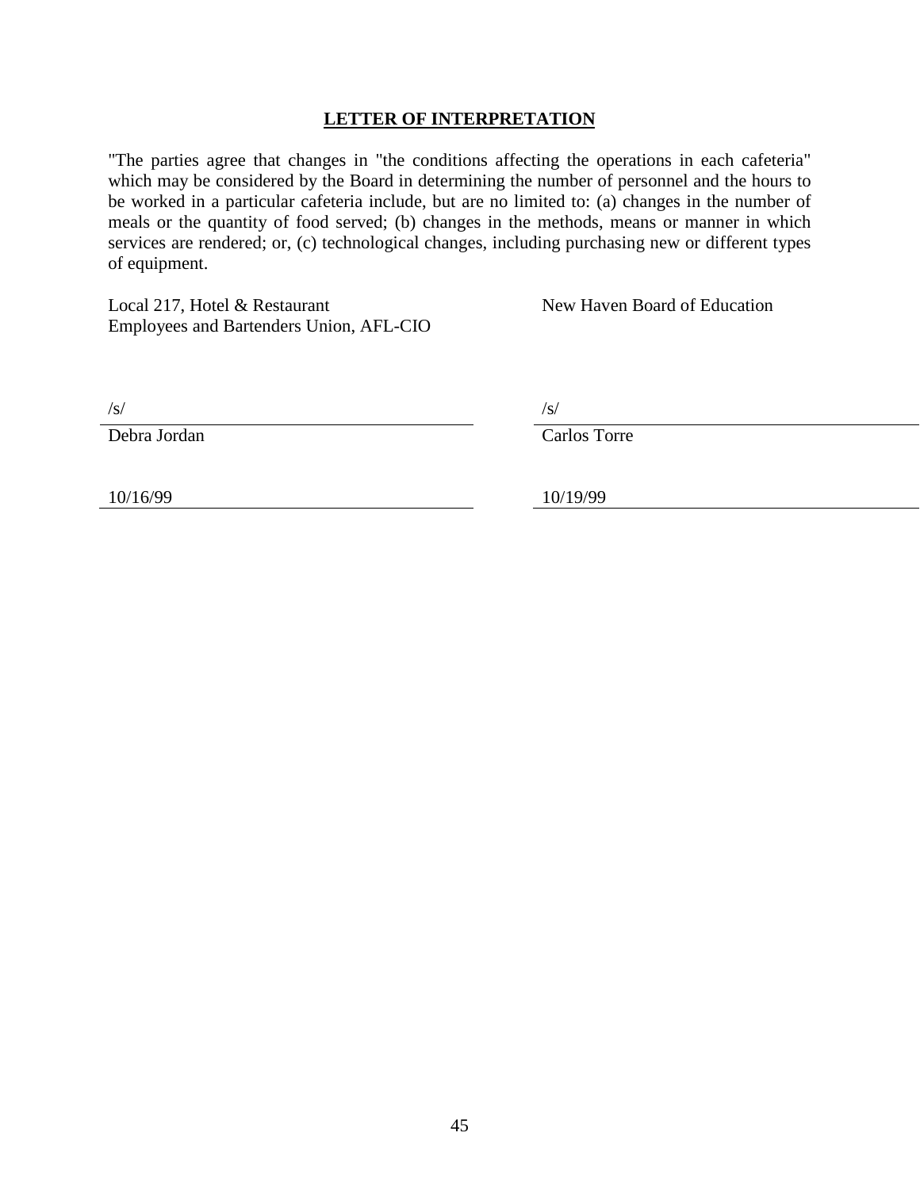## LETTER OF INTERPRETATION

"The parties agree that changes in "the conditions affecting the operations in each cafeteria" which may be considered by the Board in determining the number of personnel and the hours to be worked in a particular cafeteria include, but are no limited to: (a) changes in the number of meals or the quantity of food served; (b) changes in the methods, means or manner in which services are rendered; or, (c) technological changes, including purchasing new or different types of equipment.

| Local 217, Hotel & Restaurant Employees and Bartenders Union, AFL-CIO | New Haven Board of Education |
|---|---|
| /s/ | /s/ |
| Debra Jordan | Carlos Torre |
| 10/16/99 | 10/19/99 |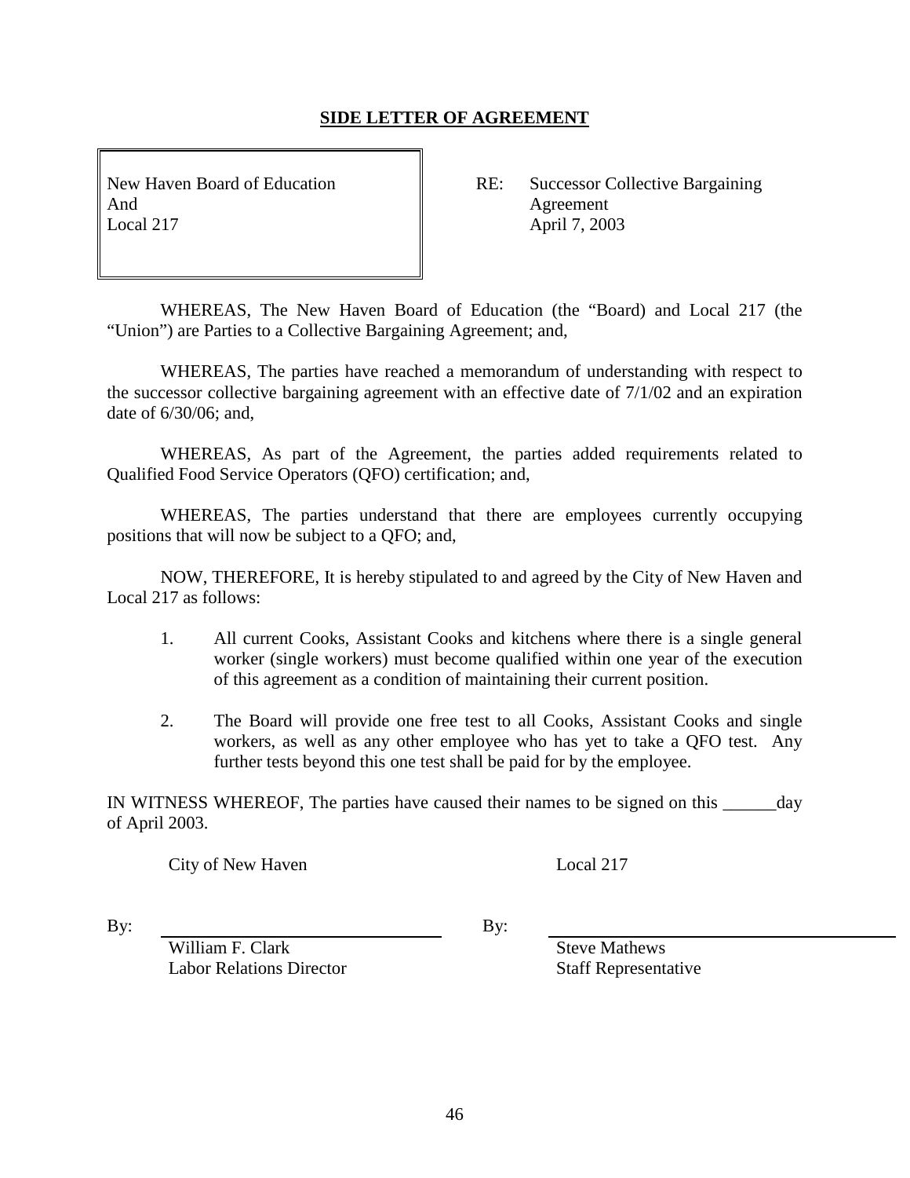## SIDE LETTER OF AGREEMENT

| New Haven Board of Education<br>And<br>Local 217 | RE: Successor Collective Bargaining Agreement<br>April 7, 2003 |
|---|---|

WHEREAS, The New Haven Board of Education (the "Board) and Local 217 (the "Union") are Parties to a Collective Bargaining Agreement; and,

WHEREAS, The parties have reached a memorandum of understanding with respect to the successor collective bargaining agreement with an effective date of 7/1/02 and an expiration date of 6/30/06; and,

WHEREAS, As part of the Agreement, the parties added requirements related to Qualified Food Service Operators (QFO) certification; and,

WHEREAS, The parties understand that there are employees currently occupying positions that will now be subject to a QFO; and,

NOW, THEREFORE, It is hereby stipulated to and agreed by the City of New Haven and Local 217 as follows:

1. All current Cooks, Assistant Cooks and kitchens where there is a single general worker (single workers) must become qualified within one year of the execution of this agreement as a condition of maintaining their current position.

2. The Board will provide one free test to all Cooks, Assistant Cooks and single workers, as well as any other employee who has yet to take a QFO test. Any further tests beyond this one test shall be paid for by the employee.

IN WITNESS WHEREOF, The parties have caused their names to be signed on this ______day of April 2003.

| City of New Haven | Local 217 |
|---|---|
| By: ______________________ | By: ______________________ |
| William F. Clark<br>Labor Relations Director | Steve Mathews<br>Staff Representative |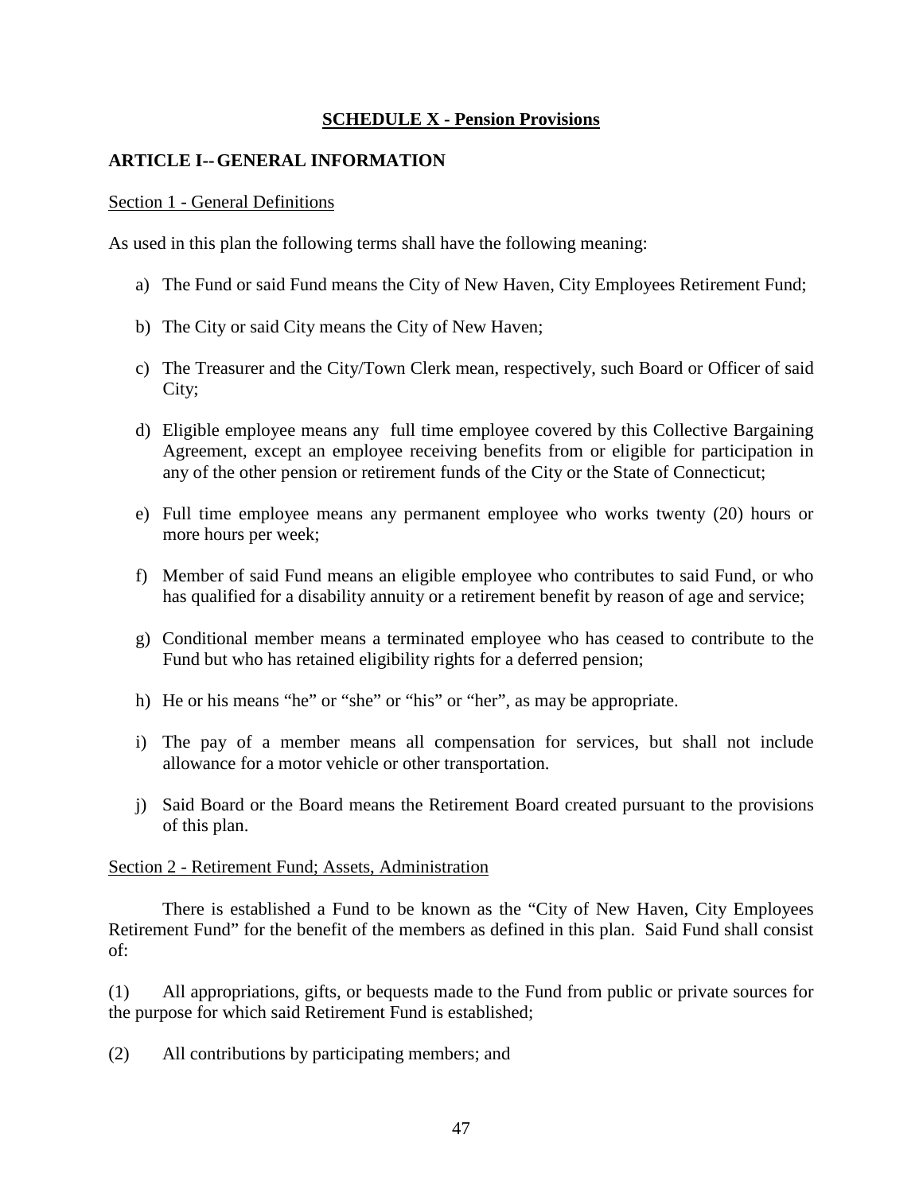## SCHEDULE X - Pension Provisions

### ARTICLE I-- GENERAL INFORMATION

Section 1 - General Definitions

As used in this plan the following terms shall have the following meaning:

a) The Fund or said Fund means the City of New Haven, City Employees Retirement Fund;

b) The City or said City means the City of New Haven;

c) The Treasurer and the City/Town Clerk mean, respectively, such Board or Officer of said City;

d) Eligible employee means any full time employee covered by this Collective Bargaining Agreement, except an employee receiving benefits from or eligible for participation in any of the other pension or retirement funds of the City or the State of Connecticut;

e) Full time employee means any permanent employee who works twenty (20) hours or more hours per week;

f) Member of said Fund means an eligible employee who contributes to said Fund, or who has qualified for a disability annuity or a retirement benefit by reason of age and service;

g) Conditional member means a terminated employee who has ceased to contribute to the Fund but who has retained eligibility rights for a deferred pension;

h) He or his means "he" or "she" or "his" or "her", as may be appropriate.

i) The pay of a member means all compensation for services, but shall not include allowance for a motor vehicle or other transportation.

j) Said Board or the Board means the Retirement Board created pursuant to the provisions of this plan.

Section 2 - Retirement Fund; Assets, Administration

There is established a Fund to be known as the "City of New Haven, City Employees Retirement Fund" for the benefit of the members as defined in this plan. Said Fund shall consist of:

(1) All appropriations, gifts, or bequests made to the Fund from public or private sources for the purpose for which said Retirement Fund is established;

(2) All contributions by participating members; and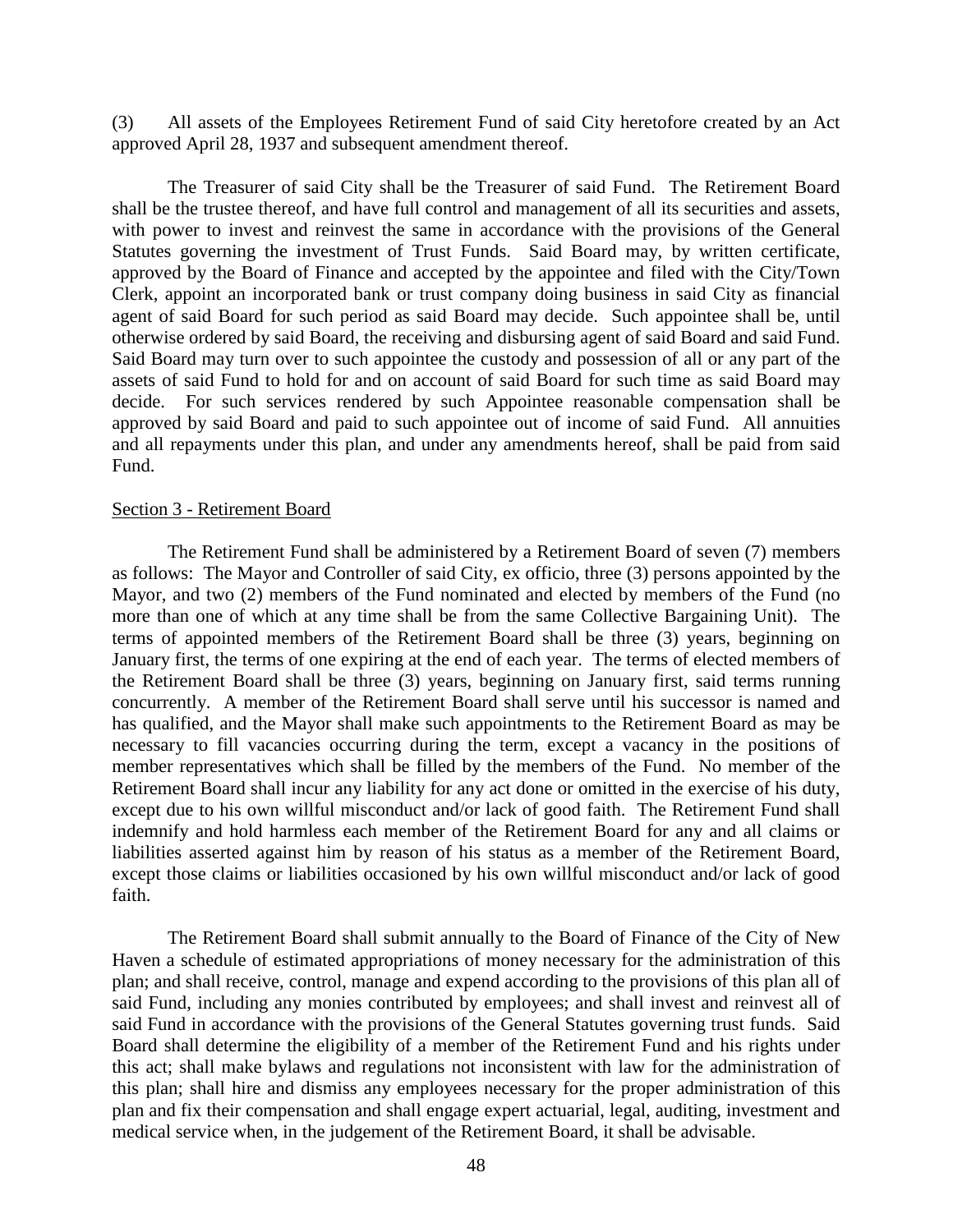(3) All assets of the Employees Retirement Fund of said City heretofore created by an Act approved April 28, 1937 and subsequent amendment thereof.

The Treasurer of said City shall be the Treasurer of said Fund. The Retirement Board shall be the trustee thereof, and have full control and management of all its securities and assets, with power to invest and reinvest the same in accordance with the provisions of the General Statutes governing the investment of Trust Funds. Said Board may, by written certificate, approved by the Board of Finance and accepted by the appointee and filed with the City/Town Clerk, appoint an incorporated bank or trust company doing business in said City as financial agent of said Board for such period as said Board may decide. Such appointee shall be, until otherwise ordered by said Board, the receiving and disbursing agent of said Board and said Fund. Said Board may turn over to such appointee the custody and possession of all or any part of the assets of said Fund to hold for and on account of said Board for such time as said Board may decide. For such services rendered by such Appointee reasonable compensation shall be approved by said Board and paid to such appointee out of income of said Fund. All annuities and all repayments under this plan, and under any amendments hereof, shall be paid from said Fund.

Section 3 - Retirement Board

The Retirement Fund shall be administered by a Retirement Board of seven (7) members as follows: The Mayor and Controller of said City, ex officio, three (3) persons appointed by the Mayor, and two (2) members of the Fund nominated and elected by members of the Fund (no more than one of which at any time shall be from the same Collective Bargaining Unit). The terms of appointed members of the Retirement Board shall be three (3) years, beginning on January first, the terms of one expiring at the end of each year. The terms of elected members of the Retirement Board shall be three (3) years, beginning on January first, said terms running concurrently. A member of the Retirement Board shall serve until his successor is named and has qualified, and the Mayor shall make such appointments to the Retirement Board as may be necessary to fill vacancies occurring during the term, except a vacancy in the positions of member representatives which shall be filled by the members of the Fund. No member of the Retirement Board shall incur any liability for any act done or omitted in the exercise of his duty, except due to his own willful misconduct and/or lack of good faith. The Retirement Fund shall indemnify and hold harmless each member of the Retirement Board for any and all claims or liabilities asserted against him by reason of his status as a member of the Retirement Board, except those claims or liabilities occasioned by his own willful misconduct and/or lack of good faith.

The Retirement Board shall submit annually to the Board of Finance of the City of New Haven a schedule of estimated appropriations of money necessary for the administration of this plan; and shall receive, control, manage and expend according to the provisions of this plan all of said Fund, including any monies contributed by employees; and shall invest and reinvest all of said Fund in accordance with the provisions of the General Statutes governing trust funds. Said Board shall determine the eligibility of a member of the Retirement Fund and his rights under this act; shall make bylaws and regulations not inconsistent with law for the administration of this plan; shall hire and dismiss any employees necessary for the proper administration of this plan and fix their compensation and shall engage expert actuarial, legal, auditing, investment and medical service when, in the judgement of the Retirement Board, it shall be advisable.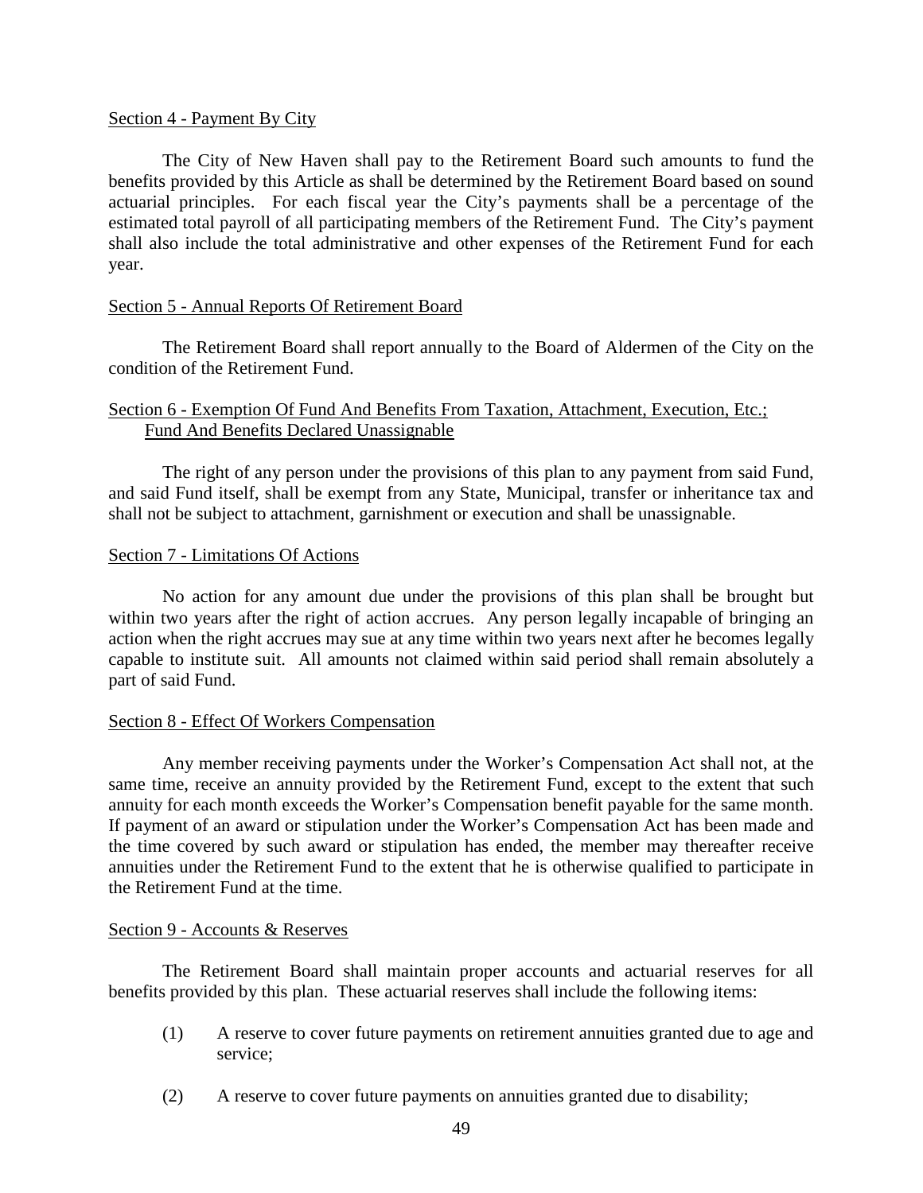Section 4 - Payment By City

The City of New Haven shall pay to the Retirement Board such amounts to fund the benefits provided by this Article as shall be determined by the Retirement Board based on sound actuarial principles. For each fiscal year the City's payments shall be a percentage of the estimated total payroll of all participating members of the Retirement Fund. The City's payment shall also include the total administrative and other expenses of the Retirement Fund for each year.

Section 5 - Annual Reports Of Retirement Board

The Retirement Board shall report annually to the Board of Aldermen of the City on the condition of the Retirement Fund.

Section 6 - Exemption Of Fund And Benefits From Taxation, Attachment, Execution, Etc.; Fund And Benefits Declared Unassignable

The right of any person under the provisions of this plan to any payment from said Fund, and said Fund itself, shall be exempt from any State, Municipal, transfer or inheritance tax and shall not be subject to attachment, garnishment or execution and shall be unassignable.

Section 7 - Limitations Of Actions

No action for any amount due under the provisions of this plan shall be brought but within two years after the right of action accrues. Any person legally incapable of bringing an action when the right accrues may sue at any time within two years next after he becomes legally capable to institute suit. All amounts not claimed within said period shall remain absolutely a part of said Fund.

Section 8 - Effect Of Workers Compensation

Any member receiving payments under the Worker's Compensation Act shall not, at the same time, receive an annuity provided by the Retirement Fund, except to the extent that such annuity for each month exceeds the Worker's Compensation benefit payable for the same month. If payment of an award or stipulation under the Worker's Compensation Act has been made and the time covered by such award or stipulation has ended, the member may thereafter receive annuities under the Retirement Fund to the extent that he is otherwise qualified to participate in the Retirement Fund at the time.

Section 9 - Accounts & Reserves

The Retirement Board shall maintain proper accounts and actuarial reserves for all benefits provided by this plan. These actuarial reserves shall include the following items:

(1) A reserve to cover future payments on retirement annuities granted due to age and service;

(2) A reserve to cover future payments on annuities granted due to disability;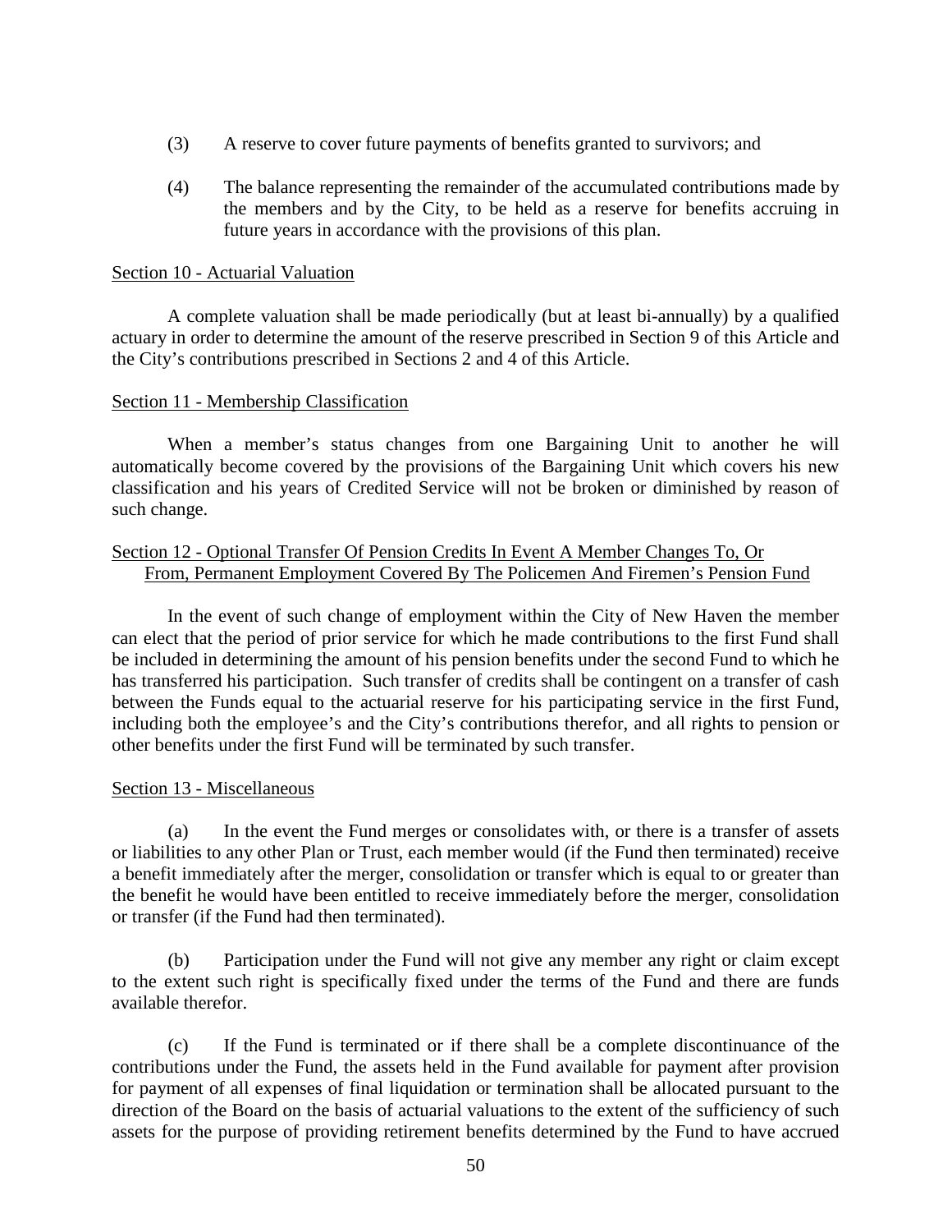(3) A reserve to cover future payments of benefits granted to survivors; and

(4) The balance representing the remainder of the accumulated contributions made by the members and by the City, to be held as a reserve for benefits accruing in future years in accordance with the provisions of this plan.

<u>Section 10 - Actuarial Valuation</u>

A complete valuation shall be made periodically (but at least bi-annually) by a qualified actuary in order to determine the amount of the reserve prescribed in Section 9 of this Article and the City's contributions prescribed in Sections 2 and 4 of this Article.

<u>Section 11 - Membership Classification</u>

When a member's status changes from one Bargaining Unit to another he will automatically become covered by the provisions of the Bargaining Unit which covers his new classification and his years of Credited Service will not be broken or diminished by reason of such change.

<u>Section 12 - Optional Transfer Of Pension Credits In Event A Member Changes To, Or From, Permanent Employment Covered By The Policemen And Firemen's Pension Fund</u>

In the event of such change of employment within the City of New Haven the member can elect that the period of prior service for which he made contributions to the first Fund shall be included in determining the amount of his pension benefits under the second Fund to which he has transferred his participation. Such transfer of credits shall be contingent on a transfer of cash between the Funds equal to the actuarial reserve for his participating service in the first Fund, including both the employee's and the City's contributions therefor, and all rights to pension or other benefits under the first Fund will be terminated by such transfer.

<u>Section 13 - Miscellaneous</u>

(a) In the event the Fund merges or consolidates with, or there is a transfer of assets or liabilities to any other Plan or Trust, each member would (if the Fund then terminated) receive a benefit immediately after the merger, consolidation or transfer which is equal to or greater than the benefit he would have been entitled to receive immediately before the merger, consolidation or transfer (if the Fund had then terminated).

(b) Participation under the Fund will not give any member any right or claim except to the extent such right is specifically fixed under the terms of the Fund and there are funds available therefor.

(c) If the Fund is terminated or if there shall be a complete discontinuance of the contributions under the Fund, the assets held in the Fund available for payment after provision for payment of all expenses of final liquidation or termination shall be allocated pursuant to the direction of the Board on the basis of actuarial valuations to the extent of the sufficiency of such assets for the purpose of providing retirement benefits determined by the Fund to have accrued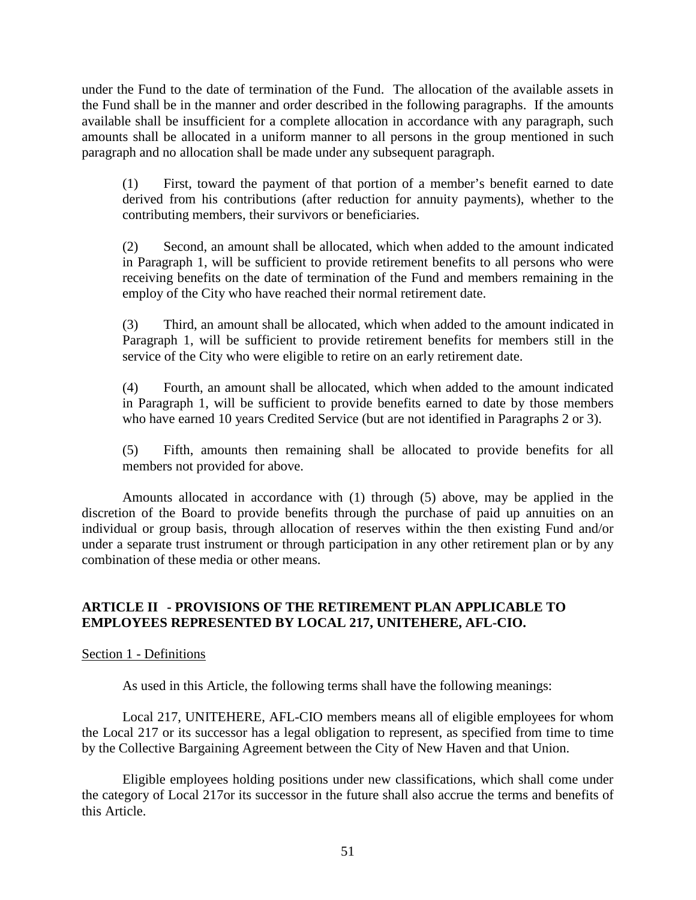under the Fund to the date of termination of the Fund. The allocation of the available assets in the Fund shall be in the manner and order described in the following paragraphs. If the amounts available shall be insufficient for a complete allocation in accordance with any paragraph, such amounts shall be allocated in a uniform manner to all persons in the group mentioned in such paragraph and no allocation shall be made under any subsequent paragraph.

(1) First, toward the payment of that portion of a member's benefit earned to date derived from his contributions (after reduction for annuity payments), whether to the contributing members, their survivors or beneficiaries.

(2) Second, an amount shall be allocated, which when added to the amount indicated in Paragraph 1, will be sufficient to provide retirement benefits to all persons who were receiving benefits on the date of termination of the Fund and members remaining in the employ of the City who have reached their normal retirement date.

(3) Third, an amount shall be allocated, which when added to the amount indicated in Paragraph 1, will be sufficient to provide retirement benefits for members still in the service of the City who were eligible to retire on an early retirement date.

(4) Fourth, an amount shall be allocated, which when added to the amount indicated in Paragraph 1, will be sufficient to provide benefits earned to date by those members who have earned 10 years Credited Service (but are not identified in Paragraphs 2 or 3).

(5) Fifth, amounts then remaining shall be allocated to provide benefits for all members not provided for above.

Amounts allocated in accordance with (1) through (5) above, may be applied in the discretion of the Board to provide benefits through the purchase of paid up annuities on an individual or group basis, through allocation of reserves within the then existing Fund and/or under a separate trust instrument or through participation in any other retirement plan or by any combination of these media or other means.

## ARTICLE II - PROVISIONS OF THE RETIREMENT PLAN APPLICABLE TO EMPLOYEES REPRESENTED BY LOCAL 217, UNITEHERE, AFL-CIO.

Section 1 - Definitions

As used in this Article, the following terms shall have the following meanings:

Local 217, UNITEHERE, AFL-CIO members means all of eligible employees for whom the Local 217 or its successor has a legal obligation to represent, as specified from time to time by the Collective Bargaining Agreement between the City of New Haven and that Union.

Eligible employees holding positions under new classifications, which shall come under the category of Local 217or its successor in the future shall also accrue the terms and benefits of this Article.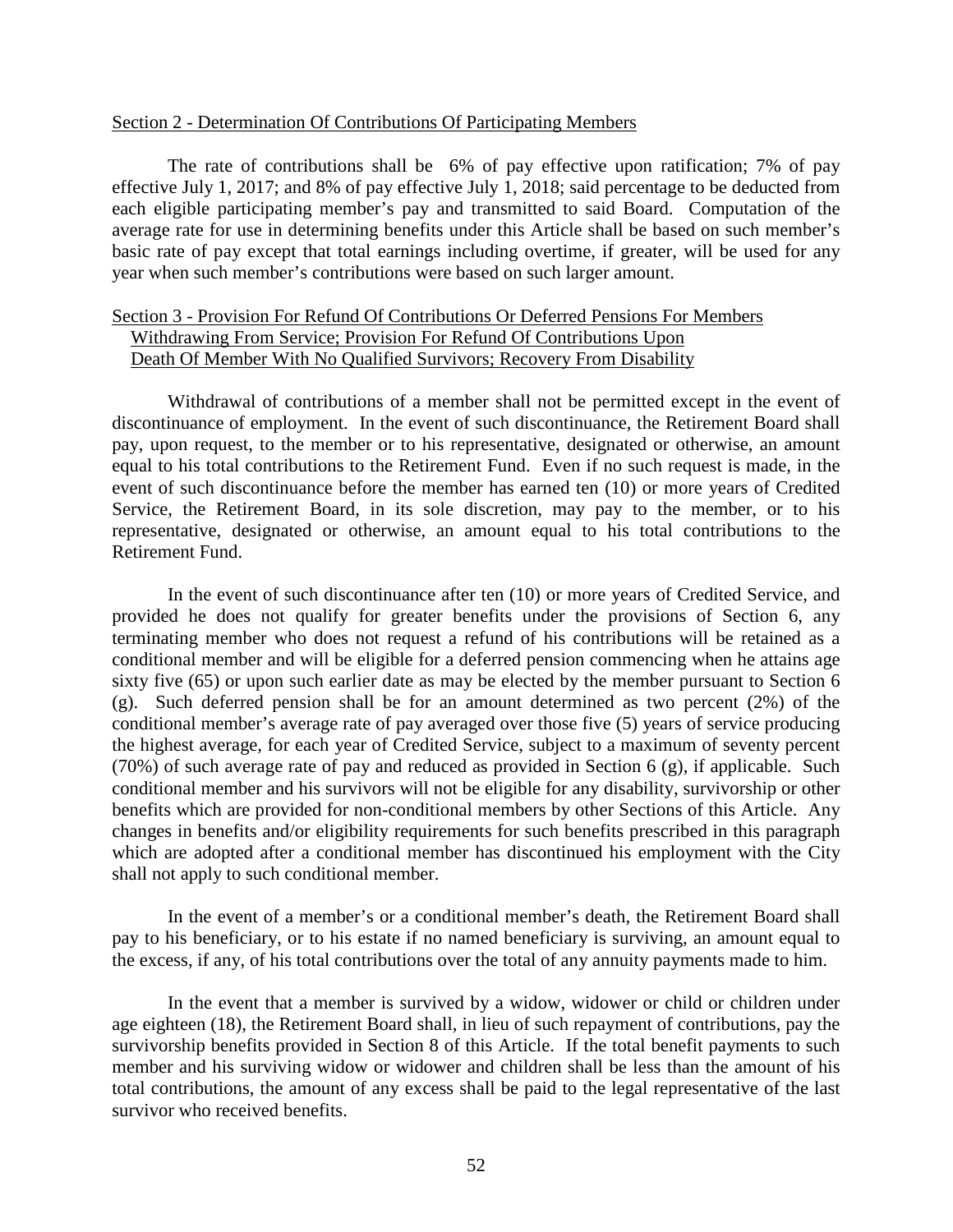Section 2 - Determination Of Contributions Of Participating Members

The rate of contributions shall be 6% of pay effective upon ratification; 7% of pay effective July 1, 2017; and 8% of pay effective July 1, 2018; said percentage to be deducted from each eligible participating member's pay and transmitted to said Board. Computation of the average rate for use in determining benefits under this Article shall be based on such member's basic rate of pay except that total earnings including overtime, if greater, will be used for any year when such member's contributions were based on such larger amount.

Section 3 - Provision For Refund Of Contributions Or Deferred Pensions For Members Withdrawing From Service; Provision For Refund Of Contributions Upon Death Of Member With No Qualified Survivors; Recovery From Disability

Withdrawal of contributions of a member shall not be permitted except in the event of discontinuance of employment. In the event of such discontinuance, the Retirement Board shall pay, upon request, to the member or to his representative, designated or otherwise, an amount equal to his total contributions to the Retirement Fund. Even if no such request is made, in the event of such discontinuance before the member has earned ten (10) or more years of Credited Service, the Retirement Board, in its sole discretion, may pay to the member, or to his representative, designated or otherwise, an amount equal to his total contributions to the Retirement Fund.

In the event of such discontinuance after ten (10) or more years of Credited Service, and provided he does not qualify for greater benefits under the provisions of Section 6, any terminating member who does not request a refund of his contributions will be retained as a conditional member and will be eligible for a deferred pension commencing when he attains age sixty five (65) or upon such earlier date as may be elected by the member pursuant to Section 6 (g). Such deferred pension shall be for an amount determined as two percent (2%) of the conditional member's average rate of pay averaged over those five (5) years of service producing the highest average, for each year of Credited Service, subject to a maximum of seventy percent (70%) of such average rate of pay and reduced as provided in Section 6 (g), if applicable. Such conditional member and his survivors will not be eligible for any disability, survivorship or other benefits which are provided for non-conditional members by other Sections of this Article. Any changes in benefits and/or eligibility requirements for such benefits prescribed in this paragraph which are adopted after a conditional member has discontinued his employment with the City shall not apply to such conditional member.

In the event of a member's or a conditional member's death, the Retirement Board shall pay to his beneficiary, or to his estate if no named beneficiary is surviving, an amount equal to the excess, if any, of his total contributions over the total of any annuity payments made to him.

In the event that a member is survived by a widow, widower or child or children under age eighteen (18), the Retirement Board shall, in lieu of such repayment of contributions, pay the survivorship benefits provided in Section 8 of this Article. If the total benefit payments to such member and his surviving widow or widower and children shall be less than the amount of his total contributions, the amount of any excess shall be paid to the legal representative of the last survivor who received benefits.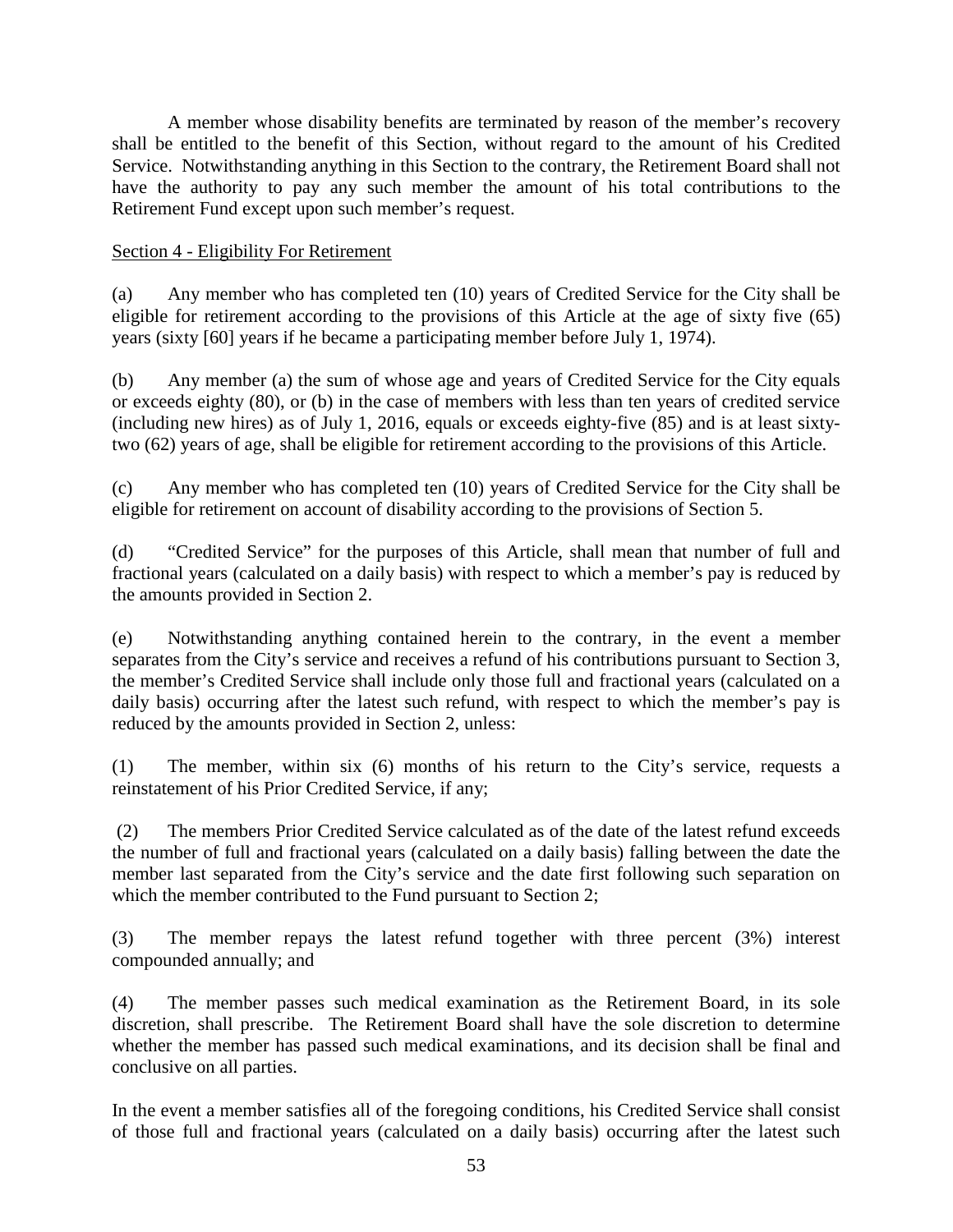A member whose disability benefits are terminated by reason of the member's recovery shall be entitled to the benefit of this Section, without regard to the amount of his Credited Service. Notwithstanding anything in this Section to the contrary, the Retirement Board shall not have the authority to pay any such member the amount of his total contributions to the Retirement Fund except upon such member's request.

<u>Section 4 - Eligibility For Retirement</u>

(a) Any member who has completed ten (10) years of Credited Service for the City shall be eligible for retirement according to the provisions of this Article at the age of sixty five (65) years (sixty [60] years if he became a participating member before July 1, 1974).

(b) Any member (a) the sum of whose age and years of Credited Service for the City equals or exceeds eighty (80), or (b) in the case of members with less than ten years of credited service (including new hires) as of July 1, 2016, equals or exceeds eighty-five (85) and is at least sixty-two (62) years of age, shall be eligible for retirement according to the provisions of this Article.

(c) Any member who has completed ten (10) years of Credited Service for the City shall be eligible for retirement on account of disability according to the provisions of Section 5.

(d) "Credited Service" for the purposes of this Article, shall mean that number of full and fractional years (calculated on a daily basis) with respect to which a member's pay is reduced by the amounts provided in Section 2.

(e) Notwithstanding anything contained herein to the contrary, in the event a member separates from the City's service and receives a refund of his contributions pursuant to Section 3, the member's Credited Service shall include only those full and fractional years (calculated on a daily basis) occurring after the latest such refund, with respect to which the member's pay is reduced by the amounts provided in Section 2, unless:

(1) The member, within six (6) months of his return to the City's service, requests a reinstatement of his Prior Credited Service, if any;

(2) The members Prior Credited Service calculated as of the date of the latest refund exceeds the number of full and fractional years (calculated on a daily basis) falling between the date the member last separated from the City's service and the date first following such separation on which the member contributed to the Fund pursuant to Section 2;

(3) The member repays the latest refund together with three percent (3%) interest compounded annually; and

(4) The member passes such medical examination as the Retirement Board, in its sole discretion, shall prescribe. The Retirement Board shall have the sole discretion to determine whether the member has passed such medical examinations, and its decision shall be final and conclusive on all parties.

In the event a member satisfies all of the foregoing conditions, his Credited Service shall consist of those full and fractional years (calculated on a daily basis) occurring after the latest such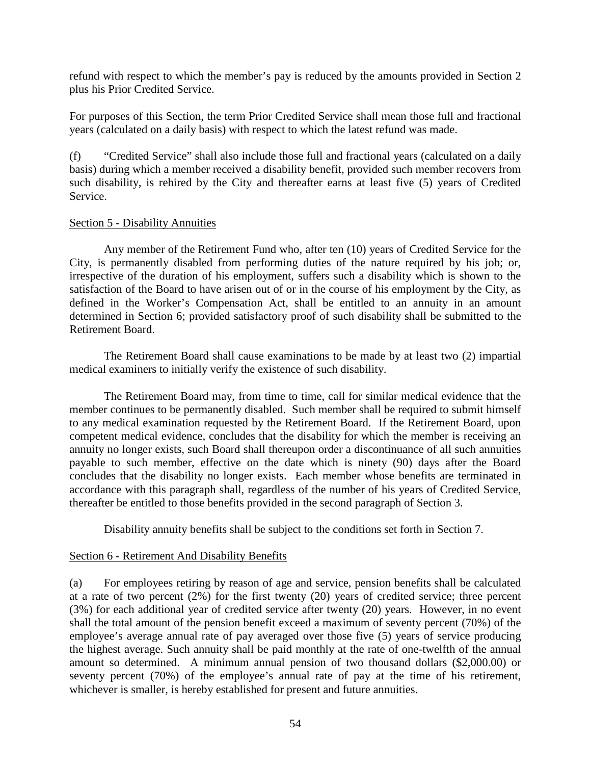refund with respect to which the member's pay is reduced by the amounts provided in Section 2 plus his Prior Credited Service.

For purposes of this Section, the term Prior Credited Service shall mean those full and fractional years (calculated on a daily basis) with respect to which the latest refund was made.

(f) "Credited Service" shall also include those full and fractional years (calculated on a daily basis) during which a member received a disability benefit, provided such member recovers from such disability, is rehired by the City and thereafter earns at least five (5) years of Credited Service.

Section 5 - Disability Annuities

Any member of the Retirement Fund who, after ten (10) years of Credited Service for the City, is permanently disabled from performing duties of the nature required by his job; or, irrespective of the duration of his employment, suffers such a disability which is shown to the satisfaction of the Board to have arisen out of or in the course of his employment by the City, as defined in the Worker's Compensation Act, shall be entitled to an annuity in an amount determined in Section 6; provided satisfactory proof of such disability shall be submitted to the Retirement Board.

The Retirement Board shall cause examinations to be made by at least two (2) impartial medical examiners to initially verify the existence of such disability.

The Retirement Board may, from time to time, call for similar medical evidence that the member continues to be permanently disabled. Such member shall be required to submit himself to any medical examination requested by the Retirement Board. If the Retirement Board, upon competent medical evidence, concludes that the disability for which the member is receiving an annuity no longer exists, such Board shall thereupon order a discontinuance of all such annuities payable to such member, effective on the date which is ninety (90) days after the Board concludes that the disability no longer exists. Each member whose benefits are terminated in accordance with this paragraph shall, regardless of the number of his years of Credited Service, thereafter be entitled to those benefits provided in the second paragraph of Section 3.

Disability annuity benefits shall be subject to the conditions set forth in Section 7.

Section 6 - Retirement And Disability Benefits

(a) For employees retiring by reason of age and service, pension benefits shall be calculated at a rate of two percent (2%) for the first twenty (20) years of credited service; three percent (3%) for each additional year of credited service after twenty (20) years. However, in no event shall the total amount of the pension benefit exceed a maximum of seventy percent (70%) of the employee's average annual rate of pay averaged over those five (5) years of service producing the highest average. Such annuity shall be paid monthly at the rate of one-twelfth of the annual amount so determined. A minimum annual pension of two thousand dollars ($2,000.00) or seventy percent (70%) of the employee's annual rate of pay at the time of his retirement, whichever is smaller, is hereby established for present and future annuities.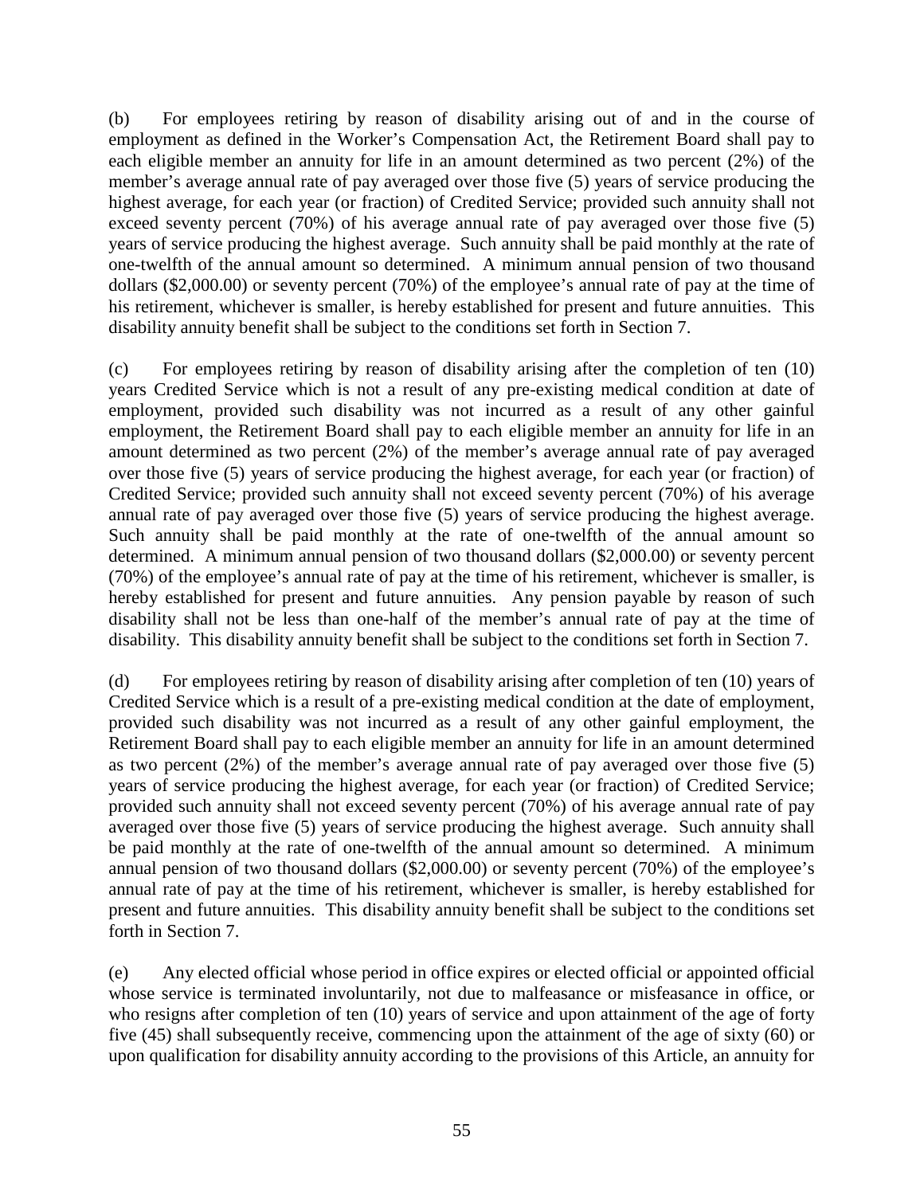(b) For employees retiring by reason of disability arising out of and in the course of employment as defined in the Worker's Compensation Act, the Retirement Board shall pay to each eligible member an annuity for life in an amount determined as two percent (2%) of the member's average annual rate of pay averaged over those five (5) years of service producing the highest average, for each year (or fraction) of Credited Service; provided such annuity shall not exceed seventy percent (70%) of his average annual rate of pay averaged over those five (5) years of service producing the highest average. Such annuity shall be paid monthly at the rate of one-twelfth of the annual amount so determined. A minimum annual pension of two thousand dollars ($2,000.00) or seventy percent (70%) of the employee's annual rate of pay at the time of his retirement, whichever is smaller, is hereby established for present and future annuities. This disability annuity benefit shall be subject to the conditions set forth in Section 7.

(c) For employees retiring by reason of disability arising after the completion of ten (10) years Credited Service which is not a result of any pre-existing medical condition at date of employment, provided such disability was not incurred as a result of any other gainful employment, the Retirement Board shall pay to each eligible member an annuity for life in an amount determined as two percent (2%) of the member's average annual rate of pay averaged over those five (5) years of service producing the highest average, for each year (or fraction) of Credited Service; provided such annuity shall not exceed seventy percent (70%) of his average annual rate of pay averaged over those five (5) years of service producing the highest average. Such annuity shall be paid monthly at the rate of one-twelfth of the annual amount so determined. A minimum annual pension of two thousand dollars ($2,000.00) or seventy percent (70%) of the employee's annual rate of pay at the time of his retirement, whichever is smaller, is hereby established for present and future annuities. Any pension payable by reason of such disability shall not be less than one-half of the member's annual rate of pay at the time of disability. This disability annuity benefit shall be subject to the conditions set forth in Section 7.

(d) For employees retiring by reason of disability arising after completion of ten (10) years of Credited Service which is a result of a pre-existing medical condition at the date of employment, provided such disability was not incurred as a result of any other gainful employment, the Retirement Board shall pay to each eligible member an annuity for life in an amount determined as two percent (2%) of the member's average annual rate of pay averaged over those five (5) years of service producing the highest average, for each year (or fraction) of Credited Service; provided such annuity shall not exceed seventy percent (70%) of his average annual rate of pay averaged over those five (5) years of service producing the highest average. Such annuity shall be paid monthly at the rate of one-twelfth of the annual amount so determined. A minimum annual pension of two thousand dollars ($2,000.00) or seventy percent (70%) of the employee's annual rate of pay at the time of his retirement, whichever is smaller, is hereby established for present and future annuities. This disability annuity benefit shall be subject to the conditions set forth in Section 7.

(e) Any elected official whose period in office expires or elected official or appointed official whose service is terminated involuntarily, not due to malfeasance or misfeasance in office, or who resigns after completion of ten (10) years of service and upon attainment of the age of forty five (45) shall subsequently receive, commencing upon the attainment of the age of sixty (60) or upon qualification for disability annuity according to the provisions of this Article, an annuity for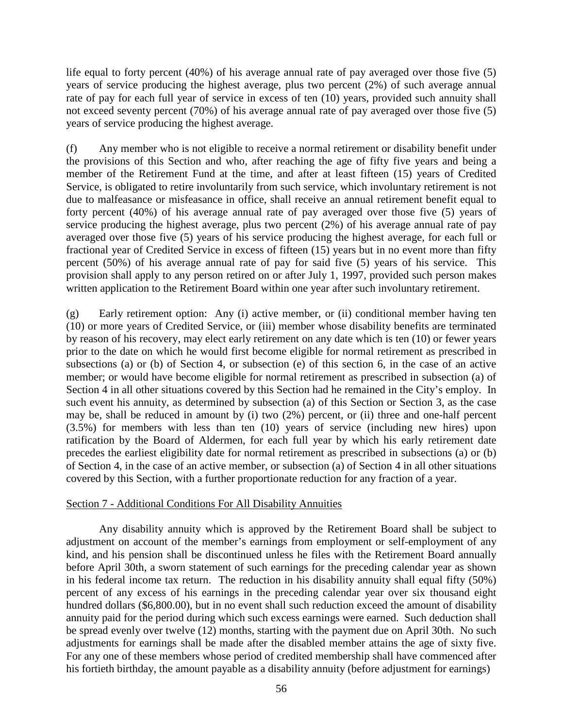life equal to forty percent (40%) of his average annual rate of pay averaged over those five (5) years of service producing the highest average, plus two percent (2%) of such average annual rate of pay for each full year of service in excess of ten (10) years, provided such annuity shall not exceed seventy percent (70%) of his average annual rate of pay averaged over those five (5) years of service producing the highest average.

(f) Any member who is not eligible to receive a normal retirement or disability benefit under the provisions of this Section and who, after reaching the age of fifty five years and being a member of the Retirement Fund at the time, and after at least fifteen (15) years of Credited Service, is obligated to retire involuntarily from such service, which involuntary retirement is not due to malfeasance or misfeasance in office, shall receive an annual retirement benefit equal to forty percent (40%) of his average annual rate of pay averaged over those five (5) years of service producing the highest average, plus two percent (2%) of his average annual rate of pay averaged over those five (5) years of his service producing the highest average, for each full or fractional year of Credited Service in excess of fifteen (15) years but in no event more than fifty percent (50%) of his average annual rate of pay for said five (5) years of his service. This provision shall apply to any person retired on or after July 1, 1997, provided such person makes written application to the Retirement Board within one year after such involuntary retirement.

(g) Early retirement option: Any (i) active member, or (ii) conditional member having ten (10) or more years of Credited Service, or (iii) member whose disability benefits are terminated by reason of his recovery, may elect early retirement on any date which is ten (10) or fewer years prior to the date on which he would first become eligible for normal retirement as prescribed in subsections (a) or (b) of Section 4, or subsection (e) of this section 6, in the case of an active member; or would have become eligible for normal retirement as prescribed in subsection (a) of Section 4 in all other situations covered by this Section had he remained in the City's employ. In such event his annuity, as determined by subsection (a) of this Section or Section 3, as the case may be, shall be reduced in amount by (i) two (2%) percent, or (ii) three and one-half percent (3.5%) for members with less than ten (10) years of service (including new hires) upon ratification by the Board of Aldermen, for each full year by which his early retirement date precedes the earliest eligibility date for normal retirement as prescribed in subsections (a) or (b) of Section 4, in the case of an active member, or subsection (a) of Section 4 in all other situations covered by this Section, with a further proportionate reduction for any fraction of a year.

<u>Section 7 - Additional Conditions For All Disability Annuities</u>

Any disability annuity which is approved by the Retirement Board shall be subject to adjustment on account of the member's earnings from employment or self-employment of any kind, and his pension shall be discontinued unless he files with the Retirement Board annually before April 30th, a sworn statement of such earnings for the preceding calendar year as shown in his federal income tax return. The reduction in his disability annuity shall equal fifty (50%) percent of any excess of his earnings in the preceding calendar year over six thousand eight hundred dollars ($6,800.00), but in no event shall such reduction exceed the amount of disability annuity paid for the period during which such excess earnings were earned. Such deduction shall be spread evenly over twelve (12) months, starting with the payment due on April 30th. No such adjustments for earnings shall be made after the disabled member attains the age of sixty five. For any one of these members whose period of credited membership shall have commenced after his fortieth birthday, the amount payable as a disability annuity (before adjustment for earnings)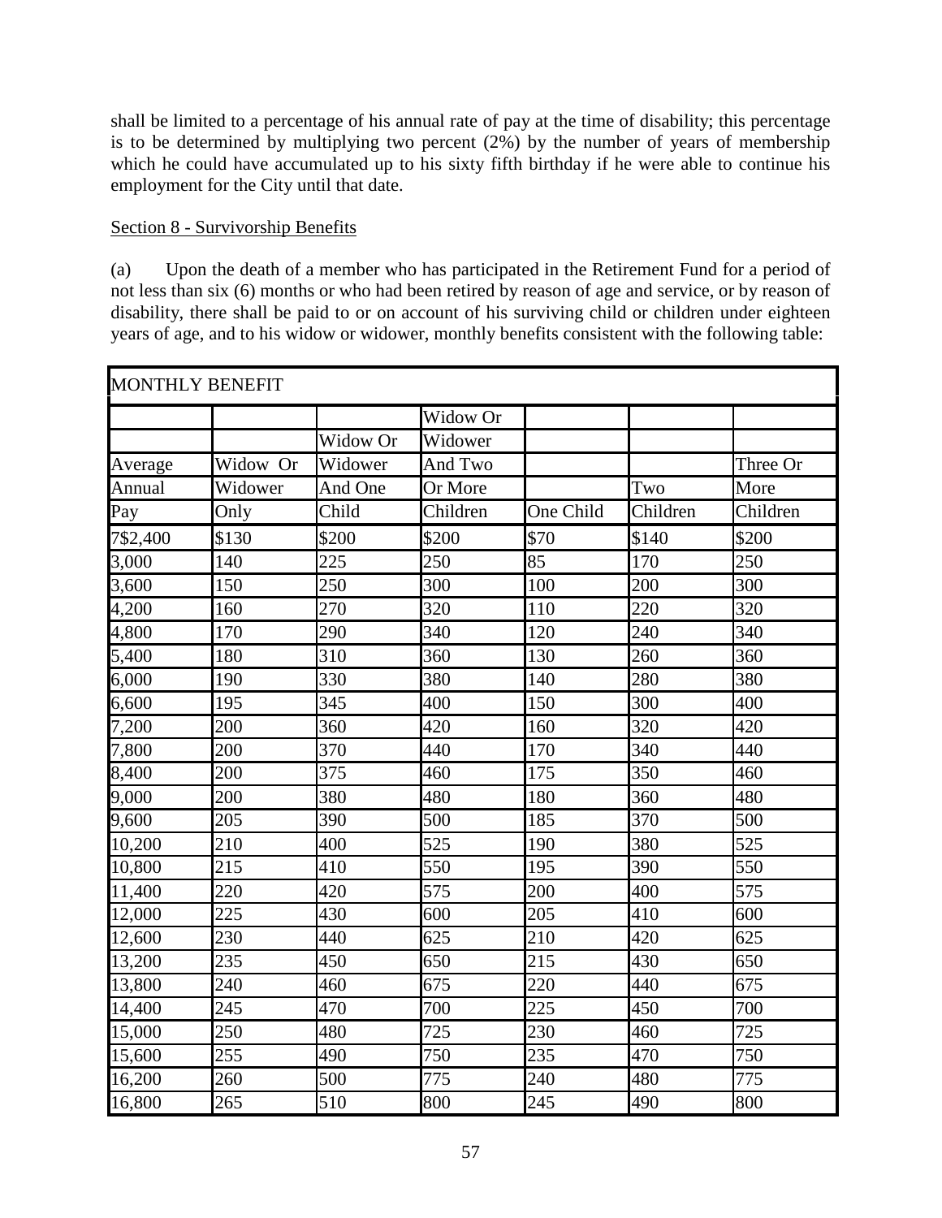shall be limited to a percentage of his annual rate of pay at the time of disability; this percentage is to be determined by multiplying two percent (2%) by the number of years of membership which he could have accumulated up to his sixty fifth birthday if he were able to continue his employment for the City until that date.

Section 8 - Survivorship Benefits

(a) Upon the death of a member who has participated in the Retirement Fund for a period of not less than six (6) months or who had been retired by reason of age and service, or by reason of disability, there shall be paid to or on account of his surviving child or children under eighteen years of age, and to his widow or widower, monthly benefits consistent with the following table:

| MONTHLY BENEFIT | | | | | | |
|---|---|---|---|---|---|---|
| Average Annual Pay | Widow Or Widower Only | Widow Or Widower And One Child | Widow Or Widower And Two Or More Children | One Child | Two Children | Three Or More Children |
| 7$2,400 | $130 | $200 | $200 | $70 | $140 | $200 |
| 3,000 | 140 | 225 | 250 | 85 | 170 | 250 |
| 3,600 | 150 | 250 | 300 | 100 | 200 | 300 |
| 4,200 | 160 | 270 | 320 | 110 | 220 | 320 |
| 4,800 | 170 | 290 | 340 | 120 | 240 | 340 |
| 5,400 | 180 | 310 | 360 | 130 | 260 | 360 |
| 6,000 | 190 | 330 | 380 | 140 | 280 | 380 |
| 6,600 | 195 | 345 | 400 | 150 | 300 | 400 |
| 7,200 | 200 | 360 | 420 | 160 | 320 | 420 |
| 7,800 | 200 | 370 | 440 | 170 | 340 | 440 |
| 8,400 | 200 | 375 | 460 | 175 | 350 | 460 |
| 9,000 | 200 | 380 | 480 | 180 | 360 | 480 |
| 9,600 | 205 | 390 | 500 | 185 | 370 | 500 |
| 10,200 | 210 | 400 | 525 | 190 | 380 | 525 |
| 10,800 | 215 | 410 | 550 | 195 | 390 | 550 |
| 11,400 | 220 | 420 | 575 | 200 | 400 | 575 |
| 12,000 | 225 | 430 | 600 | 205 | 410 | 600 |
| 12,600 | 230 | 440 | 625 | 210 | 420 | 625 |
| 13,200 | 235 | 450 | 650 | 215 | 430 | 650 |
| 13,800 | 240 | 460 | 675 | 220 | 440 | 675 |
| 14,400 | 245 | 470 | 700 | 225 | 450 | 700 |
| 15,000 | 250 | 480 | 725 | 230 | 460 | 725 |
| 15,600 | 255 | 490 | 750 | 235 | 470 | 750 |
| 16,200 | 260 | 500 | 775 | 240 | 480 | 775 |
| 16,800 | 265 | 510 | 800 | 245 | 490 | 800 |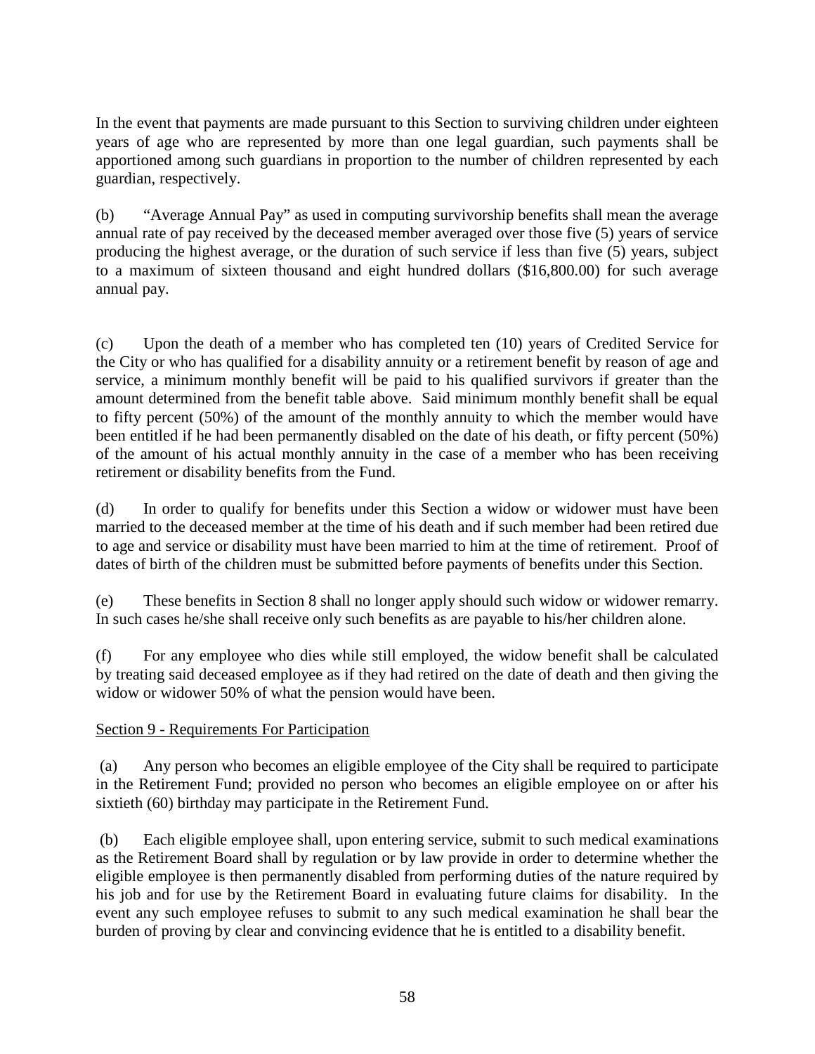In the event that payments are made pursuant to this Section to surviving children under eighteen years of age who are represented by more than one legal guardian, such payments shall be apportioned among such guardians in proportion to the number of children represented by each guardian, respectively.

(b) "Average Annual Pay" as used in computing survivorship benefits shall mean the average annual rate of pay received by the deceased member averaged over those five (5) years of service producing the highest average, or the duration of such service if less than five (5) years, subject to a maximum of sixteen thousand and eight hundred dollars ($16,800.00) for such average annual pay.

(c) Upon the death of a member who has completed ten (10) years of Credited Service for the City or who has qualified for a disability annuity or a retirement benefit by reason of age and service, a minimum monthly benefit will be paid to his qualified survivors if greater than the amount determined from the benefit table above. Said minimum monthly benefit shall be equal to fifty percent (50%) of the amount of the monthly annuity to which the member would have been entitled if he had been permanently disabled on the date of his death, or fifty percent (50%) of the amount of his actual monthly annuity in the case of a member who has been receiving retirement or disability benefits from the Fund.

(d) In order to qualify for benefits under this Section a widow or widower must have been married to the deceased member at the time of his death and if such member had been retired due to age and service or disability must have been married to him at the time of retirement. Proof of dates of birth of the children must be submitted before payments of benefits under this Section.

(e) These benefits in Section 8 shall no longer apply should such widow or widower remarry. In such cases he/she shall receive only such benefits as are payable to his/her children alone.

(f) For any employee who dies while still employed, the widow benefit shall be calculated by treating said deceased employee as if they had retired on the date of death and then giving the widow or widower 50% of what the pension would have been.

Section 9 - Requirements For Participation

(a) Any person who becomes an eligible employee of the City shall be required to participate in the Retirement Fund; provided no person who becomes an eligible employee on or after his sixtieth (60) birthday may participate in the Retirement Fund.

(b) Each eligible employee shall, upon entering service, submit to such medical examinations as the Retirement Board shall by regulation or by law provide in order to determine whether the eligible employee is then permanently disabled from performing duties of the nature required by his job and for use by the Retirement Board in evaluating future claims for disability. In the event any such employee refuses to submit to any such medical examination he shall bear the burden of proving by clear and convincing evidence that he is entitled to a disability benefit.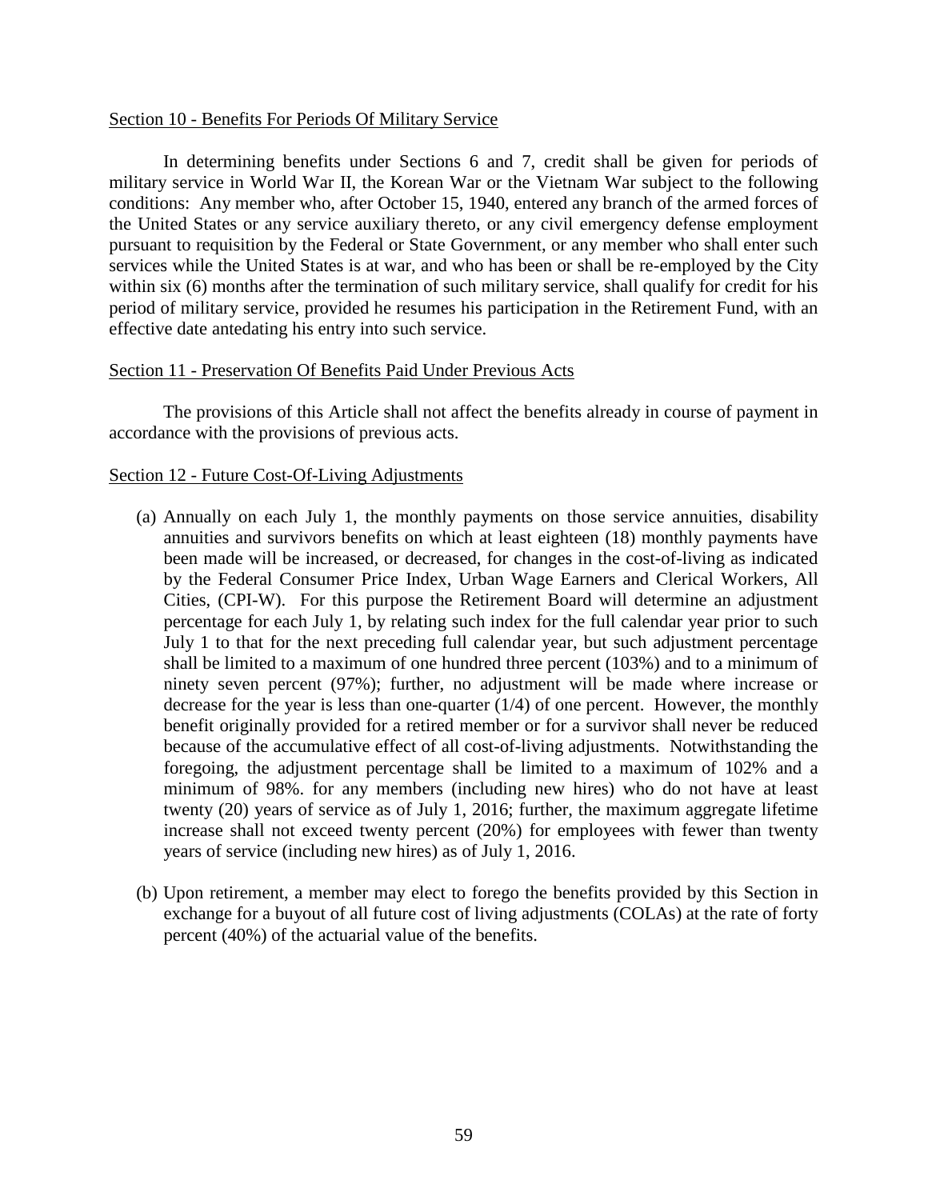Section 10 - Benefits For Periods Of Military Service

In determining benefits under Sections 6 and 7, credit shall be given for periods of military service in World War II, the Korean War or the Vietnam War subject to the following conditions: Any member who, after October 15, 1940, entered any branch of the armed forces of the United States or any service auxiliary thereto, or any civil emergency defense employment pursuant to requisition by the Federal or State Government, or any member who shall enter such services while the United States is at war, and who has been or shall be re-employed by the City within six (6) months after the termination of such military service, shall qualify for credit for his period of military service, provided he resumes his participation in the Retirement Fund, with an effective date antedating his entry into such service.

Section 11 - Preservation Of Benefits Paid Under Previous Acts

The provisions of this Article shall not affect the benefits already in course of payment in accordance with the provisions of previous acts.

Section 12 - Future Cost-Of-Living Adjustments

(a) Annually on each July 1, the monthly payments on those service annuities, disability annuities and survivors benefits on which at least eighteen (18) monthly payments have been made will be increased, or decreased, for changes in the cost-of-living as indicated by the Federal Consumer Price Index, Urban Wage Earners and Clerical Workers, All Cities, (CPI-W). For this purpose the Retirement Board will determine an adjustment percentage for each July 1, by relating such index for the full calendar year prior to such July 1 to that for the next preceding full calendar year, but such adjustment percentage shall be limited to a maximum of one hundred three percent (103%) and to a minimum of ninety seven percent (97%); further, no adjustment will be made where increase or decrease for the year is less than one-quarter (1/4) of one percent. However, the monthly benefit originally provided for a retired member or for a survivor shall never be reduced because of the accumulative effect of all cost-of-living adjustments. Notwithstanding the foregoing, the adjustment percentage shall be limited to a maximum of 102% and a minimum of 98%. for any members (including new hires) who do not have at least twenty (20) years of service as of July 1, 2016; further, the maximum aggregate lifetime increase shall not exceed twenty percent (20%) for employees with fewer than twenty years of service (including new hires) as of July 1, 2016.

(b) Upon retirement, a member may elect to forego the benefits provided by this Section in exchange for a buyout of all future cost of living adjustments (COLAs) at the rate of forty percent (40%) of the actuarial value of the benefits.